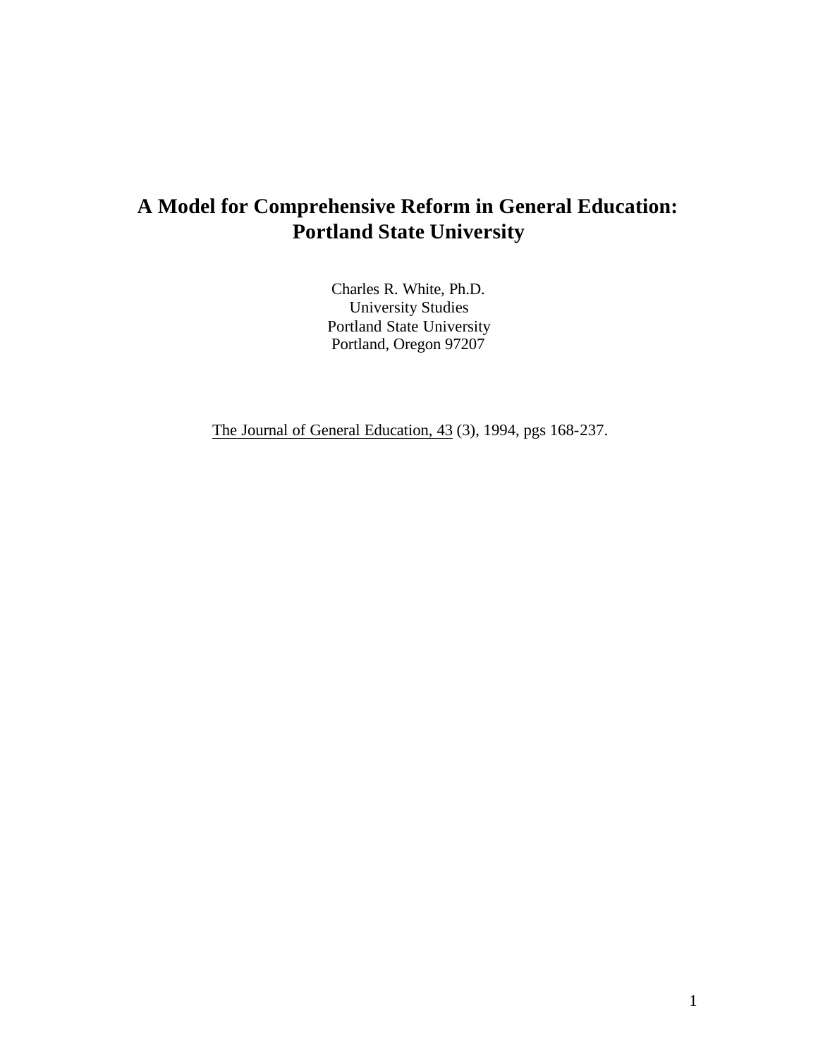# A Model for Comprehensive Reform in General Education: Portland State University

Charles R. White, Ph.D.
University Studies
Portland State University
Portland, Oregon 97207

The Journal of General Education, 43 (3), 1994, pgs 168-237.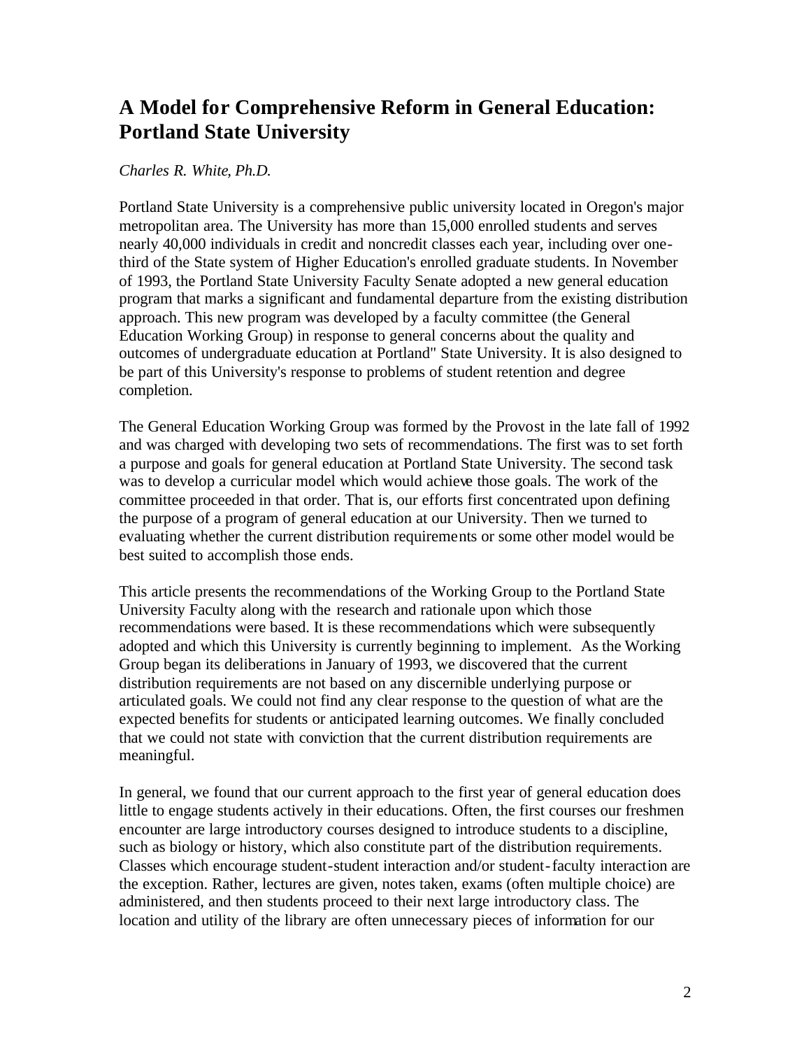# A Model for Comprehensive Reform in General Education: Portland State University

*Charles R. White, Ph.D.*

Portland State University is a comprehensive public university located in Oregon's major metropolitan area. The University has more than 15,000 enrolled students and serves nearly 40,000 individuals in credit and noncredit classes each year, including over one-third of the State system of Higher Education's enrolled graduate students. In November of 1993, the Portland State University Faculty Senate adopted a new general education program that marks a significant and fundamental departure from the existing distribution approach. This new program was developed by a faculty committee (the General Education Working Group) in response to general concerns about the quality and outcomes of undergraduate education at Portland" State University. It is also designed to be part of this University's response to problems of student retention and degree completion.

The General Education Working Group was formed by the Provost in the late fall of 1992 and was charged with developing two sets of recommendations. The first was to set forth a purpose and goals for general education at Portland State University. The second task was to develop a curricular model which would achieve those goals. The work of the committee proceeded in that order. That is, our efforts first concentrated upon defining the purpose of a program of general education at our University. Then we turned to evaluating whether the current distribution requirements or some other model would be best suited to accomplish those ends.

This article presents the recommendations of the Working Group to the Portland State University Faculty along with the research and rationale upon which those recommendations were based. It is these recommendations which were subsequently adopted and which this University is currently beginning to implement. As the Working Group began its deliberations in January of 1993, we discovered that the current distribution requirements are not based on any discernible underlying purpose or articulated goals. We could not find any clear response to the question of what are the expected benefits for students or anticipated learning outcomes. We finally concluded that we could not state with conviction that the current distribution requirements are meaningful.

In general, we found that our current approach to the first year of general education does little to engage students actively in their educations. Often, the first courses our freshmen encounter are large introductory courses designed to introduce students to a discipline, such as biology or history, which also constitute part of the distribution requirements. Classes which encourage student-student interaction and/or student-faculty interaction are the exception. Rather, lectures are given, notes taken, exams (often multiple choice) are administered, and then students proceed to their next large introductory class. The location and utility of the library are often unnecessary pieces of information for our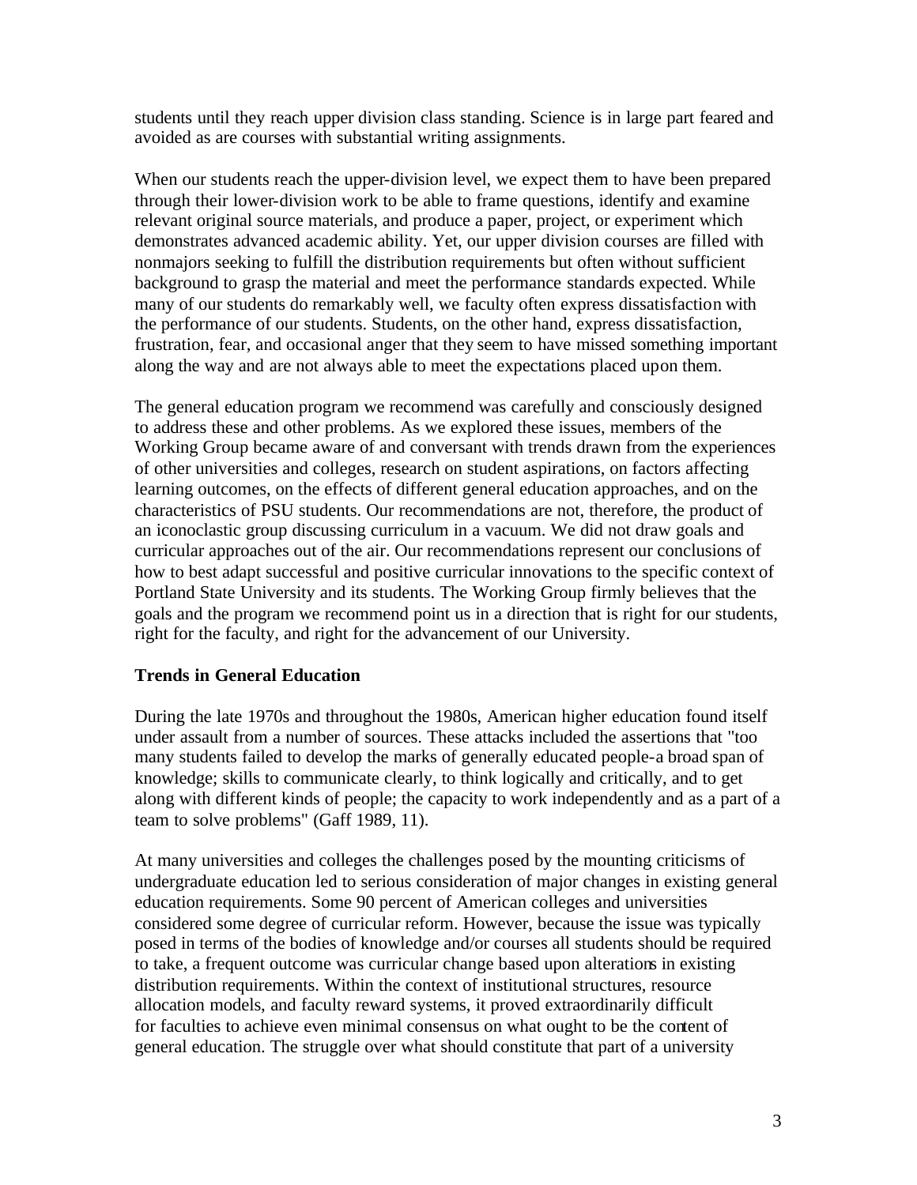students until they reach upper division class standing. Science is in large part feared and avoided as are courses with substantial writing assignments.

When our students reach the upper-division level, we expect them to have been prepared through their lower-division work to be able to frame questions, identify and examine relevant original source materials, and produce a paper, project, or experiment which demonstrates advanced academic ability. Yet, our upper division courses are filled with nonmajors seeking to fulfill the distribution requirements but often without sufficient background to grasp the material and meet the performance standards expected. While many of our students do remarkably well, we faculty often express dissatisfaction with the performance of our students. Students, on the other hand, express dissatisfaction, frustration, fear, and occasional anger that they seem to have missed something important along the way and are not always able to meet the expectations placed upon them.

The general education program we recommend was carefully and consciously designed to address these and other problems. As we explored these issues, members of the Working Group became aware of and conversant with trends drawn from the experiences of other universities and colleges, research on student aspirations, on factors affecting learning outcomes, on the effects of different general education approaches, and on the characteristics of PSU students. Our recommendations are not, therefore, the product of an iconoclastic group discussing curriculum in a vacuum. We did not draw goals and curricular approaches out of the air. Our recommendations represent our conclusions of how to best adapt successful and positive curricular innovations to the specific context of Portland State University and its students. The Working Group firmly believes that the goals and the program we recommend point us in a direction that is right for our students, right for the faculty, and right for the advancement of our University.

**Trends in General Education**

During the late 1970s and throughout the 1980s, American higher education found itself under assault from a number of sources. These attacks included the assertions that "too many students failed to develop the marks of generally educated people-a broad span of knowledge; skills to communicate clearly, to think logically and critically, and to get along with different kinds of people; the capacity to work independently and as a part of a team to solve problems" (Gaff 1989, 11).

At many universities and colleges the challenges posed by the mounting criticisms of undergraduate education led to serious consideration of major changes in existing general education requirements. Some 90 percent of American colleges and universities considered some degree of curricular reform. However, because the issue was typically posed in terms of the bodies of knowledge and/or courses all students should be required to take, a frequent outcome was curricular change based upon alterations in existing distribution requirements. Within the context of institutional structures, resource allocation models, and faculty reward systems, it proved extraordinarily difficult for faculties to achieve even minimal consensus on what ought to be the content of general education. The struggle over what should constitute that part of a university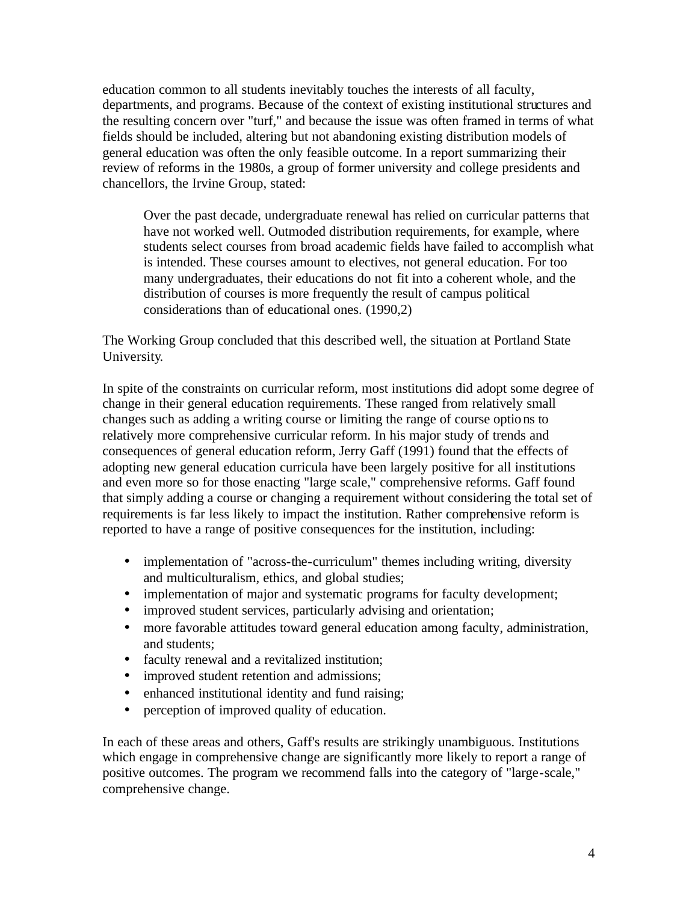education common to all students inevitably touches the interests of all faculty, departments, and programs. Because of the context of existing institutional structures and the resulting concern over "turf," and because the issue was often framed in terms of what fields should be included, altering but not abandoning existing distribution models of general education was often the only feasible outcome. In a report summarizing their review of reforms in the 1980s, a group of former university and college presidents and chancellors, the Irvine Group, stated:

> Over the past decade, undergraduate renewal has relied on curricular patterns that have not worked well. Outmoded distribution requirements, for example, where students select courses from broad academic fields have failed to accomplish what is intended. These courses amount to electives, not general education. For too many undergraduates, their educations do not fit into a coherent whole, and the distribution of courses is more frequently the result of campus political considerations than of educational ones. (1990,2)

The Working Group concluded that this described well, the situation at Portland State University.

In spite of the constraints on curricular reform, most institutions did adopt some degree of change in their general education requirements. These ranged from relatively small changes such as adding a writing course or limiting the range of course options to relatively more comprehensive curricular reform. In his major study of trends and consequences of general education reform, Jerry Gaff (1991) found that the effects of adopting new general education curricula have been largely positive for all institutions and even more so for those enacting "large scale," comprehensive reforms. Gaff found that simply adding a course or changing a requirement without considering the total set of requirements is far less likely to impact the institution. Rather comprehensive reform is reported to have a range of positive consequences for the institution, including:

- implementation of "across-the-curriculum" themes including writing, diversity and multiculturalism, ethics, and global studies;
- implementation of major and systematic programs for faculty development;
- improved student services, particularly advising and orientation;
- more favorable attitudes toward general education among faculty, administration, and students;
- faculty renewal and a revitalized institution;
- improved student retention and admissions;
- enhanced institutional identity and fund raising;
- perception of improved quality of education.

In each of these areas and others, Gaff's results are strikingly unambiguous. Institutions which engage in comprehensive change are significantly more likely to report a range of positive outcomes. The program we recommend falls into the category of "large-scale," comprehensive change.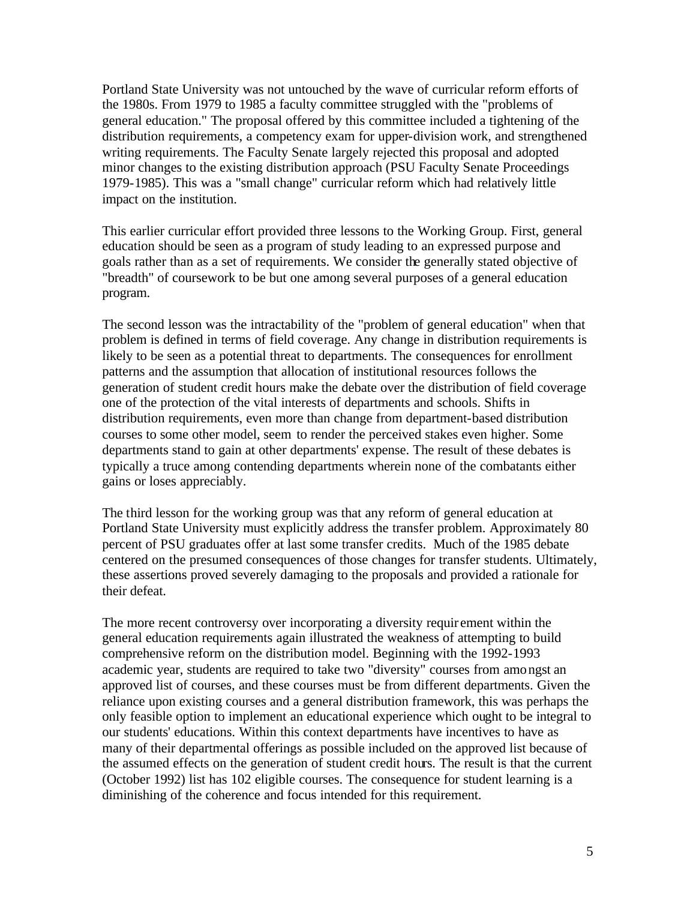Portland State University was not untouched by the wave of curricular reform efforts of the 1980s. From 1979 to 1985 a faculty committee struggled with the "problems of general education." The proposal offered by this committee included a tightening of the distribution requirements, a competency exam for upper-division work, and strengthened writing requirements. The Faculty Senate largely rejected this proposal and adopted minor changes to the existing distribution approach (PSU Faculty Senate Proceedings 1979-1985). This was a "small change" curricular reform which had relatively little impact on the institution.

This earlier curricular effort provided three lessons to the Working Group. First, general education should be seen as a program of study leading to an expressed purpose and goals rather than as a set of requirements. We consider the generally stated objective of "breadth" of coursework to be but one among several purposes of a general education program.

The second lesson was the intractability of the "problem of general education" when that problem is defined in terms of field coverage. Any change in distribution requirements is likely to be seen as a potential threat to departments. The consequences for enrollment patterns and the assumption that allocation of institutional resources follows the generation of student credit hours make the debate over the distribution of field coverage one of the protection of the vital interests of departments and schools. Shifts in distribution requirements, even more than change from department-based distribution courses to some other model, seem to render the perceived stakes even higher. Some departments stand to gain at other departments' expense. The result of these debates is typically a truce among contending departments wherein none of the combatants either gains or loses appreciably.

The third lesson for the working group was that any reform of general education at Portland State University must explicitly address the transfer problem. Approximately 80 percent of PSU graduates offer at last some transfer credits. Much of the 1985 debate centered on the presumed consequences of those changes for transfer students. Ultimately, these assertions proved severely damaging to the proposals and provided a rationale for their defeat.

The more recent controversy over incorporating a diversity requirement within the general education requirements again illustrated the weakness of attempting to build comprehensive reform on the distribution model. Beginning with the 1992-1993 academic year, students are required to take two "diversity" courses from amongst an approved list of courses, and these courses must be from different departments. Given the reliance upon existing courses and a general distribution framework, this was perhaps the only feasible option to implement an educational experience which ought to be integral to our students' educations. Within this context departments have incentives to have as many of their departmental offerings as possible included on the approved list because of the assumed effects on the generation of student credit hours. The result is that the current (October 1992) list has 102 eligible courses. The consequence for student learning is a diminishing of the coherence and focus intended for this requirement.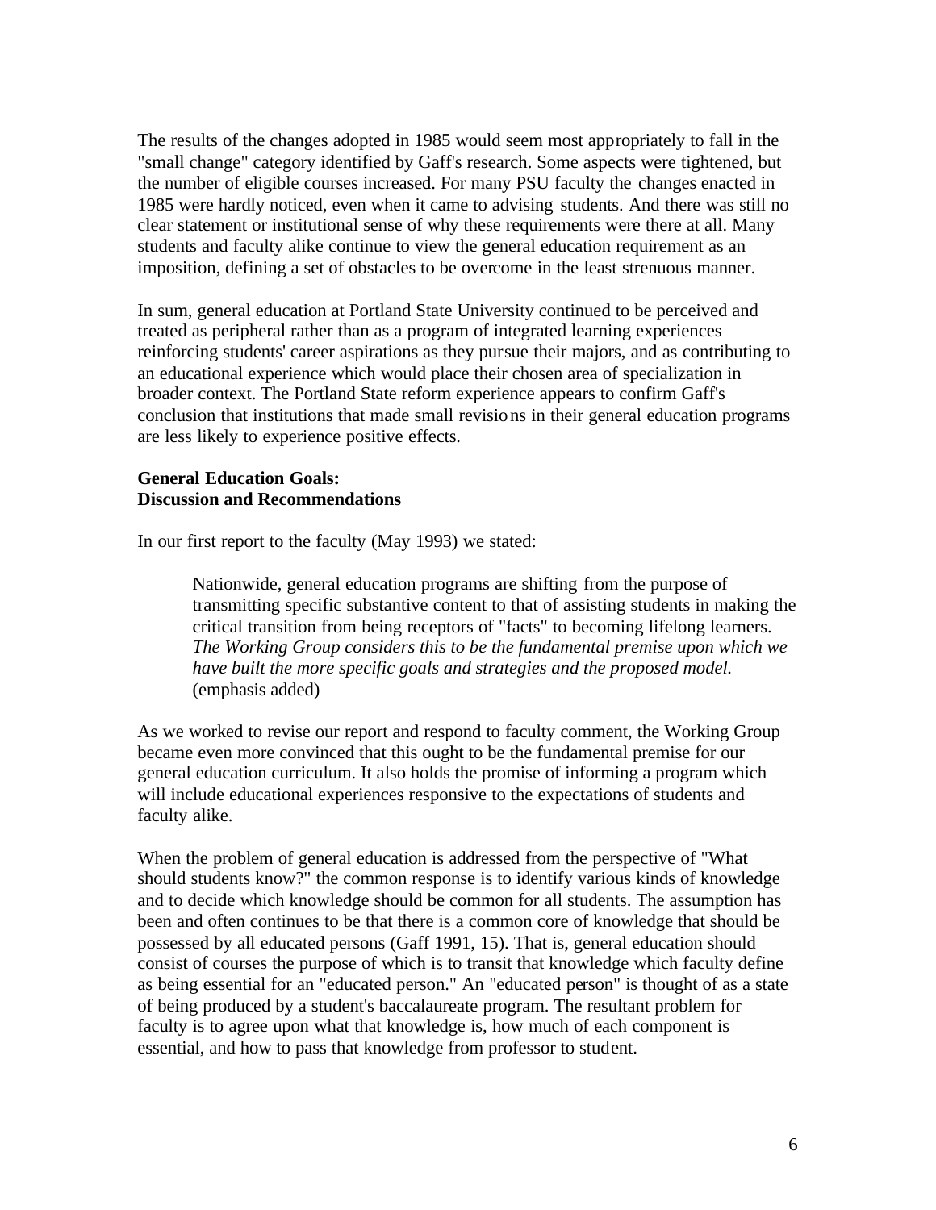The results of the changes adopted in 1985 would seem most appropriately to fall in the "small change" category identified by Gaff's research. Some aspects were tightened, but the number of eligible courses increased. For many PSU faculty the changes enacted in 1985 were hardly noticed, even when it came to advising students. And there was still no clear statement or institutional sense of why these requirements were there at all. Many students and faculty alike continue to view the general education requirement as an imposition, defining a set of obstacles to be overcome in the least strenuous manner.

In sum, general education at Portland State University continued to be perceived and treated as peripheral rather than as a program of integrated learning experiences reinforcing students' career aspirations as they pursue their majors, and as contributing to an educational experience which would place their chosen area of specialization in broader context. The Portland State reform experience appears to confirm Gaff's conclusion that institutions that made small revisions in their general education programs are less likely to experience positive effects.

**General Education Goals:**
**Discussion and Recommendations**

In our first report to the faculty (May 1993) we stated:

> Nationwide, general education programs are shifting from the purpose of transmitting specific substantive content to that of assisting students in making the critical transition from being receptors of "facts" to becoming lifelong learners. *The Working Group considers this to be the fundamental premise upon which we have built the more specific goals and strategies and the proposed model.* (emphasis added)

As we worked to revise our report and respond to faculty comment, the Working Group became even more convinced that this ought to be the fundamental premise for our general education curriculum. It also holds the promise of informing a program which will include educational experiences responsive to the expectations of students and faculty alike.

When the problem of general education is addressed from the perspective of "What should students know?" the common response is to identify various kinds of knowledge and to decide which knowledge should be common for all students. The assumption has been and often continues to be that there is a common core of knowledge that should be possessed by all educated persons (Gaff 1991, 15). That is, general education should consist of courses the purpose of which is to transit that knowledge which faculty define as being essential for an "educated person." An "educated person" is thought of as a state of being produced by a student's baccalaureate program. The resultant problem for faculty is to agree upon what that knowledge is, how much of each component is essential, and how to pass that knowledge from professor to student.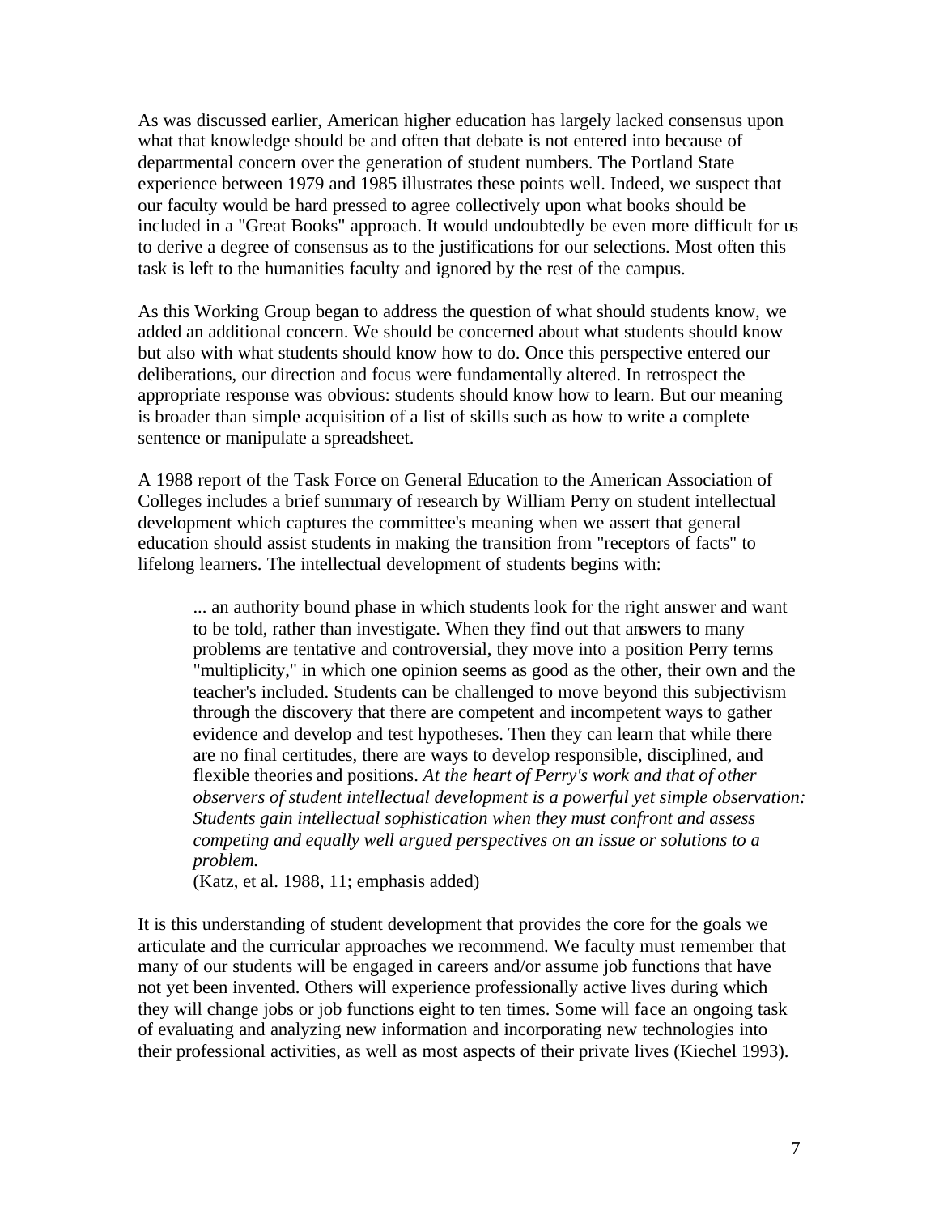As was discussed earlier, American higher education has largely lacked consensus upon what that knowledge should be and often that debate is not entered into because of departmental concern over the generation of student numbers. The Portland State experience between 1979 and 1985 illustrates these points well. Indeed, we suspect that our faculty would be hard pressed to agree collectively upon what books should be included in a "Great Books" approach. It would undoubtedly be even more difficult for us to derive a degree of consensus as to the justifications for our selections. Most often this task is left to the humanities faculty and ignored by the rest of the campus.

As this Working Group began to address the question of what should students know, we added an additional concern. We should be concerned about what students should know but also with what students should know how to do. Once this perspective entered our deliberations, our direction and focus were fundamentally altered. In retrospect the appropriate response was obvious: students should know how to learn. But our meaning is broader than simple acquisition of a list of skills such as how to write a complete sentence or manipulate a spreadsheet.

A 1988 report of the Task Force on General Education to the American Association of Colleges includes a brief summary of research by William Perry on student intellectual development which captures the committee's meaning when we assert that general education should assist students in making the transition from "receptors of facts" to lifelong learners. The intellectual development of students begins with:

> ... an authority bound phase in which students look for the right answer and want to be told, rather than investigate. When they find out that answers to many problems are tentative and controversial, they move into a position Perry terms "multiplicity," in which one opinion seems as good as the other, their own and the teacher's included. Students can be challenged to move beyond this subjectivism through the discovery that there are competent and incompetent ways to gather evidence and develop and test hypotheses. Then they can learn that while there are no final certitudes, there are ways to develop responsible, disciplined, and flexible theories and positions. *At the heart of Perry's work and that of other observers of student intellectual development is a powerful yet simple observation: Students gain intellectual sophistication when they must confront and assess competing and equally well argued perspectives on an issue or solutions to a problem.*
> (Katz, et al. 1988, 11; emphasis added)

It is this understanding of student development that provides the core for the goals we articulate and the curricular approaches we recommend. We faculty must remember that many of our students will be engaged in careers and/or assume job functions that have not yet been invented. Others will experience professionally active lives during which they will change jobs or job functions eight to ten times. Some will face an ongoing task of evaluating and analyzing new information and incorporating new technologies into their professional activities, as well as most aspects of their private lives (Kiechel 1993).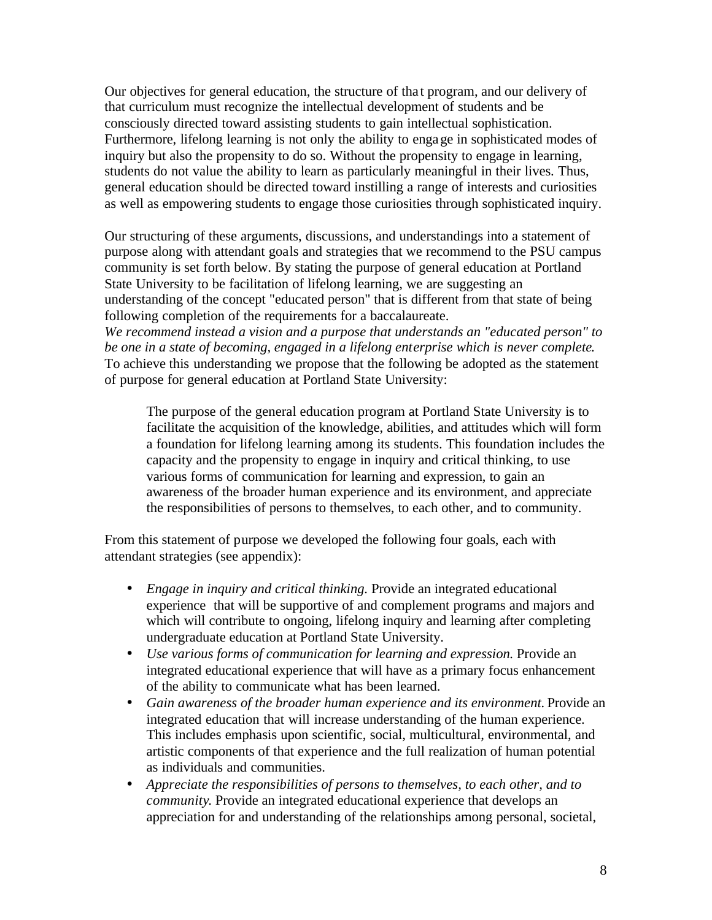Our objectives for general education, the structure of that program, and our delivery of that curriculum must recognize the intellectual development of students and be consciously directed toward assisting students to gain intellectual sophistication. Furthermore, lifelong learning is not only the ability to engage in sophisticated modes of inquiry but also the propensity to do so. Without the propensity to engage in learning, students do not value the ability to learn as particularly meaningful in their lives. Thus, general education should be directed toward instilling a range of interests and curiosities as well as empowering students to engage those curiosities through sophisticated inquiry.

Our structuring of these arguments, discussions, and understandings into a statement of purpose along with attendant goals and strategies that we recommend to the PSU campus community is set forth below. By stating the purpose of general education at Portland State University to be facilitation of lifelong learning, we are suggesting an understanding of the concept "educated person" that is different from that state of being following completion of the requirements for a baccalaureate.
*We recommend instead a vision and a purpose that understands an "educated person" to be one in a state of becoming, engaged in a lifelong enterprise which is never complete.* To achieve this understanding we propose that the following be adopted as the statement of purpose for general education at Portland State University:

> The purpose of the general education program at Portland State University is to facilitate the acquisition of the knowledge, abilities, and attitudes which will form a foundation for lifelong learning among its students. This foundation includes the capacity and the propensity to engage in inquiry and critical thinking, to use various forms of communication for learning and expression, to gain an awareness of the broader human experience and its environment, and appreciate the responsibilities of persons to themselves, to each other, and to community.

From this statement of purpose we developed the following four goals, each with attendant strategies (see appendix):

- *Engage in inquiry and critical thinking.* Provide an integrated educational experience that will be supportive of and complement programs and majors and which will contribute to ongoing, lifelong inquiry and learning after completing undergraduate education at Portland State University.
- *Use various forms of communication for learning and expression.* Provide an integrated educational experience that will have as a primary focus enhancement of the ability to communicate what has been learned.
- *Gain awareness of the broader human experience and its environment.* Provide an integrated education that will increase understanding of the human experience. This includes emphasis upon scientific, social, multicultural, environmental, and artistic components of that experience and the full realization of human potential as individuals and communities.
- *Appreciate the responsibilities of persons to themselves, to each other, and to community.* Provide an integrated educational experience that develops an appreciation for and understanding of the relationships among personal, societal,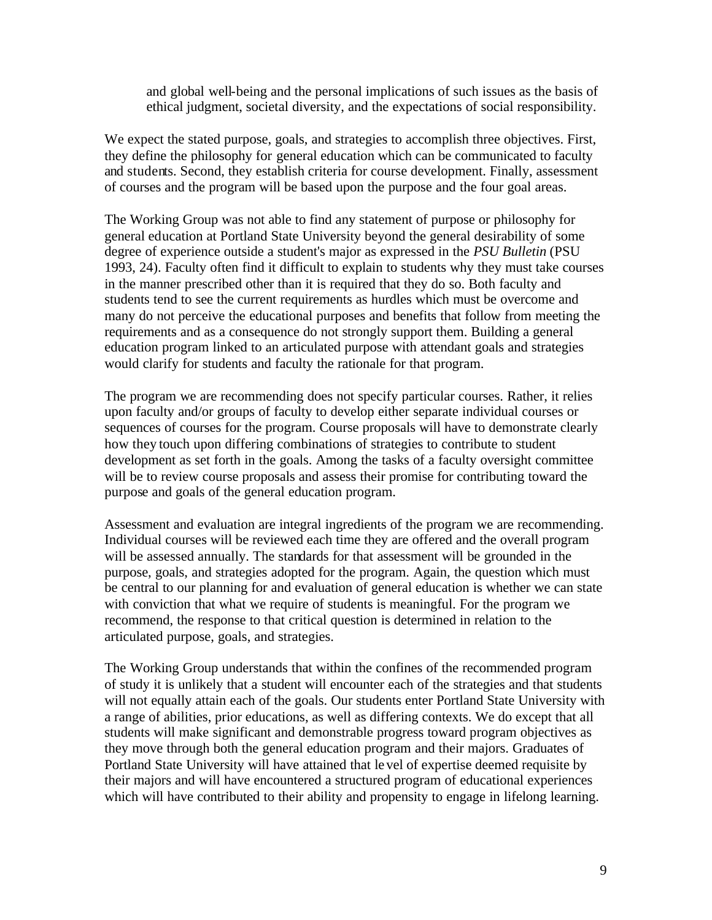and global well-being and the personal implications of such issues as the basis of ethical judgment, societal diversity, and the expectations of social responsibility.

We expect the stated purpose, goals, and strategies to accomplish three objectives. First, they define the philosophy for general education which can be communicated to faculty and students. Second, they establish criteria for course development. Finally, assessment of courses and the program will be based upon the purpose and the four goal areas.

The Working Group was not able to find any statement of purpose or philosophy for general education at Portland State University beyond the general desirability of some degree of experience outside a student's major as expressed in the *PSU Bulletin* (PSU 1993, 24). Faculty often find it difficult to explain to students why they must take courses in the manner prescribed other than it is required that they do so. Both faculty and students tend to see the current requirements as hurdles which must be overcome and many do not perceive the educational purposes and benefits that follow from meeting the requirements and as a consequence do not strongly support them. Building a general education program linked to an articulated purpose with attendant goals and strategies would clarify for students and faculty the rationale for that program.

The program we are recommending does not specify particular courses. Rather, it relies upon faculty and/or groups of faculty to develop either separate individual courses or sequences of courses for the program. Course proposals will have to demonstrate clearly how they touch upon differing combinations of strategies to contribute to student development as set forth in the goals. Among the tasks of a faculty oversight committee will be to review course proposals and assess their promise for contributing toward the purpose and goals of the general education program.

Assessment and evaluation are integral ingredients of the program we are recommending. Individual courses will be reviewed each time they are offered and the overall program will be assessed annually. The standards for that assessment will be grounded in the purpose, goals, and strategies adopted for the program. Again, the question which must be central to our planning for and evaluation of general education is whether we can state with conviction that what we require of students is meaningful. For the program we recommend, the response to that critical question is determined in relation to the articulated purpose, goals, and strategies.

The Working Group understands that within the confines of the recommended program of study it is unlikely that a student will encounter each of the strategies and that students will not equally attain each of the goals. Our students enter Portland State University with a range of abilities, prior educations, as well as differing contexts. We do except that all students will make significant and demonstrable progress toward program objectives as they move through both the general education program and their majors. Graduates of Portland State University will have attained that level of expertise deemed requisite by their majors and will have encountered a structured program of educational experiences which will have contributed to their ability and propensity to engage in lifelong learning.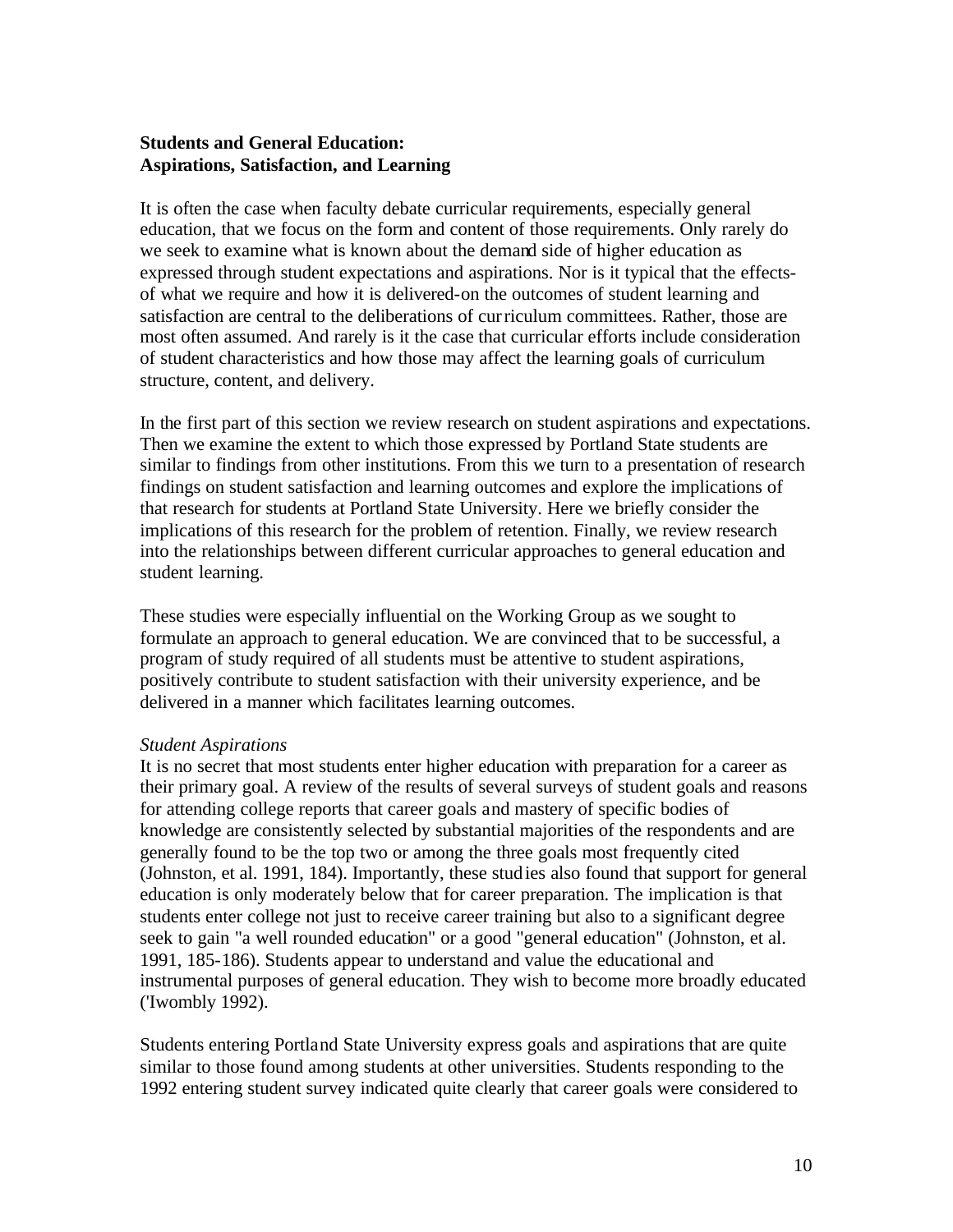**Students and General Education:**
**Aspirations, Satisfaction, and Learning**

It is often the case when faculty debate curricular requirements, especially general education, that we focus on the form and content of those requirements. Only rarely do we seek to examine what is known about the demand side of higher education as expressed through student expectations and aspirations. Nor is it typical that the effects-of what we require and how it is delivered-on the outcomes of student learning and satisfaction are central to the deliberations of curriculum committees. Rather, those are most often assumed. And rarely is it the case that curricular efforts include consideration of student characteristics and how those may affect the learning goals of curriculum structure, content, and delivery.

In the first part of this section we review research on student aspirations and expectations. Then we examine the extent to which those expressed by Portland State students are similar to findings from other institutions. From this we turn to a presentation of research findings on student satisfaction and learning outcomes and explore the implications of that research for students at Portland State University. Here we briefly consider the implications of this research for the problem of retention. Finally, we review research into the relationships between different curricular approaches to general education and student learning.

These studies were especially influential on the Working Group as we sought to formulate an approach to general education. We are convinced that to be successful, a program of study required of all students must be attentive to student aspirations, positively contribute to student satisfaction with their university experience, and be delivered in a manner which facilitates learning outcomes.

*Student Aspirations*
It is no secret that most students enter higher education with preparation for a career as their primary goal. A review of the results of several surveys of student goals and reasons for attending college reports that career goals and mastery of specific bodies of knowledge are consistently selected by substantial majorities of the respondents and are generally found to be the top two or among the three goals most frequently cited (Johnston, et al. 1991, 184). Importantly, these studies also found that support for general education is only moderately below that for career preparation. The implication is that students enter college not just to receive career training but also to a significant degree seek to gain "a well rounded education" or a good "general education" (Johnston, et al. 1991, 185-186). Students appear to understand and value the educational and instrumental purposes of general education. They wish to become more broadly educated ('Iwombly 1992).

Students entering Portland State University express goals and aspirations that are quite similar to those found among students at other universities. Students responding to the 1992 entering student survey indicated quite clearly that career goals were considered to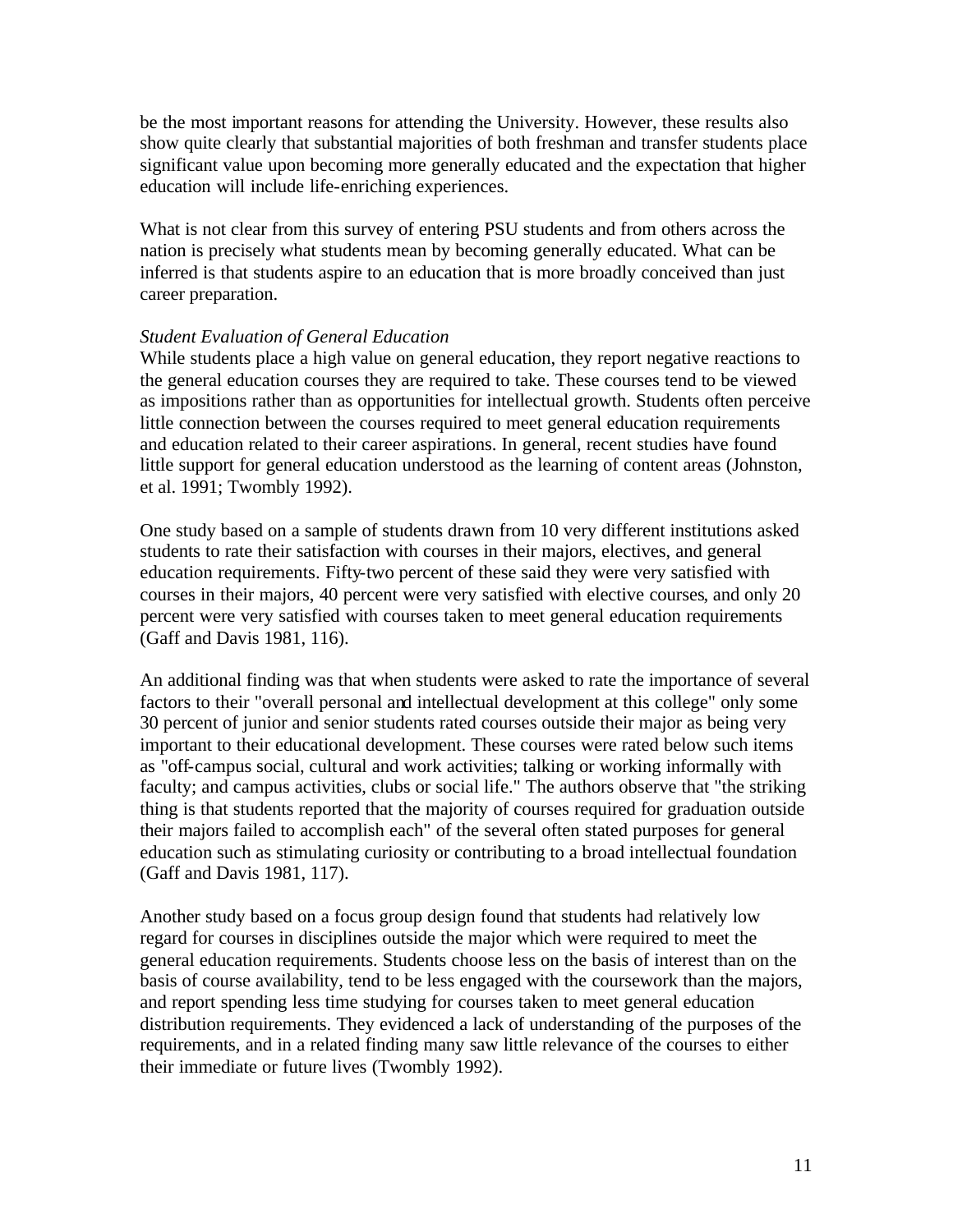be the most important reasons for attending the University. However, these results also show quite clearly that substantial majorities of both freshman and transfer students place significant value upon becoming more generally educated and the expectation that higher education will include life-enriching experiences.

What is not clear from this survey of entering PSU students and from others across the nation is precisely what students mean by becoming generally educated. What can be inferred is that students aspire to an education that is more broadly conceived than just career preparation.

*Student Evaluation of General Education*

While students place a high value on general education, they report negative reactions to the general education courses they are required to take. These courses tend to be viewed as impositions rather than as opportunities for intellectual growth. Students often perceive little connection between the courses required to meet general education requirements and education related to their career aspirations. In general, recent studies have found little support for general education understood as the learning of content areas (Johnston, et al. 1991; Twombly 1992).

One study based on a sample of students drawn from 10 very different institutions asked students to rate their satisfaction with courses in their majors, electives, and general education requirements. Fifty-two percent of these said they were very satisfied with courses in their majors, 40 percent were very satisfied with elective courses, and only 20 percent were very satisfied with courses taken to meet general education requirements (Gaff and Davis 1981, 116).

An additional finding was that when students were asked to rate the importance of several factors to their "overall personal and intellectual development at this college" only some 30 percent of junior and senior students rated courses outside their major as being very important to their educational development. These courses were rated below such items as "off-campus social, cultural and work activities; talking or working informally with faculty; and campus activities, clubs or social life." The authors observe that "the striking thing is that students reported that the majority of courses required for graduation outside their majors failed to accomplish each" of the several often stated purposes for general education such as stimulating curiosity or contributing to a broad intellectual foundation (Gaff and Davis 1981, 117).

Another study based on a focus group design found that students had relatively low regard for courses in disciplines outside the major which were required to meet the general education requirements. Students choose less on the basis of interest than on the basis of course availability, tend to be less engaged with the coursework than the majors, and report spending less time studying for courses taken to meet general education distribution requirements. They evidenced a lack of understanding of the purposes of the requirements, and in a related finding many saw little relevance of the courses to either their immediate or future lives (Twombly 1992).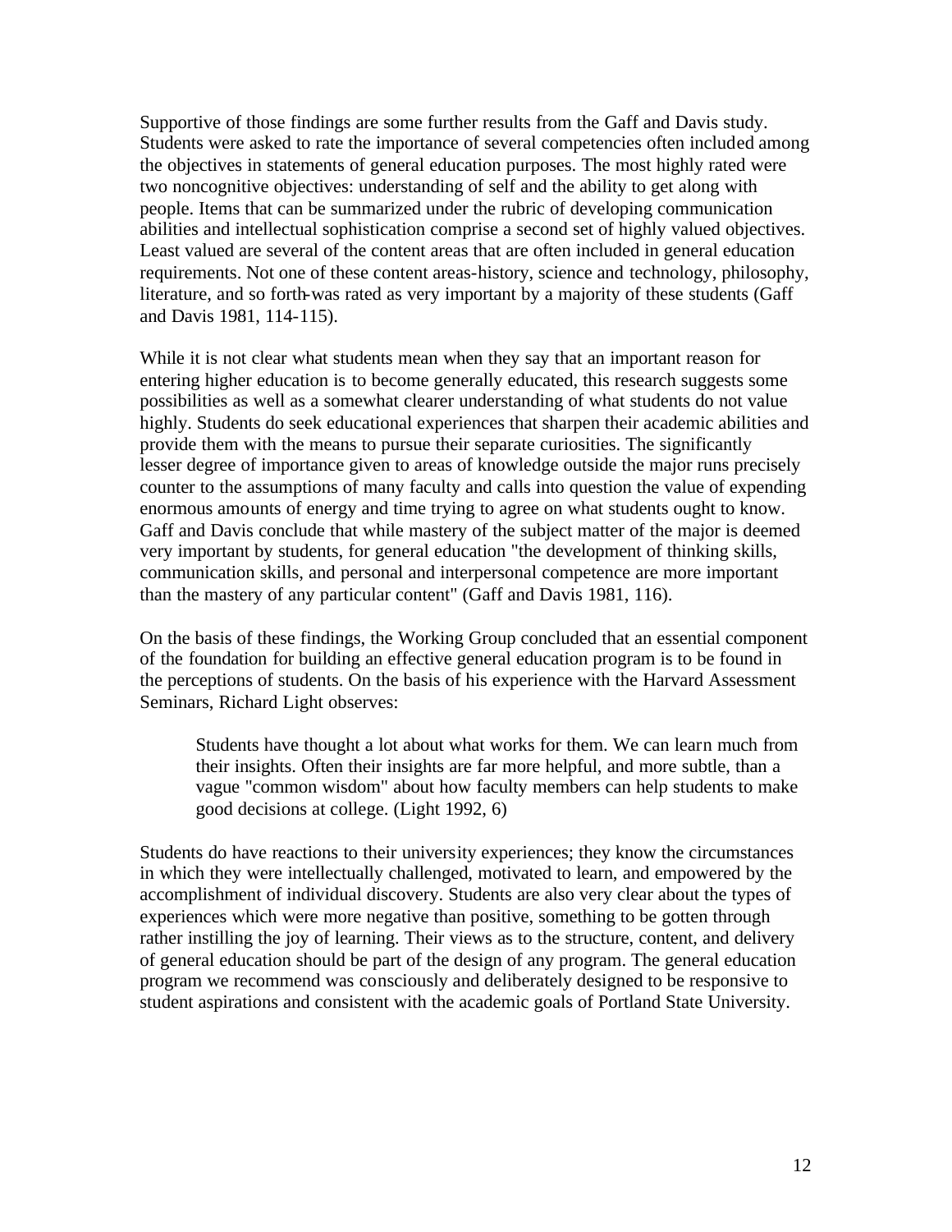Supportive of those findings are some further results from the Gaff and Davis study. Students were asked to rate the importance of several competencies often included among the objectives in statements of general education purposes. The most highly rated were two noncognitive objectives: understanding of self and the ability to get along with people. Items that can be summarized under the rubric of developing communication abilities and intellectual sophistication comprise a second set of highly valued objectives. Least valued are several of the content areas that are often included in general education requirements. Not one of these content areas-history, science and technology, philosophy, literature, and so forth-was rated as very important by a majority of these students (Gaff and Davis 1981, 114-115).

While it is not clear what students mean when they say that an important reason for entering higher education is to become generally educated, this research suggests some possibilities as well as a somewhat clearer understanding of what students do not value highly. Students do seek educational experiences that sharpen their academic abilities and provide them with the means to pursue their separate curiosities. The significantly lesser degree of importance given to areas of knowledge outside the major runs precisely counter to the assumptions of many faculty and calls into question the value of expending enormous amounts of energy and time trying to agree on what students ought to know. Gaff and Davis conclude that while mastery of the subject matter of the major is deemed very important by students, for general education "the development of thinking skills, communication skills, and personal and interpersonal competence are more important than the mastery of any particular content" (Gaff and Davis 1981, 116).

On the basis of these findings, the Working Group concluded that an essential component of the foundation for building an effective general education program is to be found in the perceptions of students. On the basis of his experience with the Harvard Assessment Seminars, Richard Light observes:

> Students have thought a lot about what works for them. We can learn much from their insights. Often their insights are far more helpful, and more subtle, than a vague "common wisdom" about how faculty members can help students to make good decisions at college. (Light 1992, 6)

Students do have reactions to their university experiences; they know the circumstances in which they were intellectually challenged, motivated to learn, and empowered by the accomplishment of individual discovery. Students are also very clear about the types of experiences which were more negative than positive, something to be gotten through rather instilling the joy of learning. Their views as to the structure, content, and delivery of general education should be part of the design of any program. The general education program we recommend was consciously and deliberately designed to be responsive to student aspirations and consistent with the academic goals of Portland State University.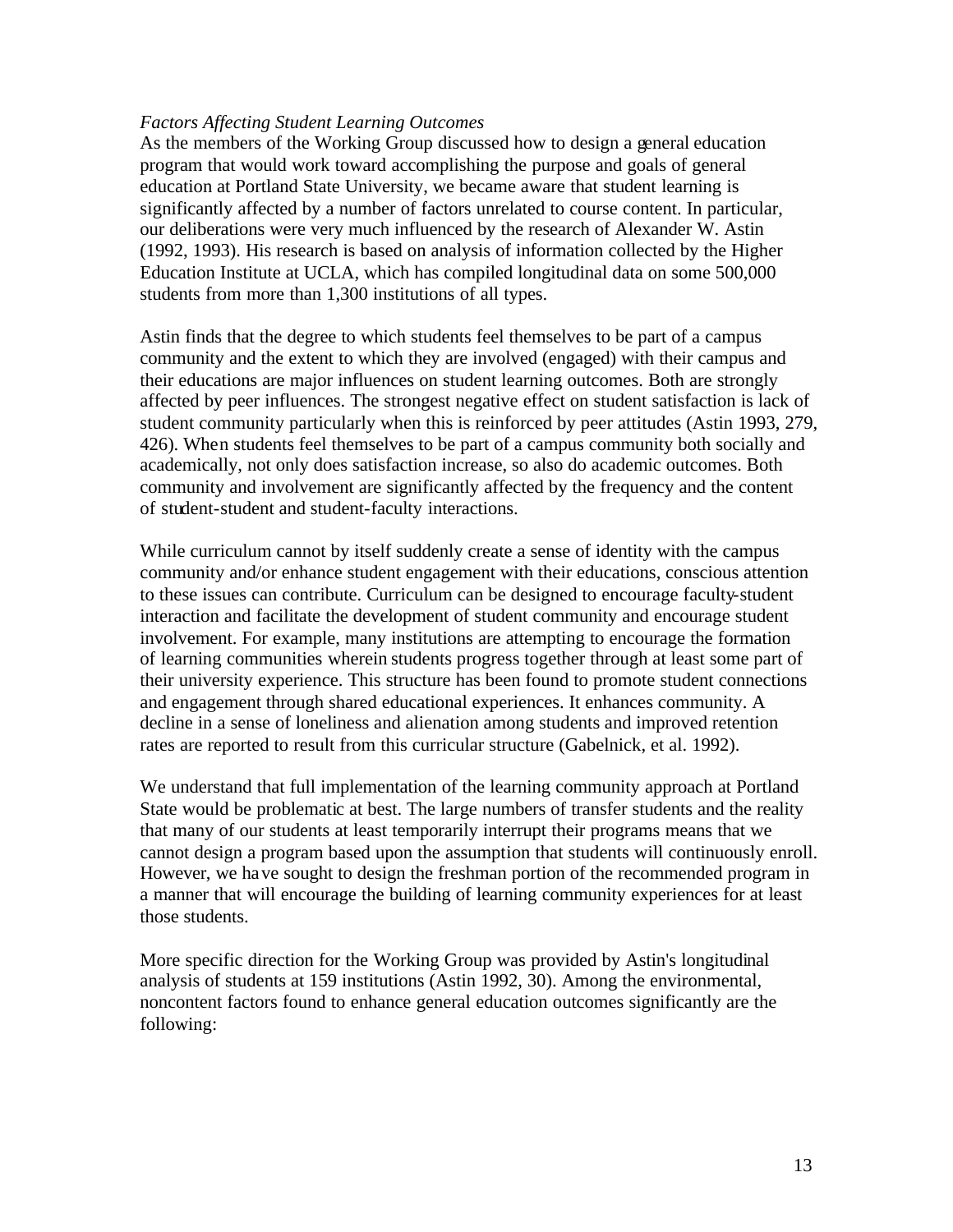*Factors Affecting Student Learning Outcomes*

As the members of the Working Group discussed how to design a general education program that would work toward accomplishing the purpose and goals of general education at Portland State University, we became aware that student learning is significantly affected by a number of factors unrelated to course content. In particular, our deliberations were very much influenced by the research of Alexander W. Astin (1992, 1993). His research is based on analysis of information collected by the Higher Education Institute at UCLA, which has compiled longitudinal data on some 500,000 students from more than 1,300 institutions of all types.

Astin finds that the degree to which students feel themselves to be part of a campus community and the extent to which they are involved (engaged) with their campus and their educations are major influences on student learning outcomes. Both are strongly affected by peer influences. The strongest negative effect on student satisfaction is lack of student community particularly when this is reinforced by peer attitudes (Astin 1993, 279, 426). When students feel themselves to be part of a campus community both socially and academically, not only does satisfaction increase, so also do academic outcomes. Both community and involvement are significantly affected by the frequency and the content of student-student and student-faculty interactions.

While curriculum cannot by itself suddenly create a sense of identity with the campus community and/or enhance student engagement with their educations, conscious attention to these issues can contribute. Curriculum can be designed to encourage faculty-student interaction and facilitate the development of student community and encourage student involvement. For example, many institutions are attempting to encourage the formation of learning communities wherein students progress together through at least some part of their university experience. This structure has been found to promote student connections and engagement through shared educational experiences. It enhances community. A decline in a sense of loneliness and alienation among students and improved retention rates are reported to result from this curricular structure (Gabelnick, et al. 1992).

We understand that full implementation of the learning community approach at Portland State would be problematic at best. The large numbers of transfer students and the reality that many of our students at least temporarily interrupt their programs means that we cannot design a program based upon the assumption that students will continuously enroll. However, we have sought to design the freshman portion of the recommended program in a manner that will encourage the building of learning community experiences for at least those students.

More specific direction for the Working Group was provided by Astin's longitudinal analysis of students at 159 institutions (Astin 1992, 30). Among the environmental, noncontent factors found to enhance general education outcomes significantly are the following: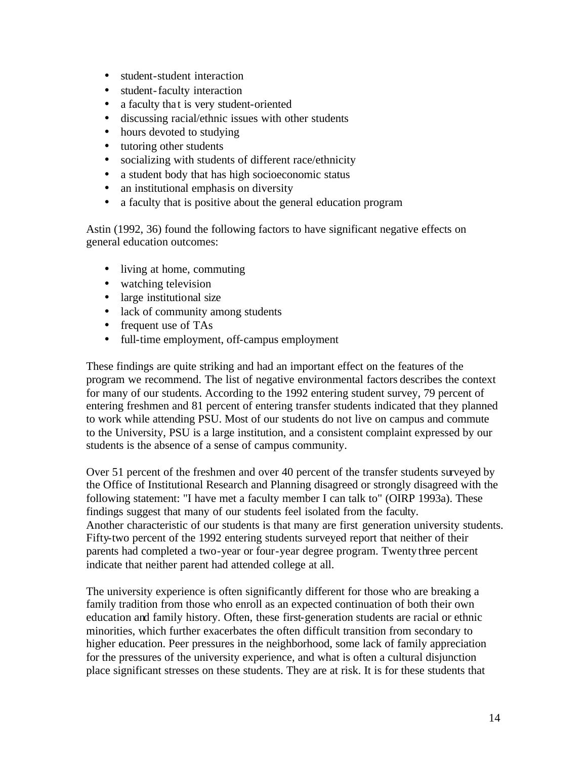- student-student interaction
- student-faculty interaction
- a faculty that is very student-oriented
- discussing racial/ethnic issues with other students
- hours devoted to studying
- tutoring other students
- socializing with students of different race/ethnicity
- a student body that has high socioeconomic status
- an institutional emphasis on diversity
- a faculty that is positive about the general education program

Astin (1992, 36) found the following factors to have significant negative effects on general education outcomes:

- living at home, commuting
- watching television
- large institutional size
- lack of community among students
- frequent use of TAs
- full-time employment, off-campus employment

These findings are quite striking and had an important effect on the features of the program we recommend. The list of negative environmental factors describes the context for many of our students. According to the 1992 entering student survey, 79 percent of entering freshmen and 81 percent of entering transfer students indicated that they planned to work while attending PSU. Most of our students do not live on campus and commute to the University, PSU is a large institution, and a consistent complaint expressed by our students is the absence of a sense of campus community.

Over 51 percent of the freshmen and over 40 percent of the transfer students surveyed by the Office of Institutional Research and Planning disagreed or strongly disagreed with the following statement: "I have met a faculty member I can talk to" (OIRP 1993a). These findings suggest that many of our students feel isolated from the faculty.
Another characteristic of our students is that many are first generation university students. Fifty-two percent of the 1992 entering students surveyed report that neither of their parents had completed a two-year or four-year degree program. Twenty three percent indicate that neither parent had attended college at all.

The university experience is often significantly different for those who are breaking a family tradition from those who enroll as an expected continuation of both their own education and family history. Often, these first-generation students are racial or ethnic minorities, which further exacerbates the often difficult transition from secondary to higher education. Peer pressures in the neighborhood, some lack of family appreciation for the pressures of the university experience, and what is often a cultural disjunction place significant stresses on these students. They are at risk. It is for these students that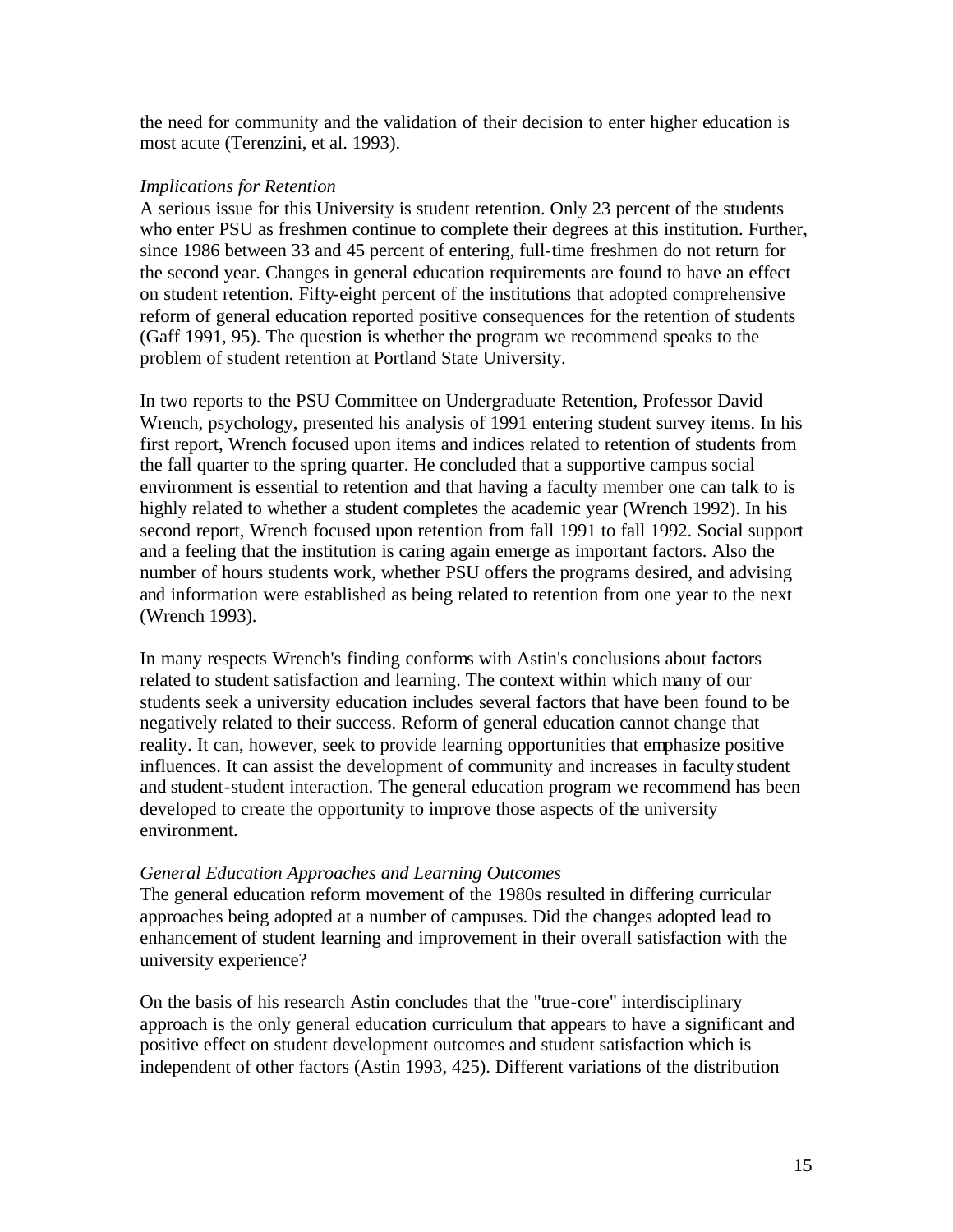the need for community and the validation of their decision to enter higher education is most acute (Terenzini, et al. 1993).

*Implications for Retention*

A serious issue for this University is student retention. Only 23 percent of the students who enter PSU as freshmen continue to complete their degrees at this institution. Further, since 1986 between 33 and 45 percent of entering, full-time freshmen do not return for the second year. Changes in general education requirements are found to have an effect on student retention. Fifty-eight percent of the institutions that adopted comprehensive reform of general education reported positive consequences for the retention of students (Gaff 1991, 95). The question is whether the program we recommend speaks to the problem of student retention at Portland State University.

In two reports to the PSU Committee on Undergraduate Retention, Professor David Wrench, psychology, presented his analysis of 1991 entering student survey items. In his first report, Wrench focused upon items and indices related to retention of students from the fall quarter to the spring quarter. He concluded that a supportive campus social environment is essential to retention and that having a faculty member one can talk to is highly related to whether a student completes the academic year (Wrench 1992). In his second report, Wrench focused upon retention from fall 1991 to fall 1992. Social support and a feeling that the institution is caring again emerge as important factors. Also the number of hours students work, whether PSU offers the programs desired, and advising and information were established as being related to retention from one year to the next (Wrench 1993).

In many respects Wrench's finding conforms with Astin's conclusions about factors related to student satisfaction and learning. The context within which many of our students seek a university education includes several factors that have been found to be negatively related to their success. Reform of general education cannot change that reality. It can, however, seek to provide learning opportunities that emphasize positive influences. It can assist the development of community and increases in faculty student and student-student interaction. The general education program we recommend has been developed to create the opportunity to improve those aspects of the university environment.

*General Education Approaches and Learning Outcomes*

The general education reform movement of the 1980s resulted in differing curricular approaches being adopted at a number of campuses. Did the changes adopted lead to enhancement of student learning and improvement in their overall satisfaction with the university experience?

On the basis of his research Astin concludes that the "true-core" interdisciplinary approach is the only general education curriculum that appears to have a significant and positive effect on student development outcomes and student satisfaction which is independent of other factors (Astin 1993, 425). Different variations of the distribution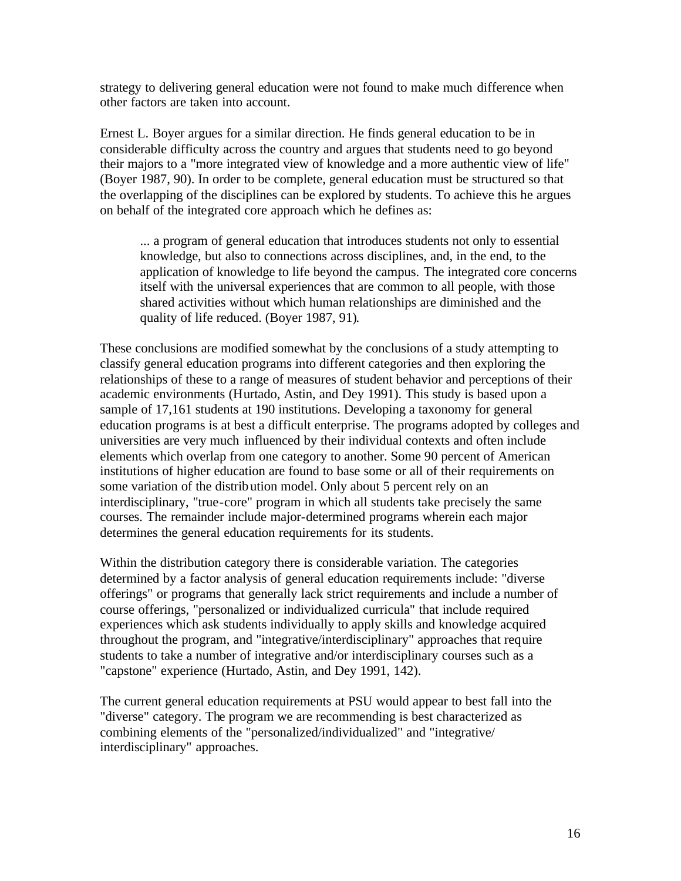strategy to delivering general education were not found to make much difference when other factors are taken into account.

Ernest L. Boyer argues for a similar direction. He finds general education to be in considerable difficulty across the country and argues that students need to go beyond their majors to a "more integrated view of knowledge and a more authentic view of life" (Boyer 1987, 90). In order to be complete, general education must be structured so that the overlapping of the disciplines can be explored by students. To achieve this he argues on behalf of the integrated core approach which he defines as:

> ... a program of general education that introduces students not only to essential knowledge, but also to connections across disciplines, and, in the end, to the application of knowledge to life beyond the campus. The integrated core concerns itself with the universal experiences that are common to all people, with those shared activities without which human relationships are diminished and the quality of life reduced. (Boyer 1987, 91).

These conclusions are modified somewhat by the conclusions of a study attempting to classify general education programs into different categories and then exploring the relationships of these to a range of measures of student behavior and perceptions of their academic environments (Hurtado, Astin, and Dey 1991). This study is based upon a sample of 17,161 students at 190 institutions. Developing a taxonomy for general education programs is at best a difficult enterprise. The programs adopted by colleges and universities are very much influenced by their individual contexts and often include elements which overlap from one category to another. Some 90 percent of American institutions of higher education are found to base some or all of their requirements on some variation of the distribution model. Only about 5 percent rely on an interdisciplinary, "true-core" program in which all students take precisely the same courses. The remainder include major-determined programs wherein each major determines the general education requirements for its students.

Within the distribution category there is considerable variation. The categories determined by a factor analysis of general education requirements include: "diverse offerings" or programs that generally lack strict requirements and include a number of course offerings, "personalized or individualized curricula" that include required experiences which ask students individually to apply skills and knowledge acquired throughout the program, and "integrative/interdisciplinary" approaches that require students to take a number of integrative and/or interdisciplinary courses such as a "capstone" experience (Hurtado, Astin, and Dey 1991, 142).

The current general education requirements at PSU would appear to best fall into the "diverse" category. The program we are recommending is best characterized as combining elements of the "personalized/individualized" and "integrative/ interdisciplinary" approaches.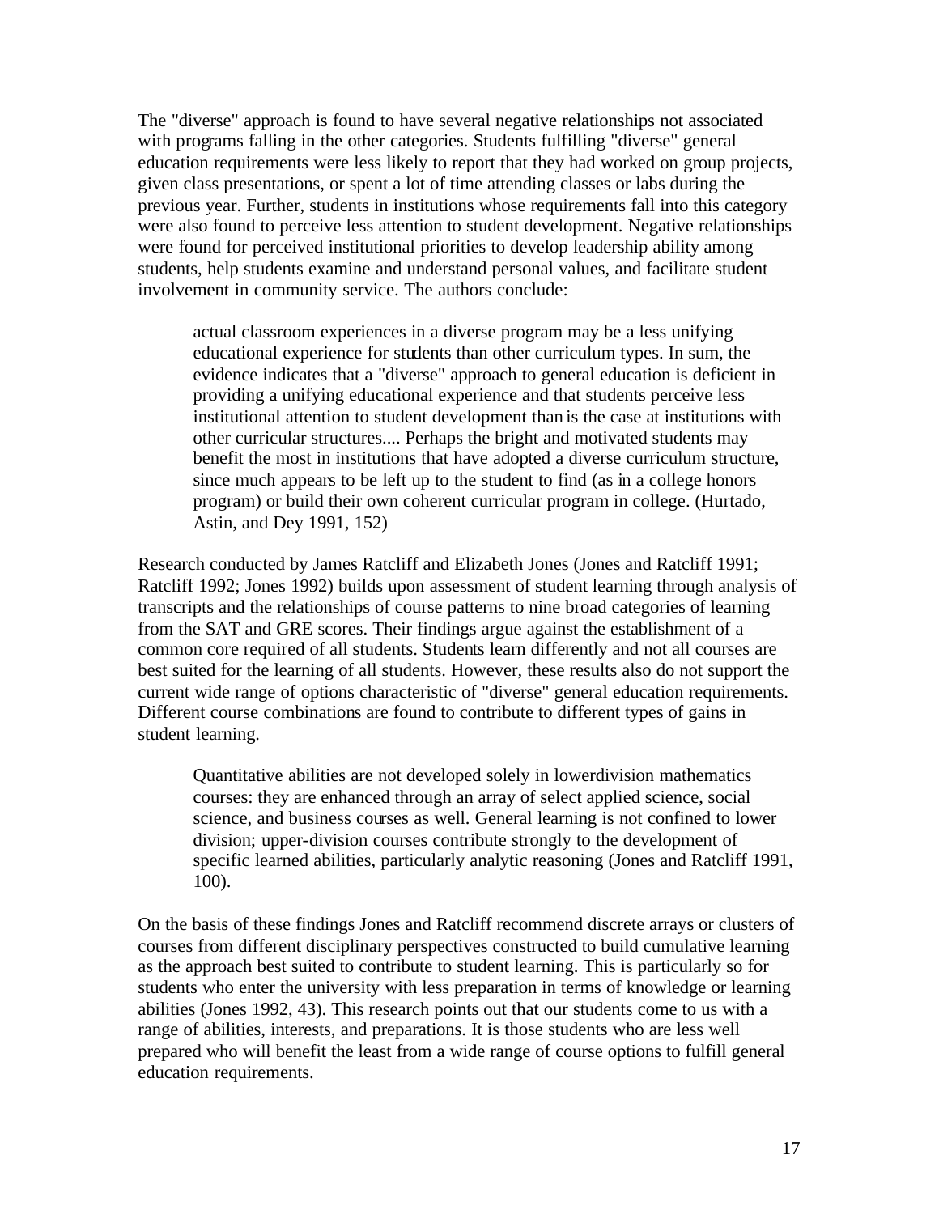The "diverse" approach is found to have several negative relationships not associated with programs falling in the other categories. Students fulfilling "diverse" general education requirements were less likely to report that they had worked on group projects, given class presentations, or spent a lot of time attending classes or labs during the previous year. Further, students in institutions whose requirements fall into this category were also found to perceive less attention to student development. Negative relationships were found for perceived institutional priorities to develop leadership ability among students, help students examine and understand personal values, and facilitate student involvement in community service. The authors conclude:

> actual classroom experiences in a diverse program may be a less unifying educational experience for students than other curriculum types. In sum, the evidence indicates that a "diverse" approach to general education is deficient in providing a unifying educational experience and that students perceive less institutional attention to student development than is the case at institutions with other curricular structures.... Perhaps the bright and motivated students may benefit the most in institutions that have adopted a diverse curriculum structure, since much appears to be left up to the student to find (as in a college honors program) or build their own coherent curricular program in college. (Hurtado, Astin, and Dey 1991, 152)

Research conducted by James Ratcliff and Elizabeth Jones (Jones and Ratcliff 1991; Ratcliff 1992; Jones 1992) builds upon assessment of student learning through analysis of transcripts and the relationships of course patterns to nine broad categories of learning from the SAT and GRE scores. Their findings argue against the establishment of a common core required of all students. Students learn differently and not all courses are best suited for the learning of all students. However, these results also do not support the current wide range of options characteristic of "diverse" general education requirements. Different course combinations are found to contribute to different types of gains in student learning.

> Quantitative abilities are not developed solely in lowerdivision mathematics courses: they are enhanced through an array of select applied science, social science, and business courses as well. General learning is not confined to lower division; upper-division courses contribute strongly to the development of specific learned abilities, particularly analytic reasoning (Jones and Ratcliff 1991, 100).

On the basis of these findings Jones and Ratcliff recommend discrete arrays or clusters of courses from different disciplinary perspectives constructed to build cumulative learning as the approach best suited to contribute to student learning. This is particularly so for students who enter the university with less preparation in terms of knowledge or learning abilities (Jones 1992, 43). This research points out that our students come to us with a range of abilities, interests, and preparations. It is those students who are less well prepared who will benefit the least from a wide range of course options to fulfill general education requirements.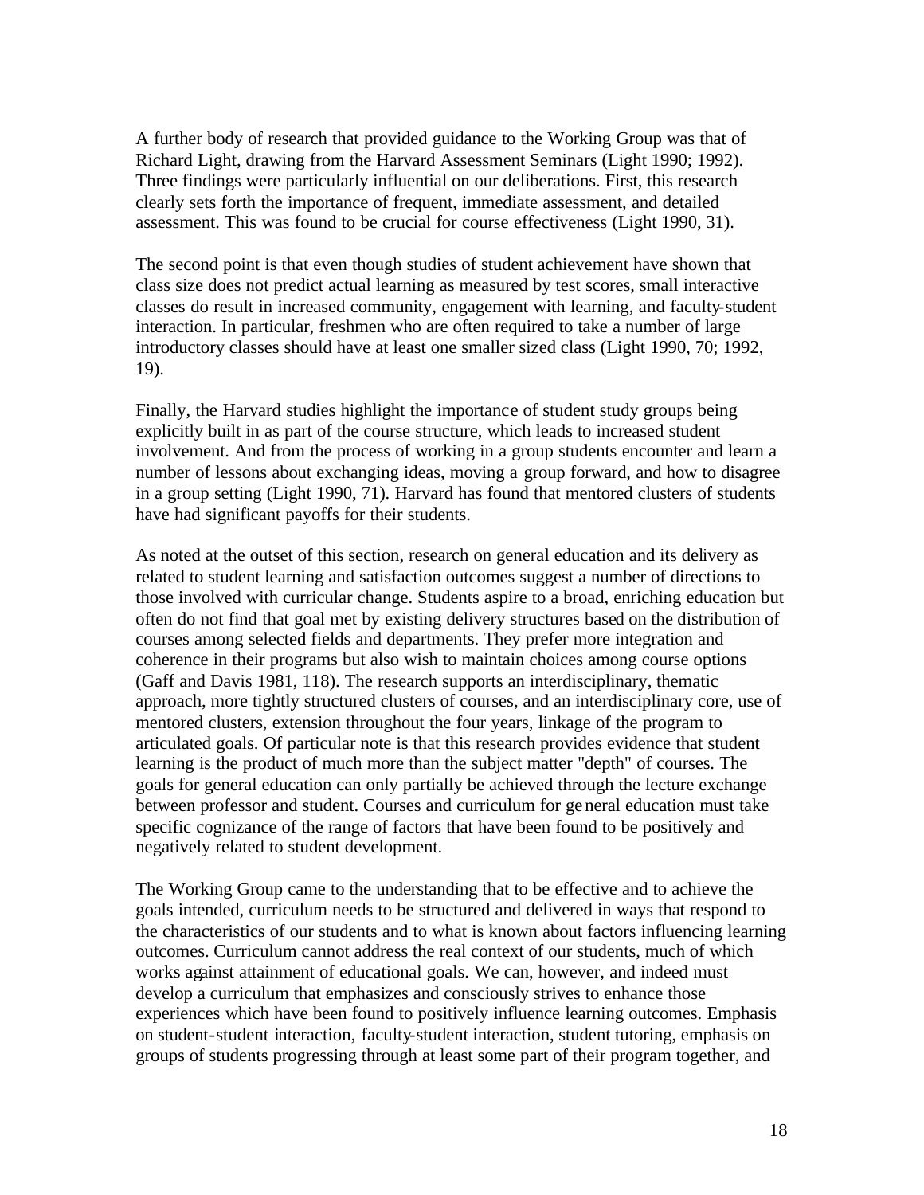A further body of research that provided guidance to the Working Group was that of Richard Light, drawing from the Harvard Assessment Seminars (Light 1990; 1992). Three findings were particularly influential on our deliberations. First, this research clearly sets forth the importance of frequent, immediate assessment, and detailed assessment. This was found to be crucial for course effectiveness (Light 1990, 31).

The second point is that even though studies of student achievement have shown that class size does not predict actual learning as measured by test scores, small interactive classes do result in increased community, engagement with learning, and faculty-student interaction. In particular, freshmen who are often required to take a number of large introductory classes should have at least one smaller sized class (Light 1990, 70; 1992, 19).

Finally, the Harvard studies highlight the importance of student study groups being explicitly built in as part of the course structure, which leads to increased student involvement. And from the process of working in a group students encounter and learn a number of lessons about exchanging ideas, moving a group forward, and how to disagree in a group setting (Light 1990, 71). Harvard has found that mentored clusters of students have had significant payoffs for their students.

As noted at the outset of this section, research on general education and its delivery as related to student learning and satisfaction outcomes suggest a number of directions to those involved with curricular change. Students aspire to a broad, enriching education but often do not find that goal met by existing delivery structures based on the distribution of courses among selected fields and departments. They prefer more integration and coherence in their programs but also wish to maintain choices among course options (Gaff and Davis 1981, 118). The research supports an interdisciplinary, thematic approach, more tightly structured clusters of courses, and an interdisciplinary core, use of mentored clusters, extension throughout the four years, linkage of the program to articulated goals. Of particular note is that this research provides evidence that student learning is the product of much more than the subject matter "depth" of courses. The goals for general education can only partially be achieved through the lecture exchange between professor and student. Courses and curriculum for general education must take specific cognizance of the range of factors that have been found to be positively and negatively related to student development.

The Working Group came to the understanding that to be effective and to achieve the goals intended, curriculum needs to be structured and delivered in ways that respond to the characteristics of our students and to what is known about factors influencing learning outcomes. Curriculum cannot address the real context of our students, much of which works against attainment of educational goals. We can, however, and indeed must develop a curriculum that emphasizes and consciously strives to enhance those experiences which have been found to positively influence learning outcomes. Emphasis on student-student interaction, faculty-student interaction, student tutoring, emphasis on groups of students progressing through at least some part of their program together, and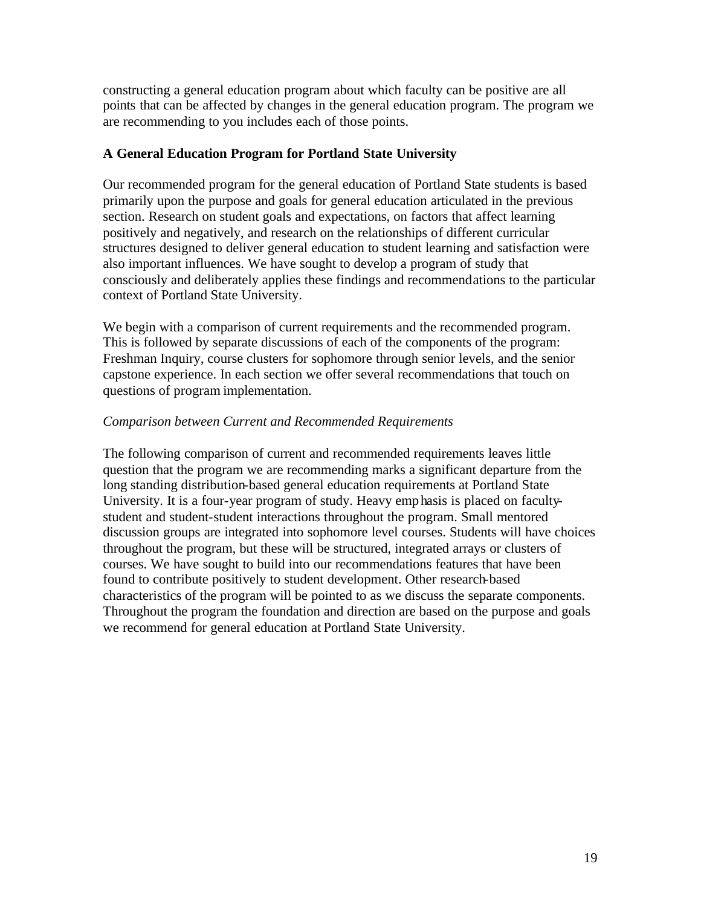constructing a general education program about which faculty can be positive are all points that can be affected by changes in the general education program. The program we are recommending to you includes each of those points.

### A General Education Program for Portland State University

Our recommended program for the general education of Portland State students is based primarily upon the purpose and goals for general education articulated in the previous section. Research on student goals and expectations, on factors that affect learning positively and negatively, and research on the relationships of different curricular structures designed to deliver general education to student learning and satisfaction were also important influences. We have sought to develop a program of study that consciously and deliberately applies these findings and recommendations to the particular context of Portland State University.

We begin with a comparison of current requirements and the recommended program. This is followed by separate discussions of each of the components of the program: Freshman Inquiry, course clusters for sophomore through senior levels, and the senior capstone experience. In each section we offer several recommendations that touch on questions of program implementation.

*Comparison between Current and Recommended Requirements*

The following comparison of current and recommended requirements leaves little question that the program we are recommending marks a significant departure from the long standing distribution-based general education requirements at Portland State University. It is a four-year program of study. Heavy emphasis is placed on faculty-student and student-student interactions throughout the program. Small mentored discussion groups are integrated into sophomore level courses. Students will have choices throughout the program, but these will be structured, integrated arrays or clusters of courses. We have sought to build into our recommendations features that have been found to contribute positively to student development. Other research-based characteristics of the program will be pointed to as we discuss the separate components. Throughout the program the foundation and direction are based on the purpose and goals we recommend for general education at Portland State University.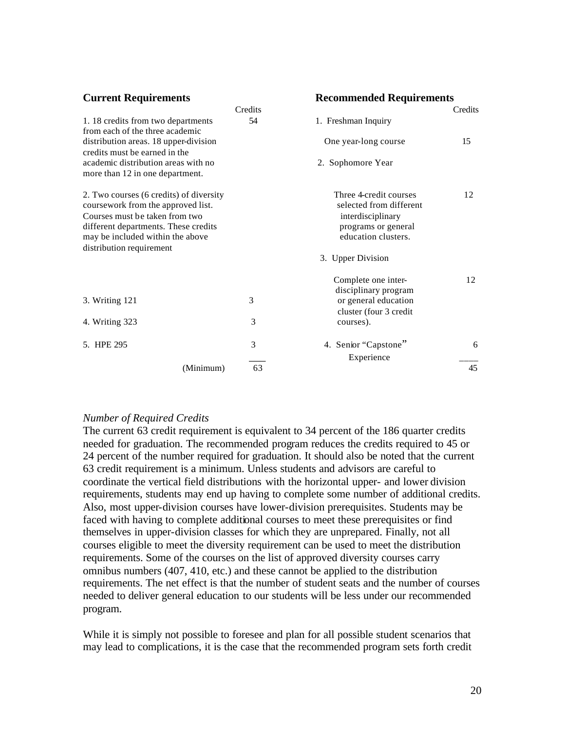| **Current Requirements** | Credits | **Recommended Requirements** | Credits |
|---|---|---|---|
| 1. 18 credits from two departments from each of the three academic distribution areas. 18 upper-division credits must be earned in the academic distribution areas with no more than 12 in one department. | 54 | 1. Freshman Inquiry<br><br>One year-long course | 15 |
| 2. Two courses (6 credits) of diversity coursework from the approved list. Courses must be taken from two different departments. These credits may be included within the above distribution requirement | | 2. Sophomore Year<br><br>Three 4-credit courses selected from different interdisciplinary programs or general education clusters. | 12 |
| 3. Writing 121 | 3 | 3. Upper Division<br><br>Complete one inter-disciplinary program or general education cluster (four 3 credit courses). | 12 |
| 4. Writing 323 | 3 | | |
| 5. HPE 295 | 3 | 4. Senior "Capstone" Experience | 6 |
| (Minimum) | 63 | | 45 |

*Number of Required Credits*

The current 63 credit requirement is equivalent to 34 percent of the 186 quarter credits needed for graduation. The recommended program reduces the credits required to 45 or 24 percent of the number required for graduation. It should also be noted that the current 63 credit requirement is a minimum. Unless students and advisors are careful to coordinate the vertical field distributions with the horizontal upper- and lower division requirements, students may end up having to complete some number of additional credits. Also, most upper-division courses have lower-division prerequisites. Students may be faced with having to complete additional courses to meet these prerequisites or find themselves in upper-division classes for which they are unprepared. Finally, not all courses eligible to meet the diversity requirement can be used to meet the distribution requirements. Some of the courses on the list of approved diversity courses carry omnibus numbers (407, 410, etc.) and these cannot be applied to the distribution requirements. The net effect is that the number of student seats and the number of courses needed to deliver general education to our students will be less under our recommended program.

While it is simply not possible to foresee and plan for all possible student scenarios that may lead to complications, it is the case that the recommended program sets forth credit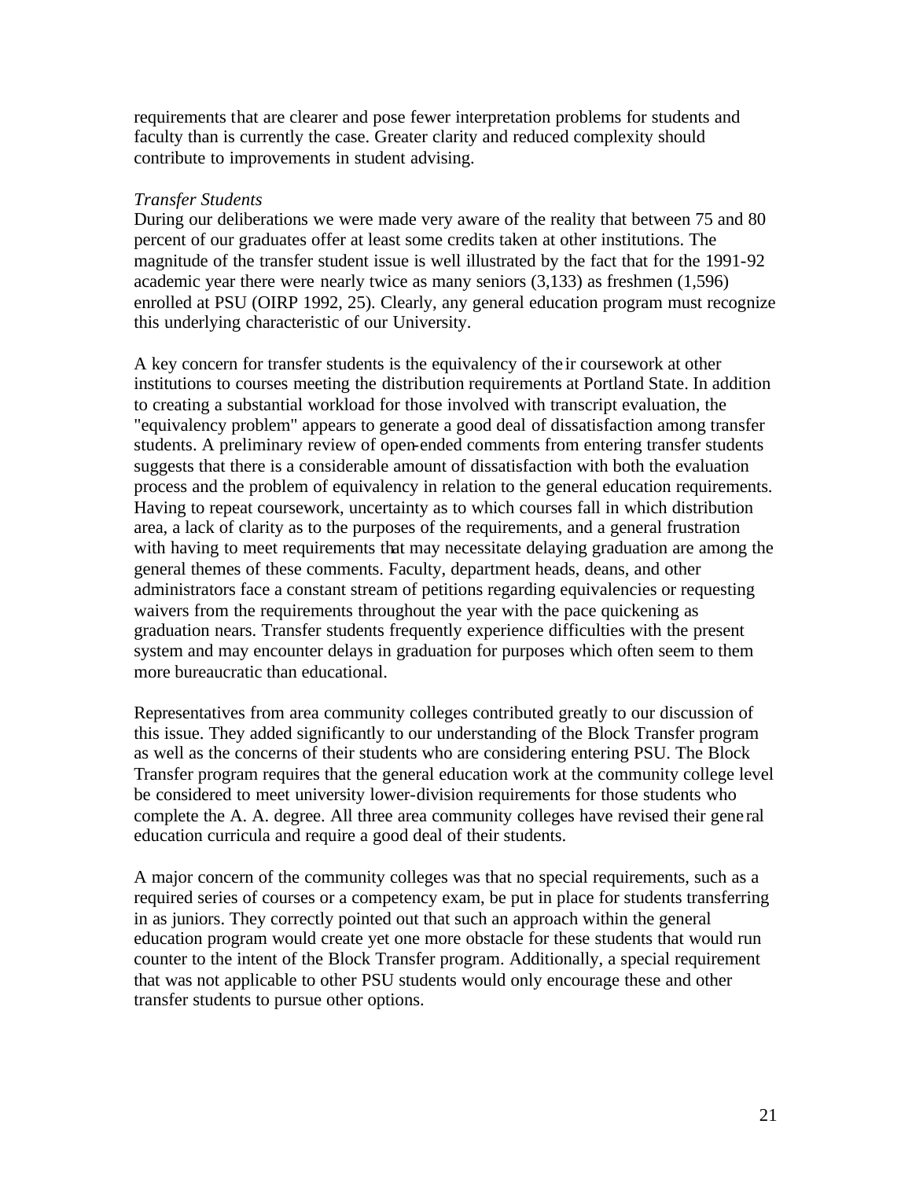requirements that are clearer and pose fewer interpretation problems for students and faculty than is currently the case. Greater clarity and reduced complexity should contribute to improvements in student advising.

*Transfer Students*

During our deliberations we were made very aware of the reality that between 75 and 80 percent of our graduates offer at least some credits taken at other institutions. The magnitude of the transfer student issue is well illustrated by the fact that for the 1991-92 academic year there were nearly twice as many seniors (3,133) as freshmen (1,596) enrolled at PSU (OIRP 1992, 25). Clearly, any general education program must recognize this underlying characteristic of our University.

A key concern for transfer students is the equivalency of their coursework at other institutions to courses meeting the distribution requirements at Portland State. In addition to creating a substantial workload for those involved with transcript evaluation, the "equivalency problem" appears to generate a good deal of dissatisfaction among transfer students. A preliminary review of open-ended comments from entering transfer students suggests that there is a considerable amount of dissatisfaction with both the evaluation process and the problem of equivalency in relation to the general education requirements. Having to repeat coursework, uncertainty as to which courses fall in which distribution area, a lack of clarity as to the purposes of the requirements, and a general frustration with having to meet requirements that may necessitate delaying graduation are among the general themes of these comments. Faculty, department heads, deans, and other administrators face a constant stream of petitions regarding equivalencies or requesting waivers from the requirements throughout the year with the pace quickening as graduation nears. Transfer students frequently experience difficulties with the present system and may encounter delays in graduation for purposes which often seem to them more bureaucratic than educational.

Representatives from area community colleges contributed greatly to our discussion of this issue. They added significantly to our understanding of the Block Transfer program as well as the concerns of their students who are considering entering PSU. The Block Transfer program requires that the general education work at the community college level be considered to meet university lower-division requirements for those students who complete the A. A. degree. All three area community colleges have revised their general education curricula and require a good deal of their students.

A major concern of the community colleges was that no special requirements, such as a required series of courses or a competency exam, be put in place for students transferring in as juniors. They correctly pointed out that such an approach within the general education program would create yet one more obstacle for these students that would run counter to the intent of the Block Transfer program. Additionally, a special requirement that was not applicable to other PSU students would only encourage these and other transfer students to pursue other options.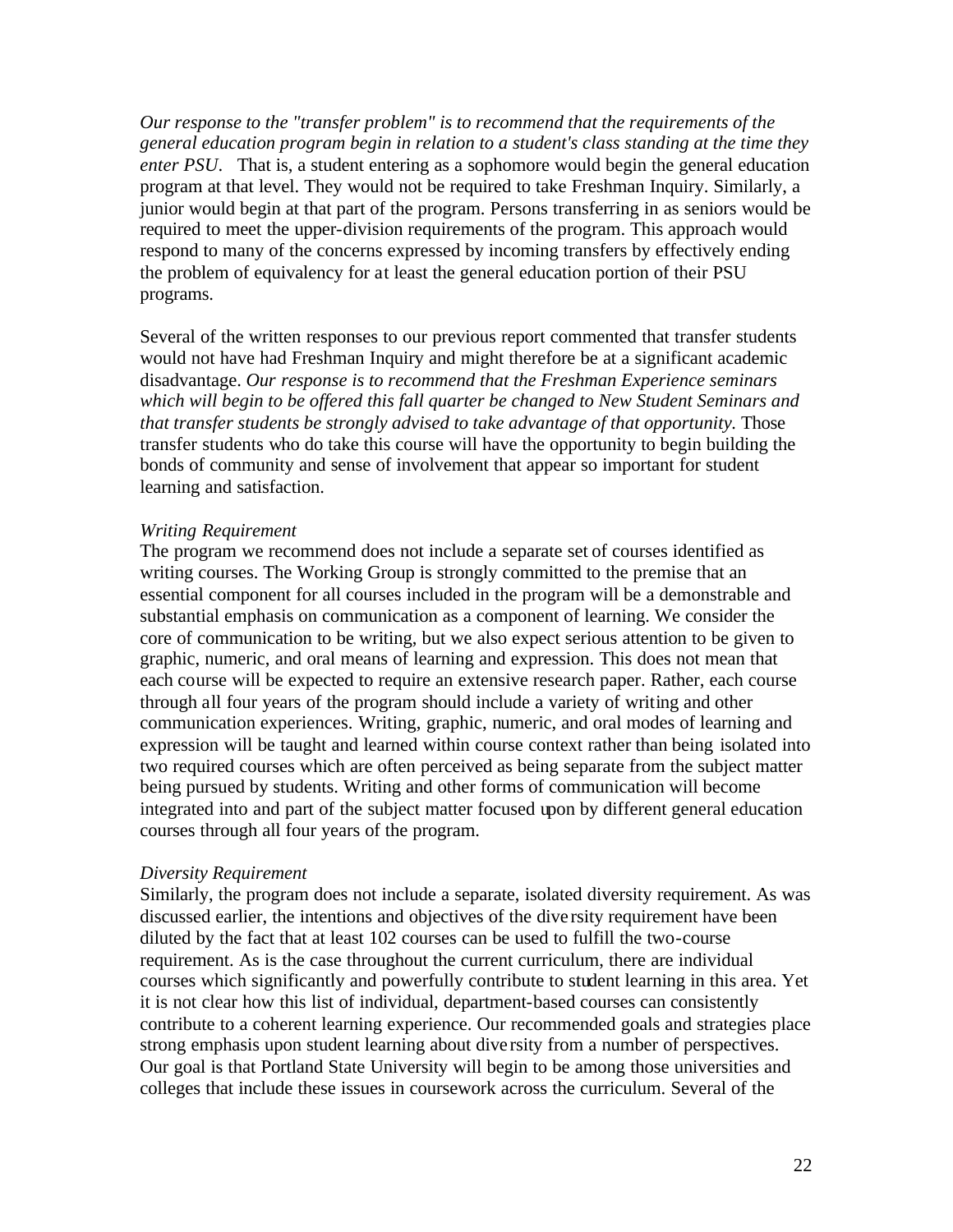*Our response to the "transfer problem" is to recommend that the requirements of the general education program begin in relation to a student's class standing at the time they enter PSU.* That is, a student entering as a sophomore would begin the general education program at that level. They would not be required to take Freshman Inquiry. Similarly, a junior would begin at that part of the program. Persons transferring in as seniors would be required to meet the upper-division requirements of the program. This approach would respond to many of the concerns expressed by incoming transfers by effectively ending the problem of equivalency for at least the general education portion of their PSU programs.

Several of the written responses to our previous report commented that transfer students would not have had Freshman Inquiry and might therefore be at a significant academic disadvantage. *Our response is to recommend that the Freshman Experience seminars which will begin to be offered this fall quarter be changed to New Student Seminars and that transfer students be strongly advised to take advantage of that opportunity.* Those transfer students who do take this course will have the opportunity to begin building the bonds of community and sense of involvement that appear so important for student learning and satisfaction.

*Writing Requirement*

The program we recommend does not include a separate set of courses identified as writing courses. The Working Group is strongly committed to the premise that an essential component for all courses included in the program will be a demonstrable and substantial emphasis on communication as a component of learning. We consider the core of communication to be writing, but we also expect serious attention to be given to graphic, numeric, and oral means of learning and expression. This does not mean that each course will be expected to require an extensive research paper. Rather, each course through all four years of the program should include a variety of writing and other communication experiences. Writing, graphic, numeric, and oral modes of learning and expression will be taught and learned within course context rather than being isolated into two required courses which are often perceived as being separate from the subject matter being pursued by students. Writing and other forms of communication will become integrated into and part of the subject matter focused upon by different general education courses through all four years of the program.

*Diversity Requirement*

Similarly, the program does not include a separate, isolated diversity requirement. As was discussed earlier, the intentions and objectives of the diversity requirement have been diluted by the fact that at least 102 courses can be used to fulfill the two-course requirement. As is the case throughout the current curriculum, there are individual courses which significantly and powerfully contribute to student learning in this area. Yet it is not clear how this list of individual, department-based courses can consistently contribute to a coherent learning experience. Our recommended goals and strategies place strong emphasis upon student learning about diversity from a number of perspectives. Our goal is that Portland State University will begin to be among those universities and colleges that include these issues in coursework across the curriculum. Several of the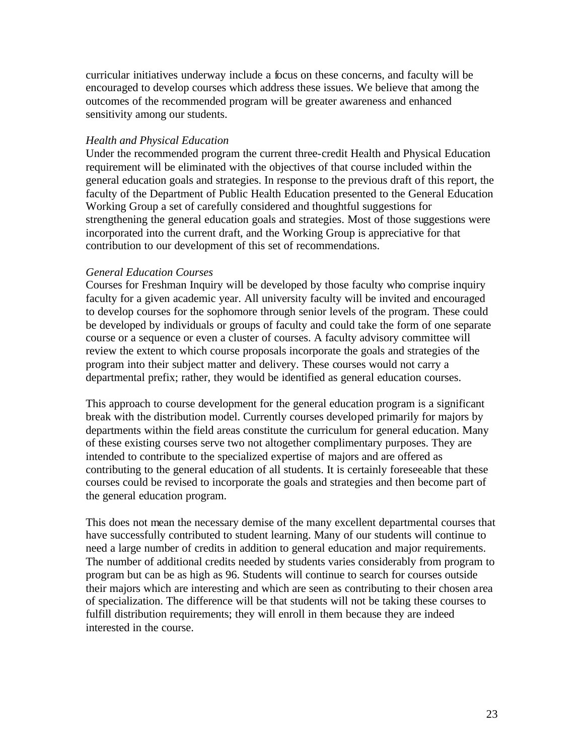curricular initiatives underway include a focus on these concerns, and faculty will be encouraged to develop courses which address these issues. We believe that among the outcomes of the recommended program will be greater awareness and enhanced sensitivity among our students.

*Health and Physical Education*

Under the recommended program the current three-credit Health and Physical Education requirement will be eliminated with the objectives of that course included within the general education goals and strategies. In response to the previous draft of this report, the faculty of the Department of Public Health Education presented to the General Education Working Group a set of carefully considered and thoughtful suggestions for strengthening the general education goals and strategies. Most of those suggestions were incorporated into the current draft, and the Working Group is appreciative for that contribution to our development of this set of recommendations.

*General Education Courses*

Courses for Freshman Inquiry will be developed by those faculty who comprise inquiry faculty for a given academic year. All university faculty will be invited and encouraged to develop courses for the sophomore through senior levels of the program. These could be developed by individuals or groups of faculty and could take the form of one separate course or a sequence or even a cluster of courses. A faculty advisory committee will review the extent to which course proposals incorporate the goals and strategies of the program into their subject matter and delivery. These courses would not carry a departmental prefix; rather, they would be identified as general education courses.

This approach to course development for the general education program is a significant break with the distribution model. Currently courses developed primarily for majors by departments within the field areas constitute the curriculum for general education. Many of these existing courses serve two not altogether complimentary purposes. They are intended to contribute to the specialized expertise of majors and are offered as contributing to the general education of all students. It is certainly foreseeable that these courses could be revised to incorporate the goals and strategies and then become part of the general education program.

This does not mean the necessary demise of the many excellent departmental courses that have successfully contributed to student learning. Many of our students will continue to need a large number of credits in addition to general education and major requirements. The number of additional credits needed by students varies considerably from program to program but can be as high as 96. Students will continue to search for courses outside their majors which are interesting and which are seen as contributing to their chosen area of specialization. The difference will be that students will not be taking these courses to fulfill distribution requirements; they will enroll in them because they are indeed interested in the course.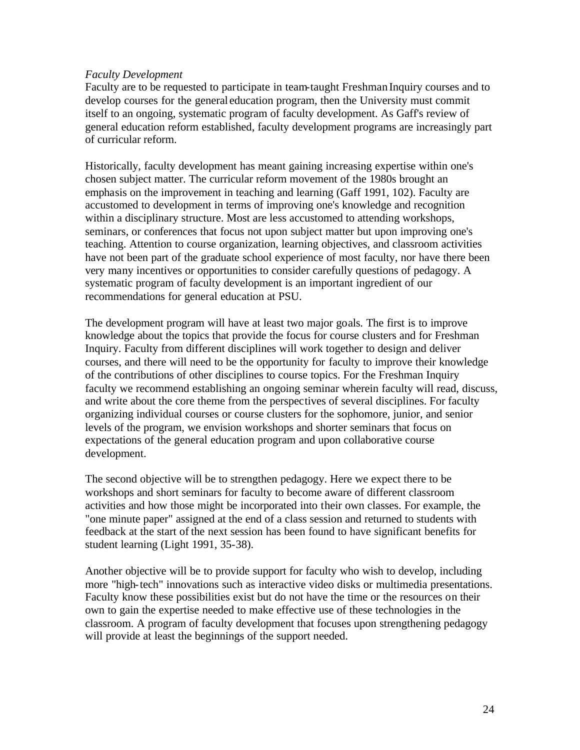*Faculty Development*

Faculty are to be requested to participate in team-taught Freshman Inquiry courses and to develop courses for the general education program, then the University must commit itself to an ongoing, systematic program of faculty development. As Gaff's review of general education reform established, faculty development programs are increasingly part of curricular reform.

Historically, faculty development has meant gaining increasing expertise within one's chosen subject matter. The curricular reform movement of the 1980s brought an emphasis on the improvement in teaching and learning (Gaff 1991, 102). Faculty are accustomed to development in terms of improving one's knowledge and recognition within a disciplinary structure. Most are less accustomed to attending workshops, seminars, or conferences that focus not upon subject matter but upon improving one's teaching. Attention to course organization, learning objectives, and classroom activities have not been part of the graduate school experience of most faculty, nor have there been very many incentives or opportunities to consider carefully questions of pedagogy. A systematic program of faculty development is an important ingredient of our recommendations for general education at PSU.

The development program will have at least two major goals. The first is to improve knowledge about the topics that provide the focus for course clusters and for Freshman Inquiry. Faculty from different disciplines will work together to design and deliver courses, and there will need to be the opportunity for faculty to improve their knowledge of the contributions of other disciplines to course topics. For the Freshman Inquiry faculty we recommend establishing an ongoing seminar wherein faculty will read, discuss, and write about the core theme from the perspectives of several disciplines. For faculty organizing individual courses or course clusters for the sophomore, junior, and senior levels of the program, we envision workshops and shorter seminars that focus on expectations of the general education program and upon collaborative course development.

The second objective will be to strengthen pedagogy. Here we expect there to be workshops and short seminars for faculty to become aware of different classroom activities and how those might be incorporated into their own classes. For example, the "one minute paper" assigned at the end of a class session and returned to students with feedback at the start of the next session has been found to have significant benefits for student learning (Light 1991, 35-38).

Another objective will be to provide support for faculty who wish to develop, including more "high-tech" innovations such as interactive video disks or multimedia presentations. Faculty know these possibilities exist but do not have the time or the resources on their own to gain the expertise needed to make effective use of these technologies in the classroom. A program of faculty development that focuses upon strengthening pedagogy will provide at least the beginnings of the support needed.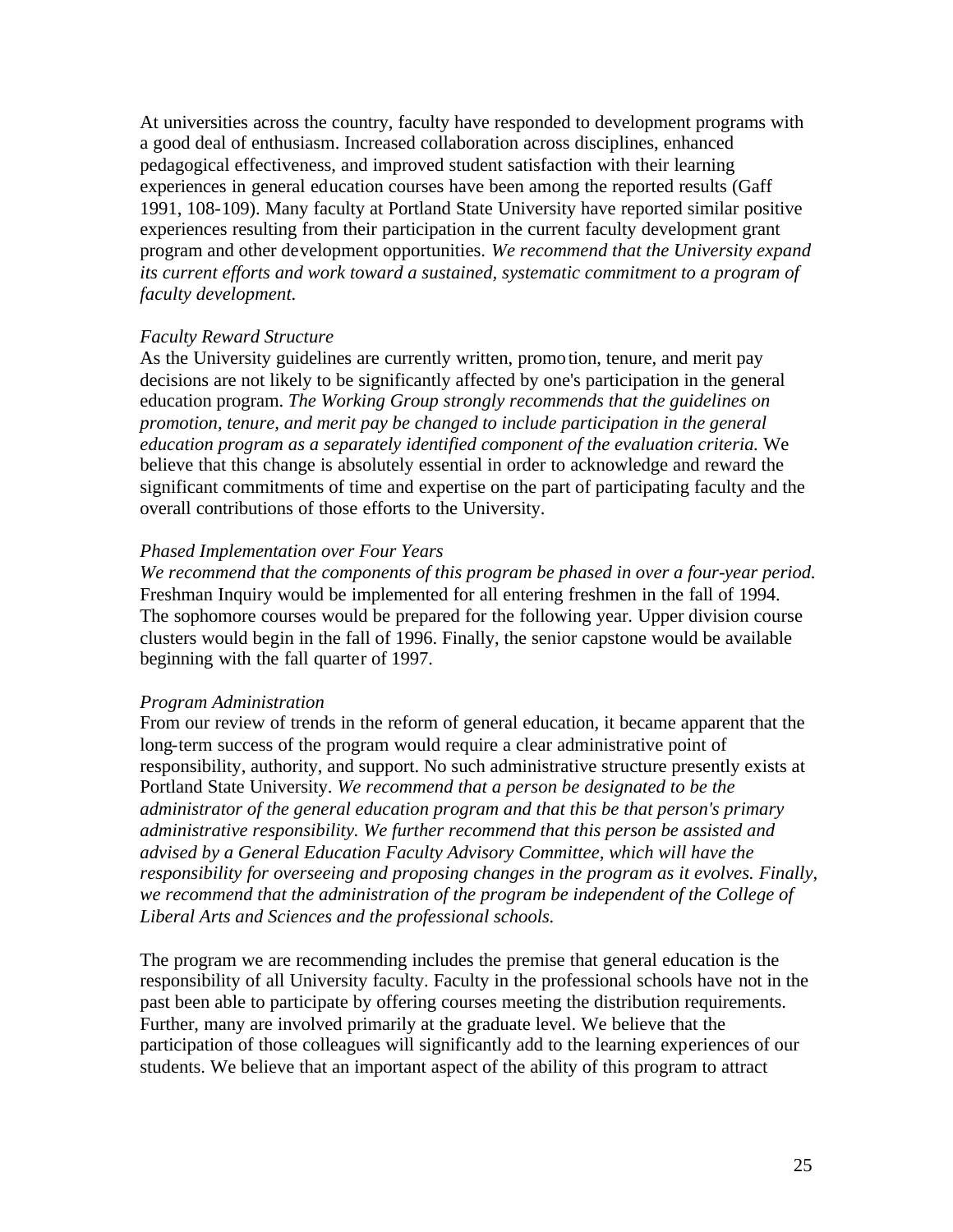At universities across the country, faculty have responded to development programs with a good deal of enthusiasm. Increased collaboration across disciplines, enhanced pedagogical effectiveness, and improved student satisfaction with their learning experiences in general education courses have been among the reported results (Gaff 1991, 108-109). Many faculty at Portland State University have reported similar positive experiences resulting from their participation in the current faculty development grant program and other development opportunities. *We recommend that the University expand its current efforts and work toward a sustained, systematic commitment to a program of faculty development.*

*Faculty Reward Structure*

As the University guidelines are currently written, promotion, tenure, and merit pay decisions are not likely to be significantly affected by one's participation in the general education program. *The Working Group strongly recommends that the guidelines on promotion, tenure, and merit pay be changed to include participation in the general education program as a separately identified component of the evaluation criteria.* We believe that this change is absolutely essential in order to acknowledge and reward the significant commitments of time and expertise on the part of participating faculty and the overall contributions of those efforts to the University.

*Phased Implementation over Four Years*

*We recommend that the components of this program be phased in over a four-year period.* Freshman Inquiry would be implemented for all entering freshmen in the fall of 1994. The sophomore courses would be prepared for the following year. Upper division course clusters would begin in the fall of 1996. Finally, the senior capstone would be available beginning with the fall quarter of 1997.

*Program Administration*

From our review of trends in the reform of general education, it became apparent that the long-term success of the program would require a clear administrative point of responsibility, authority, and support. No such administrative structure presently exists at Portland State University. *We recommend that a person be designated to be the administrator of the general education program and that this be that person's primary administrative responsibility. We further recommend that this person be assisted and advised by a General Education Faculty Advisory Committee, which will have the responsibility for overseeing and proposing changes in the program as it evolves. Finally, we recommend that the administration of the program be independent of the College of Liberal Arts and Sciences and the professional schools.*

The program we are recommending includes the premise that general education is the responsibility of all University faculty. Faculty in the professional schools have not in the past been able to participate by offering courses meeting the distribution requirements. Further, many are involved primarily at the graduate level. We believe that the participation of those colleagues will significantly add to the learning experiences of our students. We believe that an important aspect of the ability of this program to attract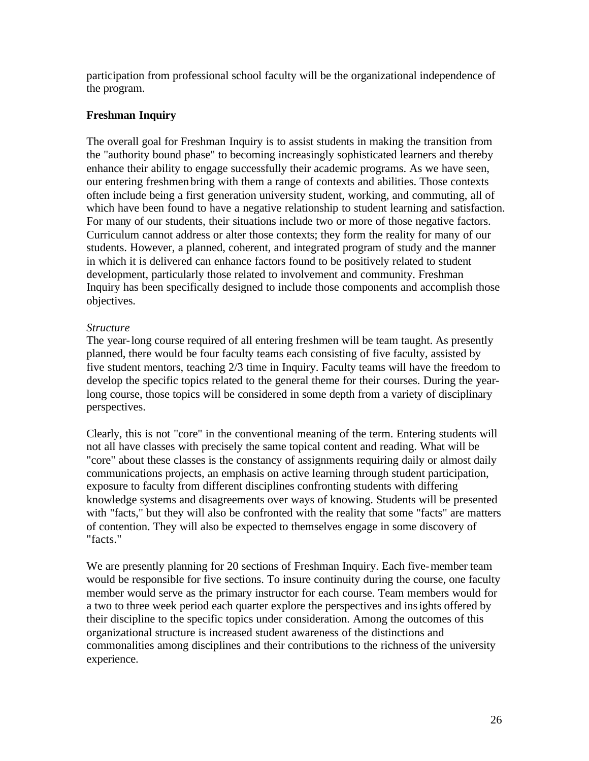participation from professional school faculty will be the organizational independence of the program.

## Freshman Inquiry

The overall goal for Freshman Inquiry is to assist students in making the transition from the "authority bound phase" to becoming increasingly sophisticated learners and thereby enhance their ability to engage successfully their academic programs. As we have seen, our entering freshmen bring with them a range of contexts and abilities. Those contexts often include being a first generation university student, working, and commuting, all of which have been found to have a negative relationship to student learning and satisfaction. For many of our students, their situations include two or more of those negative factors. Curriculum cannot address or alter those contexts; they form the reality for many of our students. However, a planned, coherent, and integrated program of study and the manner in which it is delivered can enhance factors found to be positively related to student development, particularly those related to involvement and community. Freshman Inquiry has been specifically designed to include those components and accomplish those objectives.

*Structure*

The year-long course required of all entering freshmen will be team taught. As presently planned, there would be four faculty teams each consisting of five faculty, assisted by five student mentors, teaching 2/3 time in Inquiry. Faculty teams will have the freedom to develop the specific topics related to the general theme for their courses. During the year-long course, those topics will be considered in some depth from a variety of disciplinary perspectives.

Clearly, this is not "core" in the conventional meaning of the term. Entering students will not all have classes with precisely the same topical content and reading. What will be "core" about these classes is the constancy of assignments requiring daily or almost daily communications projects, an emphasis on active learning through student participation, exposure to faculty from different disciplines confronting students with differing knowledge systems and disagreements over ways of knowing. Students will be presented with "facts," but they will also be confronted with the reality that some "facts" are matters of contention. They will also be expected to themselves engage in some discovery of "facts."

We are presently planning for 20 sections of Freshman Inquiry. Each five-member team would be responsible for five sections. To insure continuity during the course, one faculty member would serve as the primary instructor for each course. Team members would for a two to three week period each quarter explore the perspectives and insights offered by their discipline to the specific topics under consideration. Among the outcomes of this organizational structure is increased student awareness of the distinctions and commonalities among disciplines and their contributions to the richness of the university experience.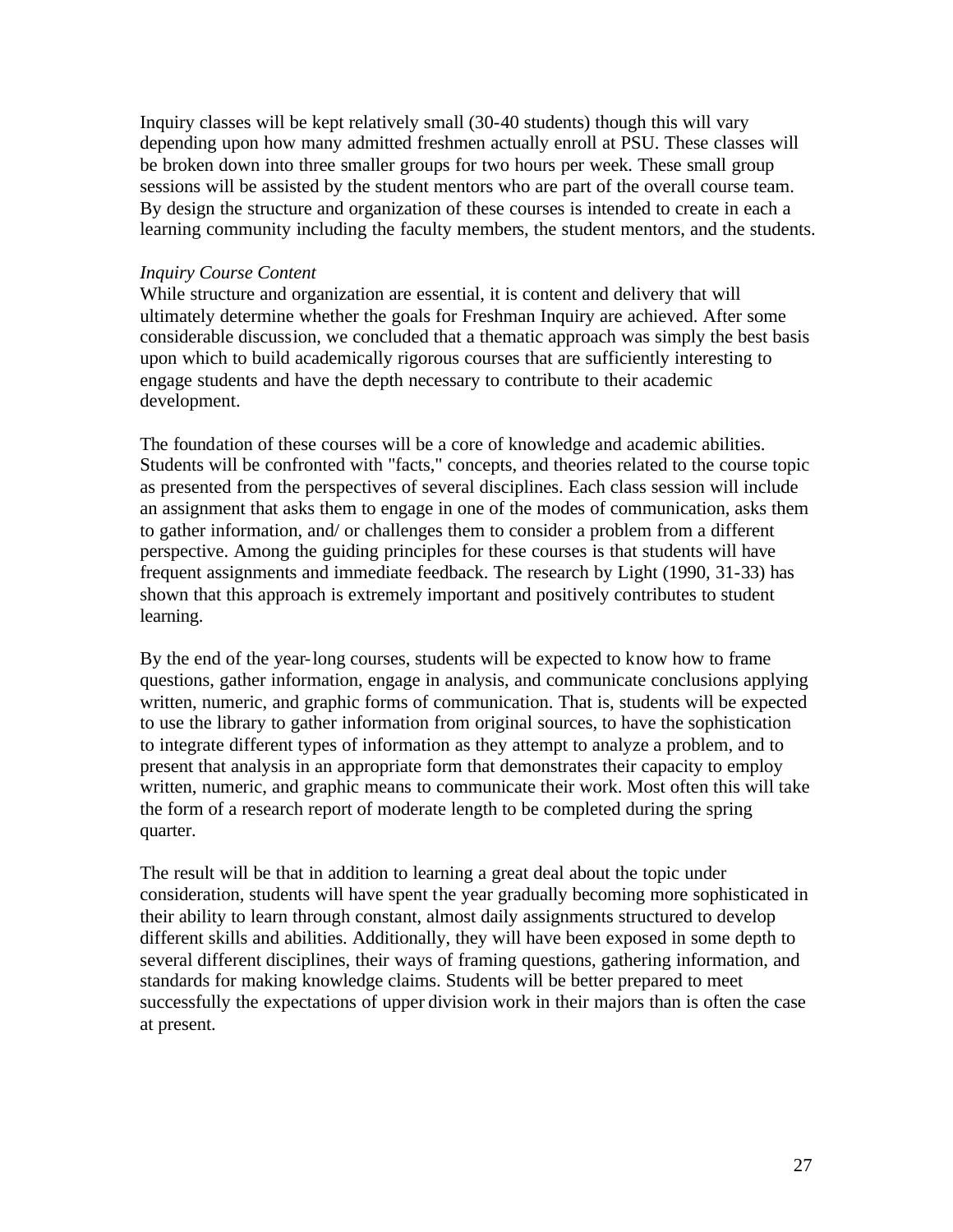Inquiry classes will be kept relatively small (30-40 students) though this will vary depending upon how many admitted freshmen actually enroll at PSU. These classes will be broken down into three smaller groups for two hours per week. These small group sessions will be assisted by the student mentors who are part of the overall course team. By design the structure and organization of these courses is intended to create in each a learning community including the faculty members, the student mentors, and the students.

*Inquiry Course Content*

While structure and organization are essential, it is content and delivery that will ultimately determine whether the goals for Freshman Inquiry are achieved. After some considerable discussion, we concluded that a thematic approach was simply the best basis upon which to build academically rigorous courses that are sufficiently interesting to engage students and have the depth necessary to contribute to their academic development.

The foundation of these courses will be a core of knowledge and academic abilities. Students will be confronted with "facts," concepts, and theories related to the course topic as presented from the perspectives of several disciplines. Each class session will include an assignment that asks them to engage in one of the modes of communication, asks them to gather information, and/ or challenges them to consider a problem from a different perspective. Among the guiding principles for these courses is that students will have frequent assignments and immediate feedback. The research by Light (1990, 31-33) has shown that this approach is extremely important and positively contributes to student learning.

By the end of the year-long courses, students will be expected to know how to frame questions, gather information, engage in analysis, and communicate conclusions applying written, numeric, and graphic forms of communication. That is, students will be expected to use the library to gather information from original sources, to have the sophistication to integrate different types of information as they attempt to analyze a problem, and to present that analysis in an appropriate form that demonstrates their capacity to employ written, numeric, and graphic means to communicate their work. Most often this will take the form of a research report of moderate length to be completed during the spring quarter.

The result will be that in addition to learning a great deal about the topic under consideration, students will have spent the year gradually becoming more sophisticated in their ability to learn through constant, almost daily assignments structured to develop different skills and abilities. Additionally, they will have been exposed in some depth to several different disciplines, their ways of framing questions, gathering information, and standards for making knowledge claims. Students will be better prepared to meet successfully the expectations of upper division work in their majors than is often the case at present.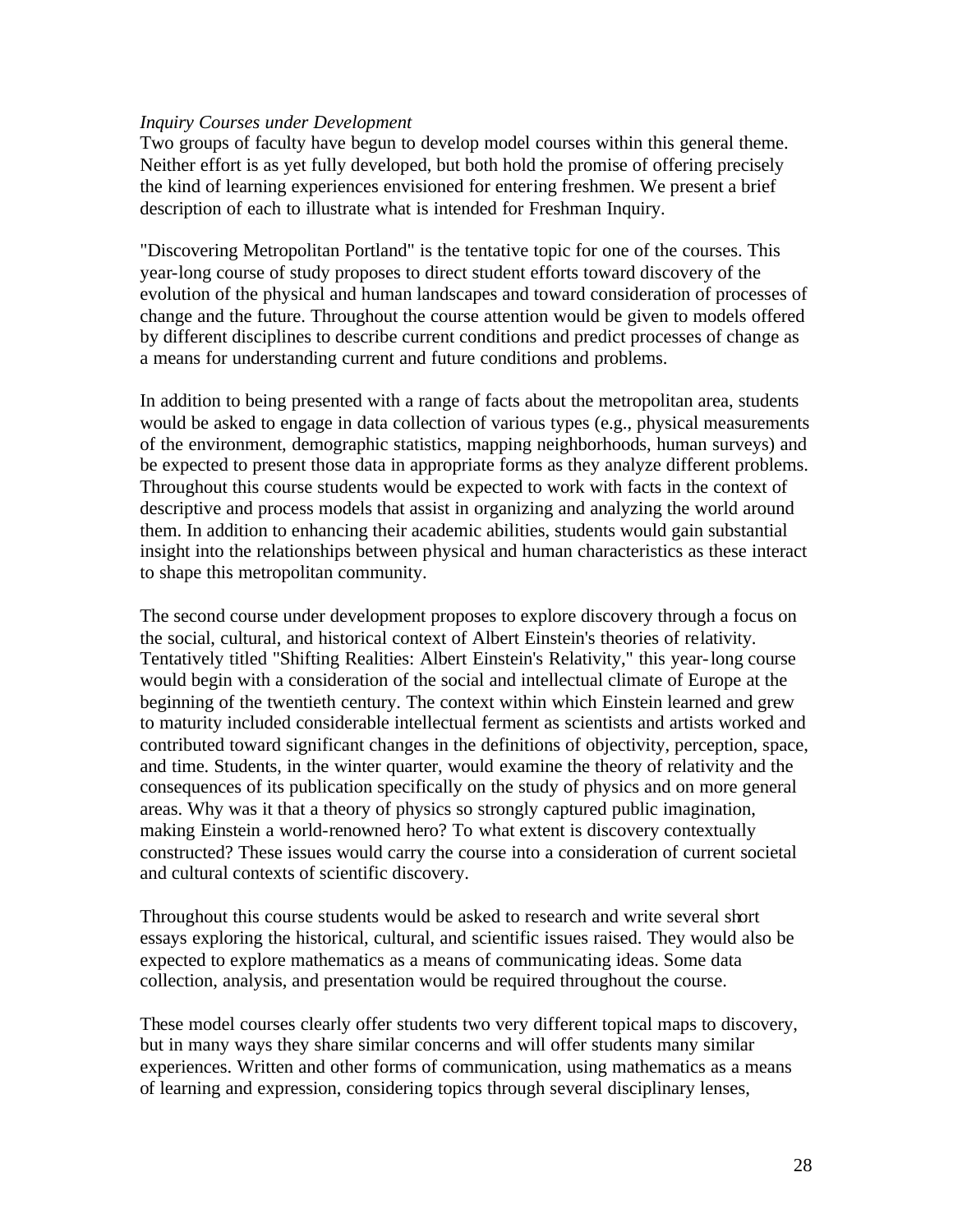*Inquiry Courses under Development*

Two groups of faculty have begun to develop model courses within this general theme. Neither effort is as yet fully developed, but both hold the promise of offering precisely the kind of learning experiences envisioned for entering freshmen. We present a brief description of each to illustrate what is intended for Freshman Inquiry.

"Discovering Metropolitan Portland" is the tentative topic for one of the courses. This year-long course of study proposes to direct student efforts toward discovery of the evolution of the physical and human landscapes and toward consideration of processes of change and the future. Throughout the course attention would be given to models offered by different disciplines to describe current conditions and predict processes of change as a means for understanding current and future conditions and problems.

In addition to being presented with a range of facts about the metropolitan area, students would be asked to engage in data collection of various types (e.g., physical measurements of the environment, demographic statistics, mapping neighborhoods, human surveys) and be expected to present those data in appropriate forms as they analyze different problems. Throughout this course students would be expected to work with facts in the context of descriptive and process models that assist in organizing and analyzing the world around them. In addition to enhancing their academic abilities, students would gain substantial insight into the relationships between physical and human characteristics as these interact to shape this metropolitan community.

The second course under development proposes to explore discovery through a focus on the social, cultural, and historical context of Albert Einstein's theories of relativity. Tentatively titled "Shifting Realities: Albert Einstein's Relativity," this year-long course would begin with a consideration of the social and intellectual climate of Europe at the beginning of the twentieth century. The context within which Einstein learned and grew to maturity included considerable intellectual ferment as scientists and artists worked and contributed toward significant changes in the definitions of objectivity, perception, space, and time. Students, in the winter quarter, would examine the theory of relativity and the consequences of its publication specifically on the study of physics and on more general areas. Why was it that a theory of physics so strongly captured public imagination, making Einstein a world-renowned hero? To what extent is discovery contextually constructed? These issues would carry the course into a consideration of current societal and cultural contexts of scientific discovery.

Throughout this course students would be asked to research and write several short essays exploring the historical, cultural, and scientific issues raised. They would also be expected to explore mathematics as a means of communicating ideas. Some data collection, analysis, and presentation would be required throughout the course.

These model courses clearly offer students two very different topical maps to discovery, but in many ways they share similar concerns and will offer students many similar experiences. Written and other forms of communication, using mathematics as a means of learning and expression, considering topics through several disciplinary lenses,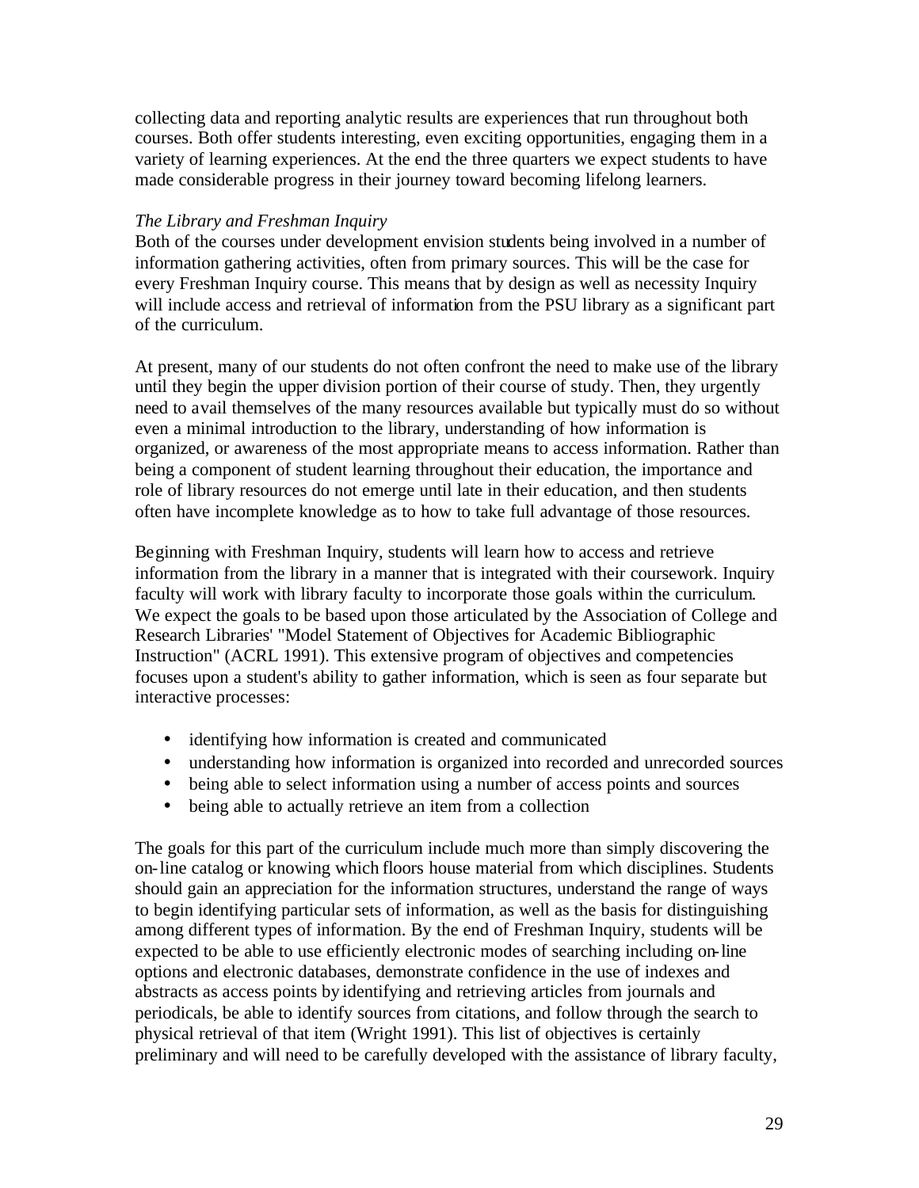collecting data and reporting analytic results are experiences that run throughout both courses. Both offer students interesting, even exciting opportunities, engaging them in a variety of learning experiences. At the end the three quarters we expect students to have made considerable progress in their journey toward becoming lifelong learners.

*The Library and Freshman Inquiry*

Both of the courses under development envision students being involved in a number of information gathering activities, often from primary sources. This will be the case for every Freshman Inquiry course. This means that by design as well as necessity Inquiry will include access and retrieval of information from the PSU library as a significant part of the curriculum.

At present, many of our students do not often confront the need to make use of the library until they begin the upper division portion of their course of study. Then, they urgently need to avail themselves of the many resources available but typically must do so without even a minimal introduction to the library, understanding of how information is organized, or awareness of the most appropriate means to access information. Rather than being a component of student learning throughout their education, the importance and role of library resources do not emerge until late in their education, and then students often have incomplete knowledge as to how to take full advantage of those resources.

Beginning with Freshman Inquiry, students will learn how to access and retrieve information from the library in a manner that is integrated with their coursework. Inquiry faculty will work with library faculty to incorporate those goals within the curriculum. We expect the goals to be based upon those articulated by the Association of College and Research Libraries' "Model Statement of Objectives for Academic Bibliographic Instruction" (ACRL 1991). This extensive program of objectives and competencies focuses upon a student's ability to gather information, which is seen as four separate but interactive processes:

- identifying how information is created and communicated
- understanding how information is organized into recorded and unrecorded sources
- being able to select information using a number of access points and sources
- being able to actually retrieve an item from a collection

The goals for this part of the curriculum include much more than simply discovering the on-line catalog or knowing which floors house material from which disciplines. Students should gain an appreciation for the information structures, understand the range of ways to begin identifying particular sets of information, as well as the basis for distinguishing among different types of information. By the end of Freshman Inquiry, students will be expected to be able to use efficiently electronic modes of searching including on-line options and electronic databases, demonstrate confidence in the use of indexes and abstracts as access points by identifying and retrieving articles from journals and periodicals, be able to identify sources from citations, and follow through the search to physical retrieval of that item (Wright 1991). This list of objectives is certainly preliminary and will need to be carefully developed with the assistance of library faculty,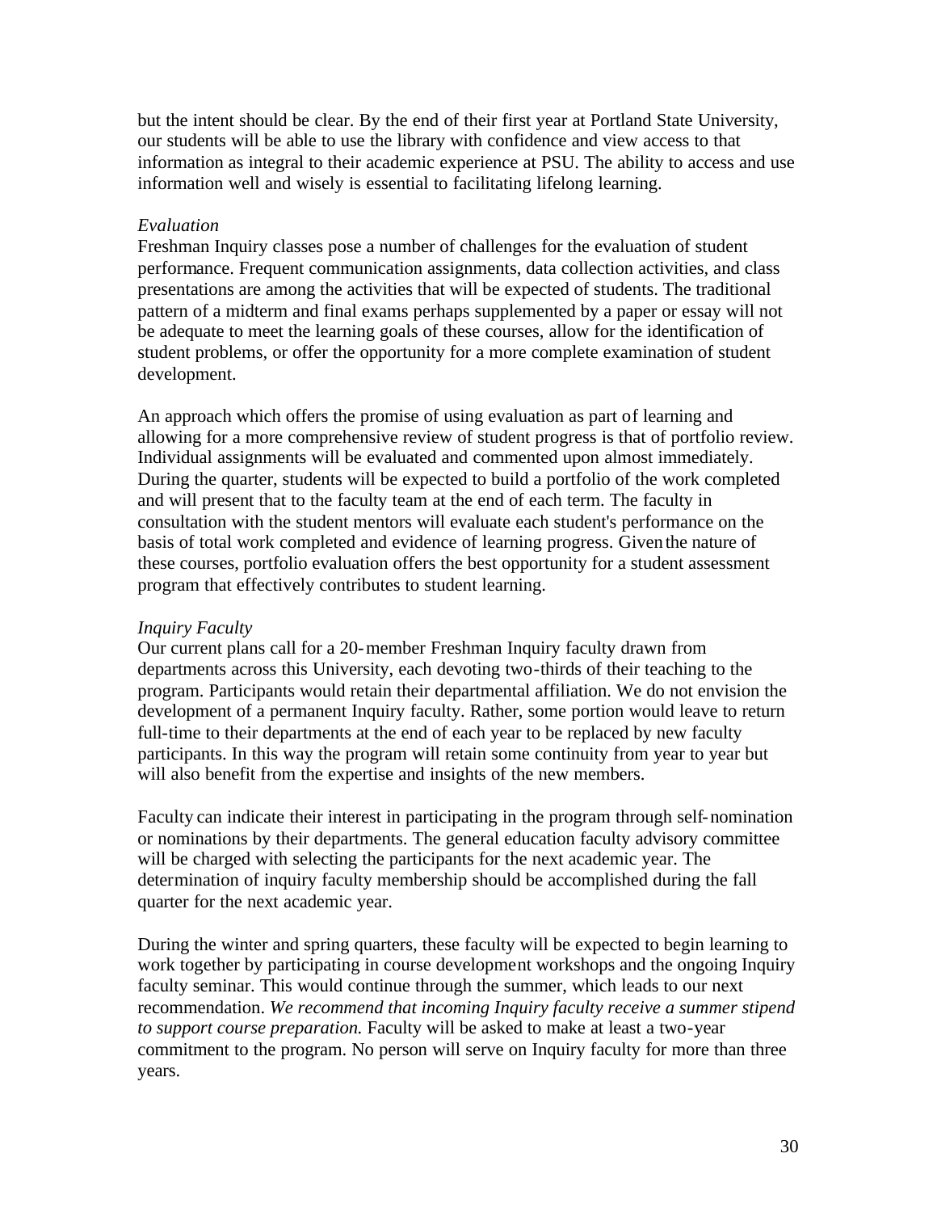but the intent should be clear. By the end of their first year at Portland State University, our students will be able to use the library with confidence and view access to that information as integral to their academic experience at PSU. The ability to access and use information well and wisely is essential to facilitating lifelong learning.

### *Evaluation*

Freshman Inquiry classes pose a number of challenges for the evaluation of student performance. Frequent communication assignments, data collection activities, and class presentations are among the activities that will be expected of students. The traditional pattern of a midterm and final exams perhaps supplemented by a paper or essay will not be adequate to meet the learning goals of these courses, allow for the identification of student problems, or offer the opportunity for a more complete examination of student development.

An approach which offers the promise of using evaluation as part of learning and allowing for a more comprehensive review of student progress is that of portfolio review. Individual assignments will be evaluated and commented upon almost immediately. During the quarter, students will be expected to build a portfolio of the work completed and will present that to the faculty team at the end of each term. The faculty in consultation with the student mentors will evaluate each student's performance on the basis of total work completed and evidence of learning progress. Given the nature of these courses, portfolio evaluation offers the best opportunity for a student assessment program that effectively contributes to student learning.

### *Inquiry Faculty*

Our current plans call for a 20-member Freshman Inquiry faculty drawn from departments across this University, each devoting two-thirds of their teaching to the program. Participants would retain their departmental affiliation. We do not envision the development of a permanent Inquiry faculty. Rather, some portion would leave to return full-time to their departments at the end of each year to be replaced by new faculty participants. In this way the program will retain some continuity from year to year but will also benefit from the expertise and insights of the new members.

Faculty can indicate their interest in participating in the program through self-nomination or nominations by their departments. The general education faculty advisory committee will be charged with selecting the participants for the next academic year. The determination of inquiry faculty membership should be accomplished during the fall quarter for the next academic year.

During the winter and spring quarters, these faculty will be expected to begin learning to work together by participating in course development workshops and the ongoing Inquiry faculty seminar. This would continue through the summer, which leads to our next recommendation. *We recommend that incoming Inquiry faculty receive a summer stipend to support course preparation.* Faculty will be asked to make at least a two-year commitment to the program. No person will serve on Inquiry faculty for more than three years.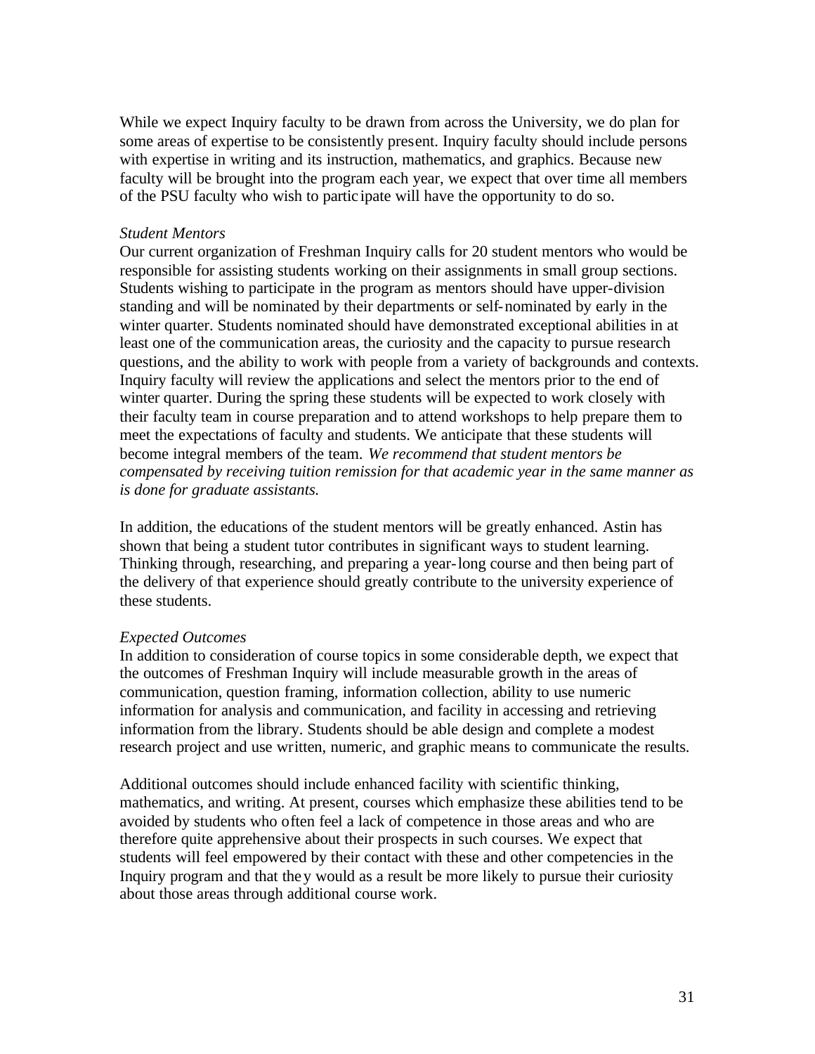While we expect Inquiry faculty to be drawn from across the University, we do plan for some areas of expertise to be consistently present. Inquiry faculty should include persons with expertise in writing and its instruction, mathematics, and graphics. Because new faculty will be brought into the program each year, we expect that over time all members of the PSU faculty who wish to participate will have the opportunity to do so.

*Student Mentors*

Our current organization of Freshman Inquiry calls for 20 student mentors who would be responsible for assisting students working on their assignments in small group sections. Students wishing to participate in the program as mentors should have upper-division standing and will be nominated by their departments or self-nominated by early in the winter quarter. Students nominated should have demonstrated exceptional abilities in at least one of the communication areas, the curiosity and the capacity to pursue research questions, and the ability to work with people from a variety of backgrounds and contexts. Inquiry faculty will review the applications and select the mentors prior to the end of winter quarter. During the spring these students will be expected to work closely with their faculty team in course preparation and to attend workshops to help prepare them to meet the expectations of faculty and students. We anticipate that these students will become integral members of the team. *We recommend that student mentors be compensated by receiving tuition remission for that academic year in the same manner as is done for graduate assistants.*

In addition, the educations of the student mentors will be greatly enhanced. Astin has shown that being a student tutor contributes in significant ways to student learning. Thinking through, researching, and preparing a year-long course and then being part of the delivery of that experience should greatly contribute to the university experience of these students.

*Expected Outcomes*

In addition to consideration of course topics in some considerable depth, we expect that the outcomes of Freshman Inquiry will include measurable growth in the areas of communication, question framing, information collection, ability to use numeric information for analysis and communication, and facility in accessing and retrieving information from the library. Students should be able design and complete a modest research project and use written, numeric, and graphic means to communicate the results.

Additional outcomes should include enhanced facility with scientific thinking, mathematics, and writing. At present, courses which emphasize these abilities tend to be avoided by students who often feel a lack of competence in those areas and who are therefore quite apprehensive about their prospects in such courses. We expect that students will feel empowered by their contact with these and other competencies in the Inquiry program and that they would as a result be more likely to pursue their curiosity about those areas through additional course work.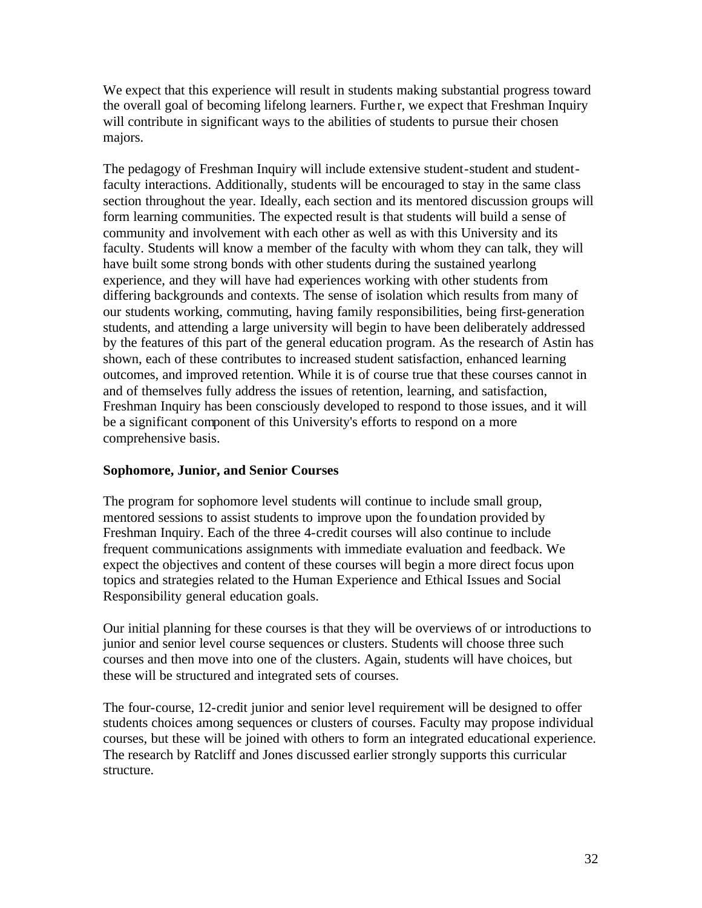We expect that this experience will result in students making substantial progress toward the overall goal of becoming lifelong learners. Further, we expect that Freshman Inquiry will contribute in significant ways to the abilities of students to pursue their chosen majors.

The pedagogy of Freshman Inquiry will include extensive student-student and student-faculty interactions. Additionally, students will be encouraged to stay in the same class section throughout the year. Ideally, each section and its mentored discussion groups will form learning communities. The expected result is that students will build a sense of community and involvement with each other as well as with this University and its faculty. Students will know a member of the faculty with whom they can talk, they will have built some strong bonds with other students during the sustained yearlong experience, and they will have had experiences working with other students from differing backgrounds and contexts. The sense of isolation which results from many of our students working, commuting, having family responsibilities, being first-generation students, and attending a large university will begin to have been deliberately addressed by the features of this part of the general education program. As the research of Astin has shown, each of these contributes to increased student satisfaction, enhanced learning outcomes, and improved retention. While it is of course true that these courses cannot in and of themselves fully address the issues of retention, learning, and satisfaction, Freshman Inquiry has been consciously developed to respond to those issues, and it will be a significant component of this University's efforts to respond on a more comprehensive basis.

**Sophomore, Junior, and Senior Courses**

The program for sophomore level students will continue to include small group, mentored sessions to assist students to improve upon the foundation provided by Freshman Inquiry. Each of the three 4-credit courses will also continue to include frequent communications assignments with immediate evaluation and feedback. We expect the objectives and content of these courses will begin a more direct focus upon topics and strategies related to the Human Experience and Ethical Issues and Social Responsibility general education goals.

Our initial planning for these courses is that they will be overviews of or introductions to junior and senior level course sequences or clusters. Students will choose three such courses and then move into one of the clusters. Again, students will have choices, but these will be structured and integrated sets of courses.

The four-course, 12-credit junior and senior level requirement will be designed to offer students choices among sequences or clusters of courses. Faculty may propose individual courses, but these will be joined with others to form an integrated educational experience. The research by Ratcliff and Jones discussed earlier strongly supports this curricular structure.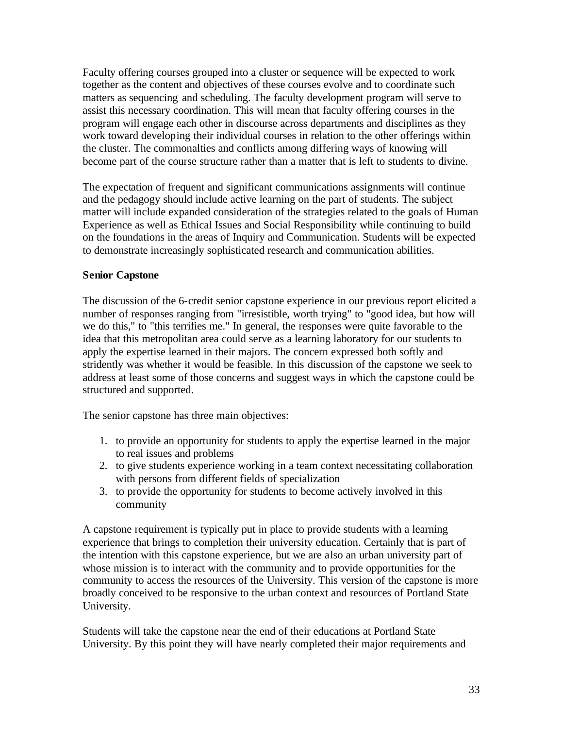Faculty offering courses grouped into a cluster or sequence will be expected to work together as the content and objectives of these courses evolve and to coordinate such matters as sequencing and scheduling. The faculty development program will serve to assist this necessary coordination. This will mean that faculty offering courses in the program will engage each other in discourse across departments and disciplines as they work toward developing their individual courses in relation to the other offerings within the cluster. The commonalties and conflicts among differing ways of knowing will become part of the course structure rather than a matter that is left to students to divine.

The expectation of frequent and significant communications assignments will continue and the pedagogy should include active learning on the part of students. The subject matter will include expanded consideration of the strategies related to the goals of Human Experience as well as Ethical Issues and Social Responsibility while continuing to build on the foundations in the areas of Inquiry and Communication. Students will be expected to demonstrate increasingly sophisticated research and communication abilities.

**Senior Capstone**

The discussion of the 6-credit senior capstone experience in our previous report elicited a number of responses ranging from "irresistible, worth trying" to "good idea, but how will we do this," to "this terrifies me." In general, the responses were quite favorable to the idea that this metropolitan area could serve as a learning laboratory for our students to apply the expertise learned in their majors. The concern expressed both softly and stridently was whether it would be feasible. In this discussion of the capstone we seek to address at least some of those concerns and suggest ways in which the capstone could be structured and supported.

The senior capstone has three main objectives:

1. to provide an opportunity for students to apply the expertise learned in the major to real issues and problems
2. to give students experience working in a team context necessitating collaboration with persons from different fields of specialization
3. to provide the opportunity for students to become actively involved in this community

A capstone requirement is typically put in place to provide students with a learning experience that brings to completion their university education. Certainly that is part of the intention with this capstone experience, but we are also an urban university part of whose mission is to interact with the community and to provide opportunities for the community to access the resources of the University. This version of the capstone is more broadly conceived to be responsive to the urban context and resources of Portland State University.

Students will take the capstone near the end of their educations at Portland State University. By this point they will have nearly completed their major requirements and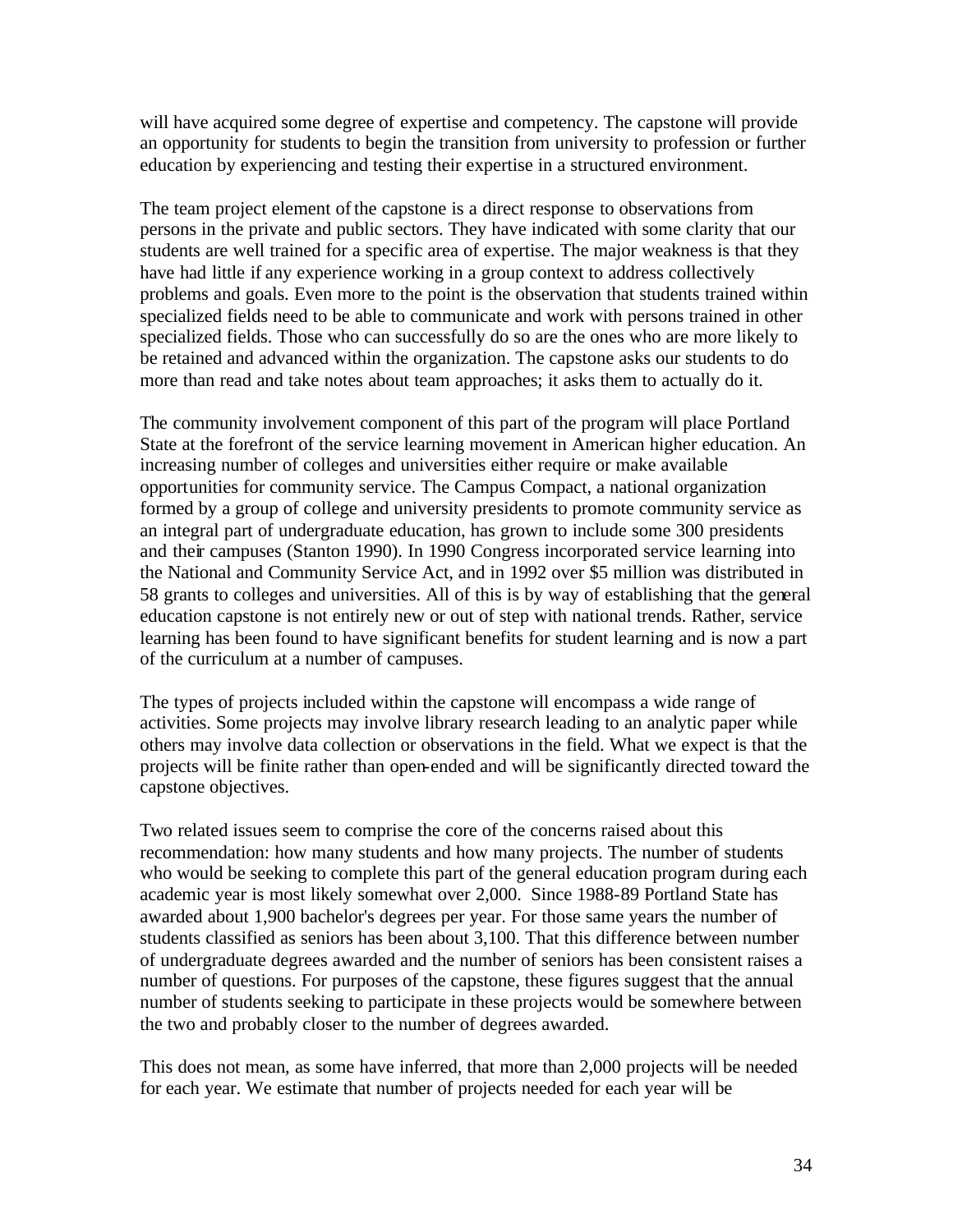will have acquired some degree of expertise and competency. The capstone will provide an opportunity for students to begin the transition from university to profession or further education by experiencing and testing their expertise in a structured environment.

The team project element of the capstone is a direct response to observations from persons in the private and public sectors. They have indicated with some clarity that our students are well trained for a specific area of expertise. The major weakness is that they have had little if any experience working in a group context to address collectively problems and goals. Even more to the point is the observation that students trained within specialized fields need to be able to communicate and work with persons trained in other specialized fields. Those who can successfully do so are the ones who are more likely to be retained and advanced within the organization. The capstone asks our students to do more than read and take notes about team approaches; it asks them to actually do it.

The community involvement component of this part of the program will place Portland State at the forefront of the service learning movement in American higher education. An increasing number of colleges and universities either require or make available opportunities for community service. The Campus Compact, a national organization formed by a group of college and university presidents to promote community service as an integral part of undergraduate education, has grown to include some 300 presidents and their campuses (Stanton 1990). In 1990 Congress incorporated service learning into the National and Community Service Act, and in 1992 over $5 million was distributed in 58 grants to colleges and universities. All of this is by way of establishing that the general education capstone is not entirely new or out of step with national trends. Rather, service learning has been found to have significant benefits for student learning and is now a part of the curriculum at a number of campuses.

The types of projects included within the capstone will encompass a wide range of activities. Some projects may involve library research leading to an analytic paper while others may involve data collection or observations in the field. What we expect is that the projects will be finite rather than open-ended and will be significantly directed toward the capstone objectives.

Two related issues seem to comprise the core of the concerns raised about this recommendation: how many students and how many projects. The number of students who would be seeking to complete this part of the general education program during each academic year is most likely somewhat over 2,000. Since 1988-89 Portland State has awarded about 1,900 bachelor's degrees per year. For those same years the number of students classified as seniors has been about 3,100. That this difference between number of undergraduate degrees awarded and the number of seniors has been consistent raises a number of questions. For purposes of the capstone, these figures suggest that the annual number of students seeking to participate in these projects would be somewhere between the two and probably closer to the number of degrees awarded.

This does not mean, as some have inferred, that more than 2,000 projects will be needed for each year. We estimate that number of projects needed for each year will be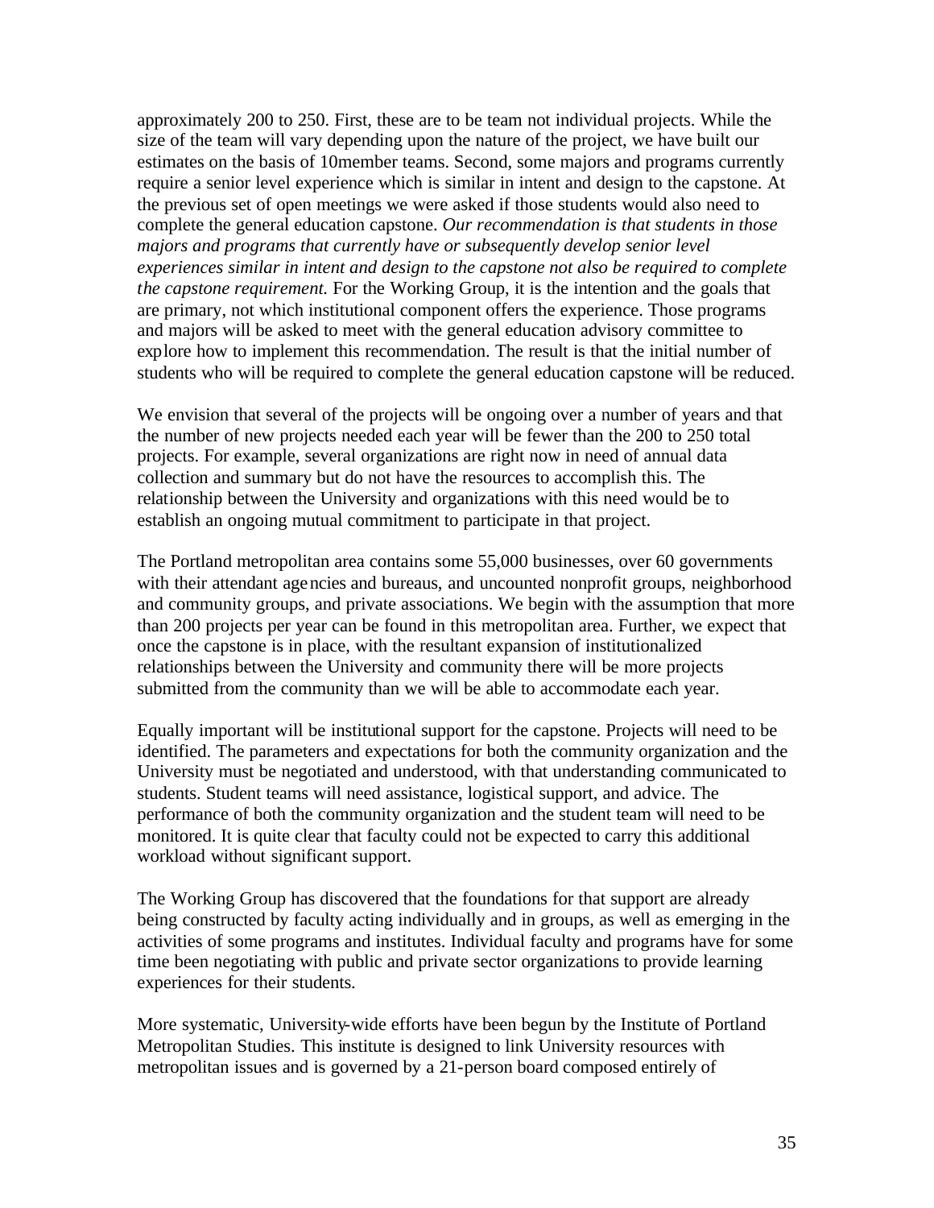approximately 200 to 250. First, these are to be team not individual projects. While the size of the team will vary depending upon the nature of the project, we have built our estimates on the basis of 10member teams. Second, some majors and programs currently require a senior level experience which is similar in intent and design to the capstone. At the previous set of open meetings we were asked if those students would also need to complete the general education capstone. *Our recommendation is that students in those majors and programs that currently have or subsequently develop senior level experiences similar in intent and design to the capstone not also be required to complete the capstone requirement.* For the Working Group, it is the intention and the goals that are primary, not which institutional component offers the experience. Those programs and majors will be asked to meet with the general education advisory committee to explore how to implement this recommendation. The result is that the initial number of students who will be required to complete the general education capstone will be reduced.

We envision that several of the projects will be ongoing over a number of years and that the number of new projects needed each year will be fewer than the 200 to 250 total projects. For example, several organizations are right now in need of annual data collection and summary but do not have the resources to accomplish this. The relationship between the University and organizations with this need would be to establish an ongoing mutual commitment to participate in that project.

The Portland metropolitan area contains some 55,000 businesses, over 60 governments with their attendant agencies and bureaus, and uncounted nonprofit groups, neighborhood and community groups, and private associations. We begin with the assumption that more than 200 projects per year can be found in this metropolitan area. Further, we expect that once the capstone is in place, with the resultant expansion of institutionalized relationships between the University and community there will be more projects submitted from the community than we will be able to accommodate each year.

Equally important will be institutional support for the capstone. Projects will need to be identified. The parameters and expectations for both the community organization and the University must be negotiated and understood, with that understanding communicated to students. Student teams will need assistance, logistical support, and advice. The performance of both the community organization and the student team will need to be monitored. It is quite clear that faculty could not be expected to carry this additional workload without significant support.

The Working Group has discovered that the foundations for that support are already being constructed by faculty acting individually and in groups, as well as emerging in the activities of some programs and institutes. Individual faculty and programs have for some time been negotiating with public and private sector organizations to provide learning experiences for their students.

More systematic, University-wide efforts have been begun by the Institute of Portland Metropolitan Studies. This institute is designed to link University resources with metropolitan issues and is governed by a 21-person board composed entirely of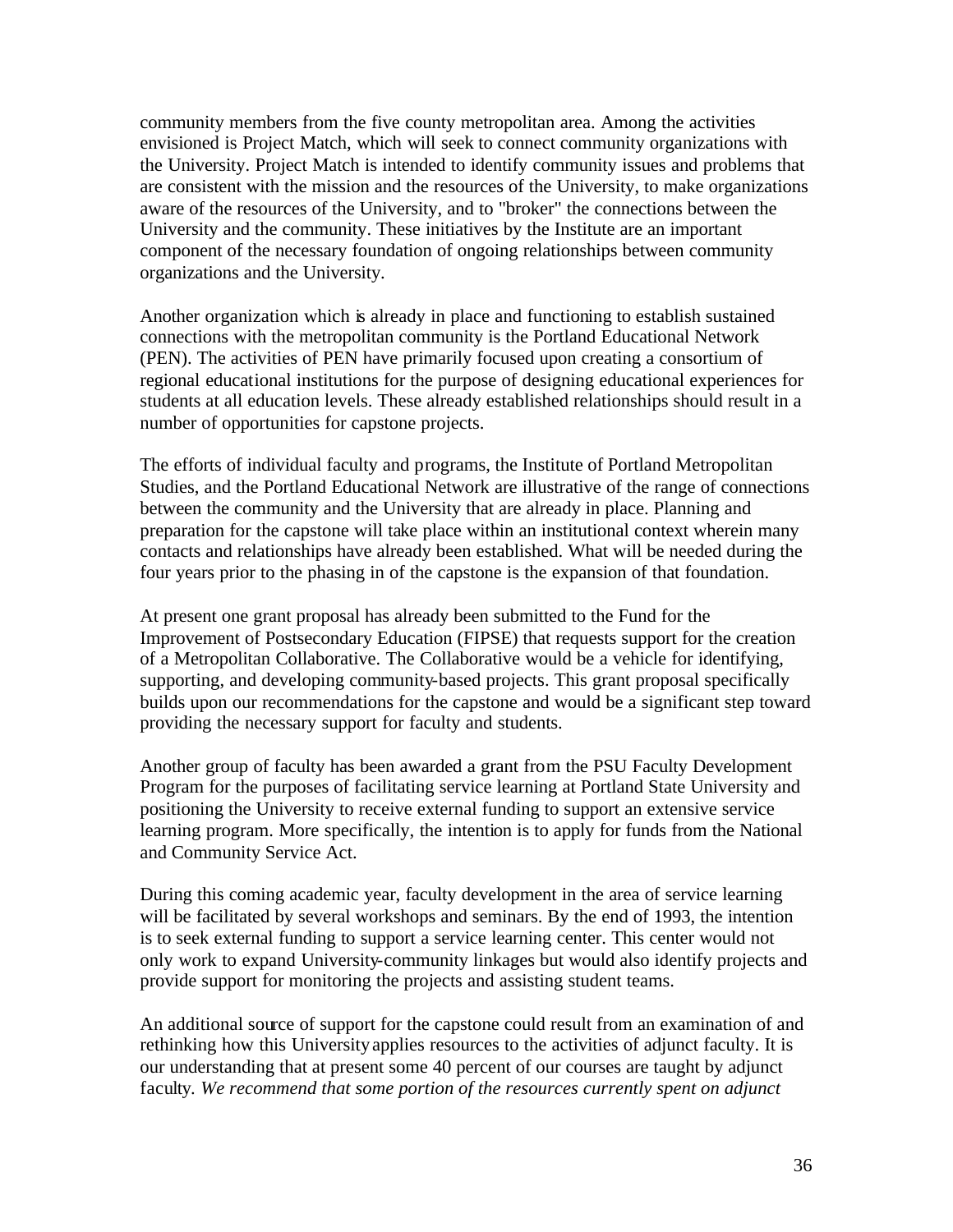community members from the five county metropolitan area. Among the activities envisioned is Project Match, which will seek to connect community organizations with the University. Project Match is intended to identify community issues and problems that are consistent with the mission and the resources of the University, to make organizations aware of the resources of the University, and to "broker" the connections between the University and the community. These initiatives by the Institute are an important component of the necessary foundation of ongoing relationships between community organizations and the University.

Another organization which is already in place and functioning to establish sustained connections with the metropolitan community is the Portland Educational Network (PEN). The activities of PEN have primarily focused upon creating a consortium of regional educational institutions for the purpose of designing educational experiences for students at all education levels. These already established relationships should result in a number of opportunities for capstone projects.

The efforts of individual faculty and programs, the Institute of Portland Metropolitan Studies, and the Portland Educational Network are illustrative of the range of connections between the community and the University that are already in place. Planning and preparation for the capstone will take place within an institutional context wherein many contacts and relationships have already been established. What will be needed during the four years prior to the phasing in of the capstone is the expansion of that foundation.

At present one grant proposal has already been submitted to the Fund for the Improvement of Postsecondary Education (FIPSE) that requests support for the creation of a Metropolitan Collaborative. The Collaborative would be a vehicle for identifying, supporting, and developing community-based projects. This grant proposal specifically builds upon our recommendations for the capstone and would be a significant step toward providing the necessary support for faculty and students.

Another group of faculty has been awarded a grant from the PSU Faculty Development Program for the purposes of facilitating service learning at Portland State University and positioning the University to receive external funding to support an extensive service learning program. More specifically, the intention is to apply for funds from the National and Community Service Act.

During this coming academic year, faculty development in the area of service learning will be facilitated by several workshops and seminars. By the end of 1993, the intention is to seek external funding to support a service learning center. This center would not only work to expand University-community linkages but would also identify projects and provide support for monitoring the projects and assisting student teams.

An additional source of support for the capstone could result from an examination of and rethinking how this University applies resources to the activities of adjunct faculty. It is our understanding that at present some 40 percent of our courses are taught by adjunct faculty. *We recommend that some portion of the resources currently spent on adjunct*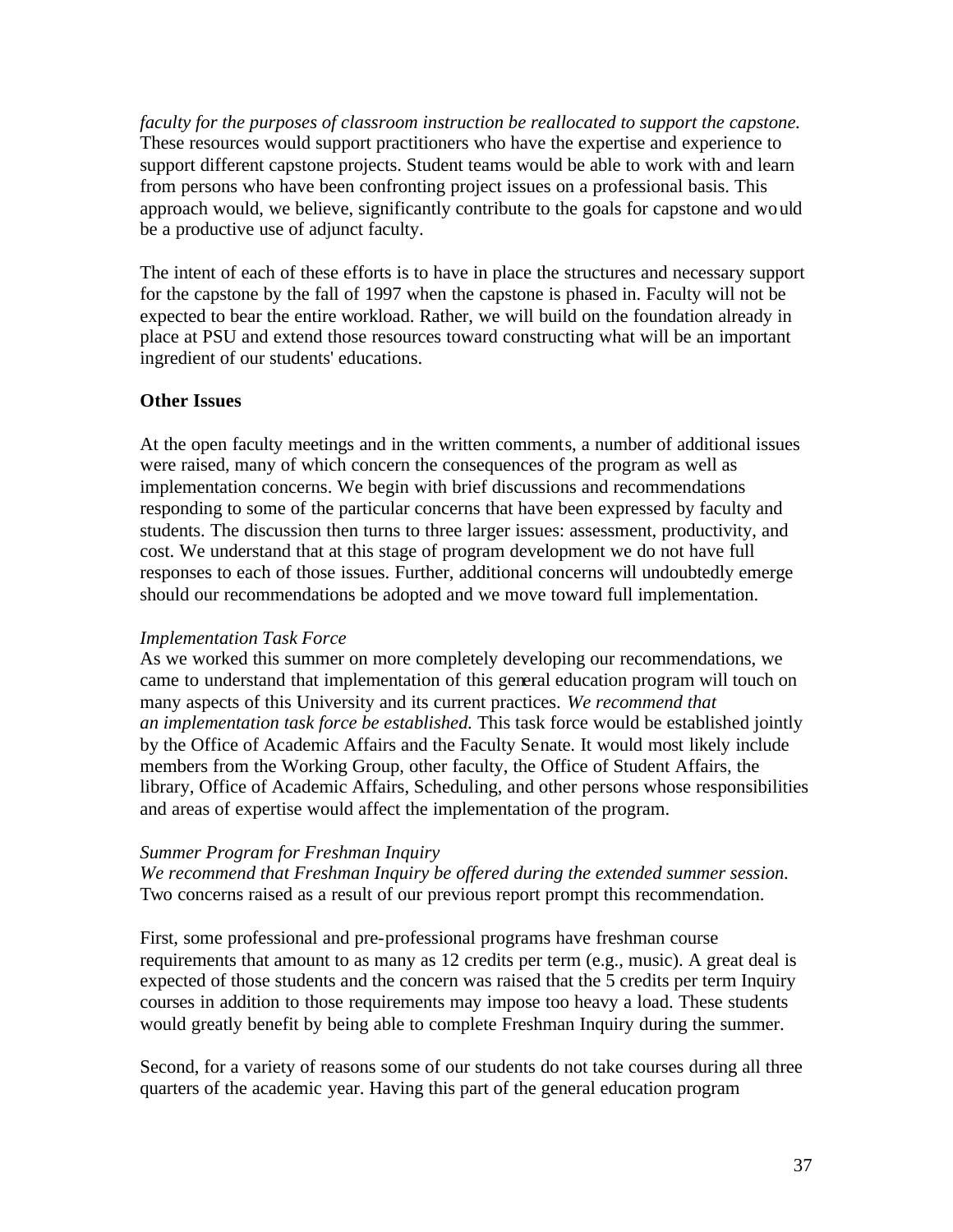*faculty for the purposes of classroom instruction be reallocated to support the capstone.* These resources would support practitioners who have the expertise and experience to support different capstone projects. Student teams would be able to work with and learn from persons who have been confronting project issues on a professional basis. This approach would, we believe, significantly contribute to the goals for capstone and would be a productive use of adjunct faculty.

The intent of each of these efforts is to have in place the structures and necessary support for the capstone by the fall of 1997 when the capstone is phased in. Faculty will not be expected to bear the entire workload. Rather, we will build on the foundation already in place at PSU and extend those resources toward constructing what will be an important ingredient of our students' educations.

## Other Issues

At the open faculty meetings and in the written comments, a number of additional issues were raised, many of which concern the consequences of the program as well as implementation concerns. We begin with brief discussions and recommendations responding to some of the particular concerns that have been expressed by faculty and students. The discussion then turns to three larger issues: assessment, productivity, and cost. We understand that at this stage of program development we do not have full responses to each of those issues. Further, additional concerns will undoubtedly emerge should our recommendations be adopted and we move toward full implementation.

*Implementation Task Force*

As we worked this summer on more completely developing our recommendations, we came to understand that implementation of this general education program will touch on many aspects of this University and its current practices. *We recommend that an implementation task force be established.* This task force would be established jointly by the Office of Academic Affairs and the Faculty Senate. It would most likely include members from the Working Group, other faculty, the Office of Student Affairs, the library, Office of Academic Affairs, Scheduling, and other persons whose responsibilities and areas of expertise would affect the implementation of the program.

*Summer Program for Freshman Inquiry*

*We recommend that Freshman Inquiry be offered during the extended summer session.* Two concerns raised as a result of our previous report prompt this recommendation.

First, some professional and pre-professional programs have freshman course requirements that amount to as many as 12 credits per term (e.g., music). A great deal is expected of those students and the concern was raised that the 5 credits per term Inquiry courses in addition to those requirements may impose too heavy a load. These students would greatly benefit by being able to complete Freshman Inquiry during the summer.

Second, for a variety of reasons some of our students do not take courses during all three quarters of the academic year. Having this part of the general education program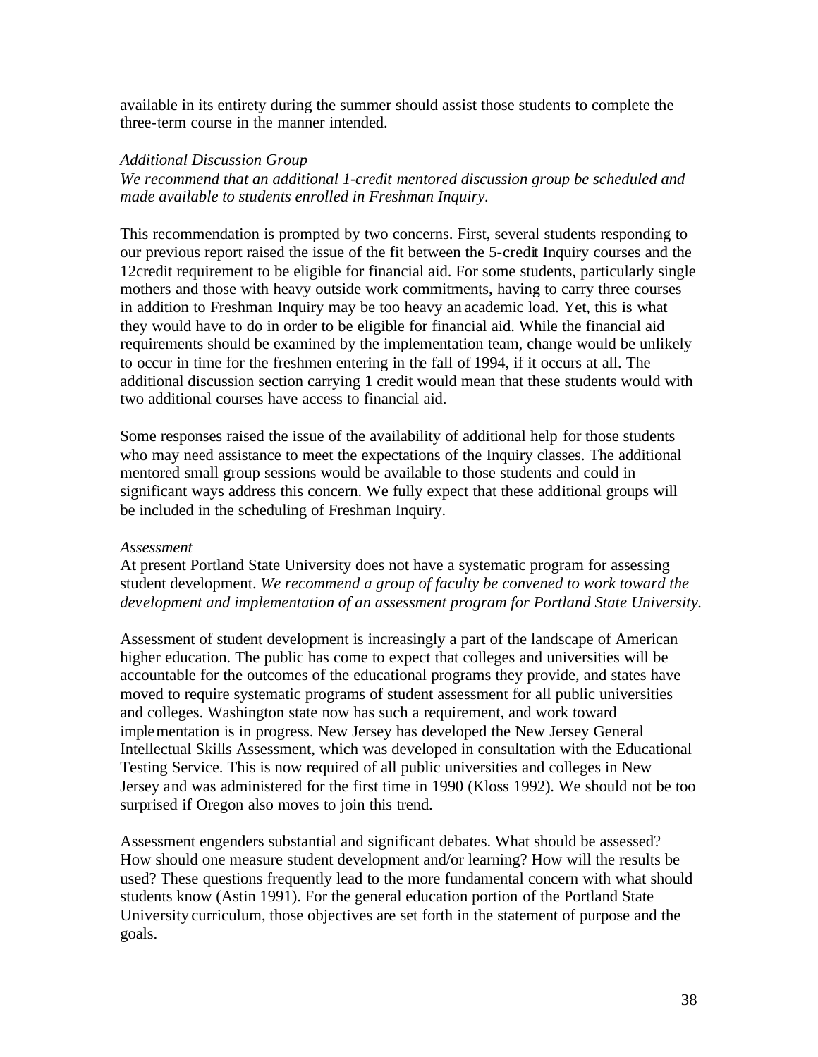available in its entirety during the summer should assist those students to complete the three-term course in the manner intended.

*Additional Discussion Group*

*We recommend that an additional 1-credit mentored discussion group be scheduled and made available to students enrolled in Freshman Inquiry.*

This recommendation is prompted by two concerns. First, several students responding to our previous report raised the issue of the fit between the 5-credit Inquiry courses and the 12credit requirement to be eligible for financial aid. For some students, particularly single mothers and those with heavy outside work commitments, having to carry three courses in addition to Freshman Inquiry may be too heavy an academic load. Yet, this is what they would have to do in order to be eligible for financial aid. While the financial aid requirements should be examined by the implementation team, change would be unlikely to occur in time for the freshmen entering in the fall of 1994, if it occurs at all. The additional discussion section carrying 1 credit would mean that these students would with two additional courses have access to financial aid.

Some responses raised the issue of the availability of additional help for those students who may need assistance to meet the expectations of the Inquiry classes. The additional mentored small group sessions would be available to those students and could in significant ways address this concern. We fully expect that these additional groups will be included in the scheduling of Freshman Inquiry.

*Assessment*

At present Portland State University does not have a systematic program for assessing student development. *We recommend a group of faculty be convened to work toward the development and implementation of an assessment program for Portland State University.*

Assessment of student development is increasingly a part of the landscape of American higher education. The public has come to expect that colleges and universities will be accountable for the outcomes of the educational programs they provide, and states have moved to require systematic programs of student assessment for all public universities and colleges. Washington state now has such a requirement, and work toward implementation is in progress. New Jersey has developed the New Jersey General Intellectual Skills Assessment, which was developed in consultation with the Educational Testing Service. This is now required of all public universities and colleges in New Jersey and was administered for the first time in 1990 (Kloss 1992). We should not be too surprised if Oregon also moves to join this trend.

Assessment engenders substantial and significant debates. What should be assessed? How should one measure student development and/or learning? How will the results be used? These questions frequently lead to the more fundamental concern with what should students know (Astin 1991). For the general education portion of the Portland State University curriculum, those objectives are set forth in the statement of purpose and the goals.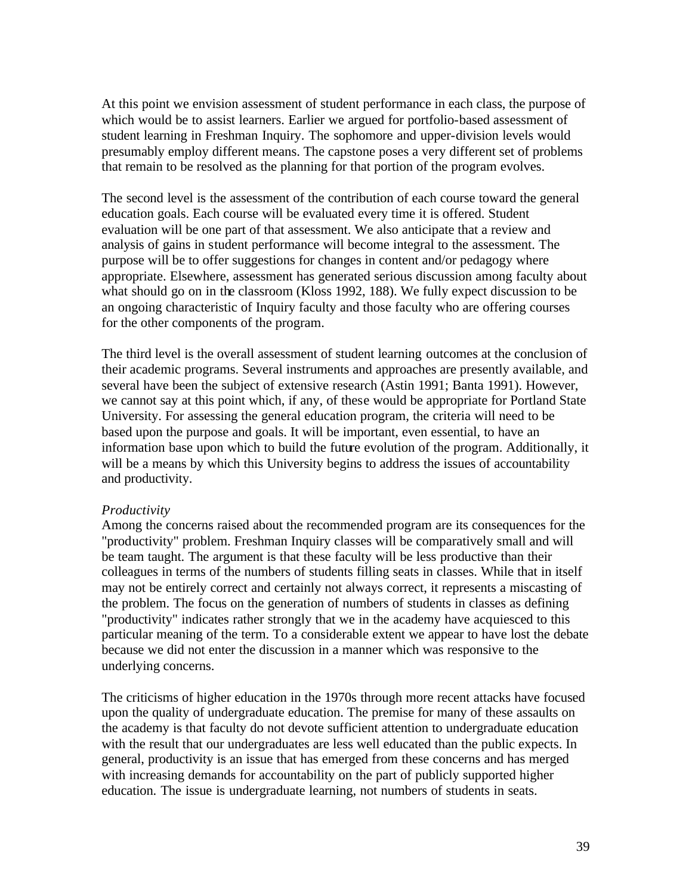At this point we envision assessment of student performance in each class, the purpose of which would be to assist learners. Earlier we argued for portfolio-based assessment of student learning in Freshman Inquiry. The sophomore and upper-division levels would presumably employ different means. The capstone poses a very different set of problems that remain to be resolved as the planning for that portion of the program evolves.

The second level is the assessment of the contribution of each course toward the general education goals. Each course will be evaluated every time it is offered. Student evaluation will be one part of that assessment. We also anticipate that a review and analysis of gains in student performance will become integral to the assessment. The purpose will be to offer suggestions for changes in content and/or pedagogy where appropriate. Elsewhere, assessment has generated serious discussion among faculty about what should go on in the classroom (Kloss 1992, 188). We fully expect discussion to be an ongoing characteristic of Inquiry faculty and those faculty who are offering courses for the other components of the program.

The third level is the overall assessment of student learning outcomes at the conclusion of their academic programs. Several instruments and approaches are presently available, and several have been the subject of extensive research (Astin 1991; Banta 1991). However, we cannot say at this point which, if any, of these would be appropriate for Portland State University. For assessing the general education program, the criteria will need to be based upon the purpose and goals. It will be important, even essential, to have an information base upon which to build the future evolution of the program. Additionally, it will be a means by which this University begins to address the issues of accountability and productivity.

*Productivity*

Among the concerns raised about the recommended program are its consequences for the "productivity" problem. Freshman Inquiry classes will be comparatively small and will be team taught. The argument is that these faculty will be less productive than their colleagues in terms of the numbers of students filling seats in classes. While that in itself may not be entirely correct and certainly not always correct, it represents a miscasting of the problem. The focus on the generation of numbers of students in classes as defining "productivity" indicates rather strongly that we in the academy have acquiesced to this particular meaning of the term. To a considerable extent we appear to have lost the debate because we did not enter the discussion in a manner which was responsive to the underlying concerns.

The criticisms of higher education in the 1970s through more recent attacks have focused upon the quality of undergraduate education. The premise for many of these assaults on the academy is that faculty do not devote sufficient attention to undergraduate education with the result that our undergraduates are less well educated than the public expects. In general, productivity is an issue that has emerged from these concerns and has merged with increasing demands for accountability on the part of publicly supported higher education. The issue is undergraduate learning, not numbers of students in seats.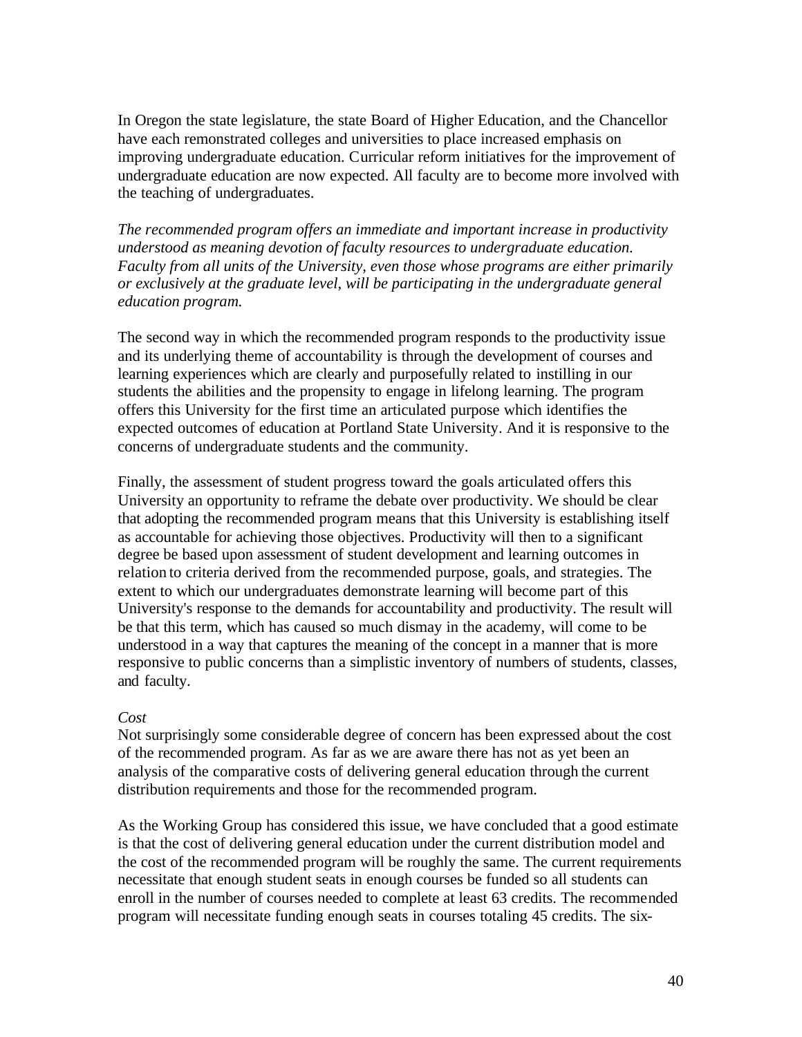In Oregon the state legislature, the state Board of Higher Education, and the Chancellor have each remonstrated colleges and universities to place increased emphasis on improving undergraduate education. Curricular reform initiatives for the improvement of undergraduate education are now expected. All faculty are to become more involved with the teaching of undergraduates.

*The recommended program offers an immediate and important increase in productivity understood as meaning devotion of faculty resources to undergraduate education. Faculty from all units of the University, even those whose programs are either primarily or exclusively at the graduate level, will be participating in the undergraduate general education program.*

The second way in which the recommended program responds to the productivity issue and its underlying theme of accountability is through the development of courses and learning experiences which are clearly and purposefully related to instilling in our students the abilities and the propensity to engage in lifelong learning. The program offers this University for the first time an articulated purpose which identifies the expected outcomes of education at Portland State University. And it is responsive to the concerns of undergraduate students and the community.

Finally, the assessment of student progress toward the goals articulated offers this University an opportunity to reframe the debate over productivity. We should be clear that adopting the recommended program means that this University is establishing itself as accountable for achieving those objectives. Productivity will then to a significant degree be based upon assessment of student development and learning outcomes in relation to criteria derived from the recommended purpose, goals, and strategies. The extent to which our undergraduates demonstrate learning will become part of this University's response to the demands for accountability and productivity. The result will be that this term, which has caused so much dismay in the academy, will come to be understood in a way that captures the meaning of the concept in a manner that is more responsive to public concerns than a simplistic inventory of numbers of students, classes, and faculty.

*Cost*

Not surprisingly some considerable degree of concern has been expressed about the cost of the recommended program. As far as we are aware there has not as yet been an analysis of the comparative costs of delivering general education through the current distribution requirements and those for the recommended program.

As the Working Group has considered this issue, we have concluded that a good estimate is that the cost of delivering general education under the current distribution model and the cost of the recommended program will be roughly the same. The current requirements necessitate that enough student seats in enough courses be funded so all students can enroll in the number of courses needed to complete at least 63 credits. The recommended program will necessitate funding enough seats in courses totaling 45 credits. The six-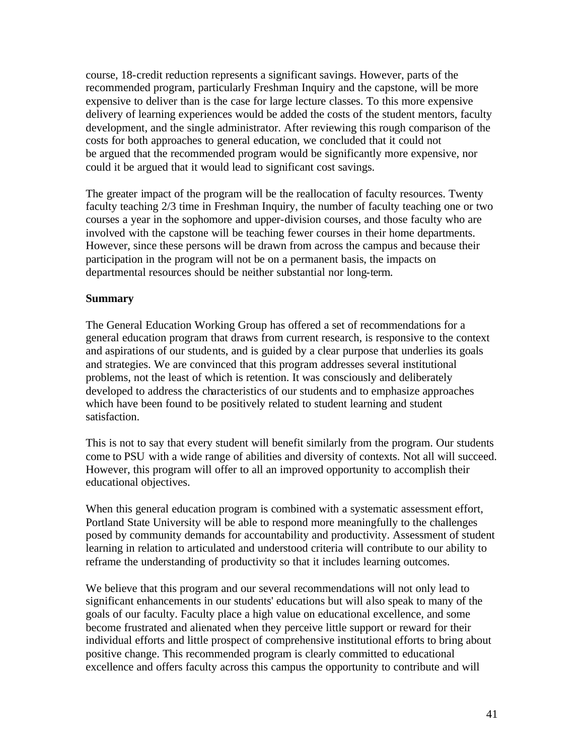course, 18-credit reduction represents a significant savings. However, parts of the recommended program, particularly Freshman Inquiry and the capstone, will be more expensive to deliver than is the case for large lecture classes. To this more expensive delivery of learning experiences would be added the costs of the student mentors, faculty development, and the single administrator. After reviewing this rough comparison of the costs for both approaches to general education, we concluded that it could not be argued that the recommended program would be significantly more expensive, nor could it be argued that it would lead to significant cost savings.

The greater impact of the program will be the reallocation of faculty resources. Twenty faculty teaching 2/3 time in Freshman Inquiry, the number of faculty teaching one or two courses a year in the sophomore and upper-division courses, and those faculty who are involved with the capstone will be teaching fewer courses in their home departments. However, since these persons will be drawn from across the campus and because their participation in the program will not be on a permanent basis, the impacts on departmental resources should be neither substantial nor long-term.

**Summary**

The General Education Working Group has offered a set of recommendations for a general education program that draws from current research, is responsive to the context and aspirations of our students, and is guided by a clear purpose that underlies its goals and strategies. We are convinced that this program addresses several institutional problems, not the least of which is retention. It was consciously and deliberately developed to address the characteristics of our students and to emphasize approaches which have been found to be positively related to student learning and student satisfaction.

This is not to say that every student will benefit similarly from the program. Our students come to PSU with a wide range of abilities and diversity of contexts. Not all will succeed. However, this program will offer to all an improved opportunity to accomplish their educational objectives.

When this general education program is combined with a systematic assessment effort, Portland State University will be able to respond more meaningfully to the challenges posed by community demands for accountability and productivity. Assessment of student learning in relation to articulated and understood criteria will contribute to our ability to reframe the understanding of productivity so that it includes learning outcomes.

We believe that this program and our several recommendations will not only lead to significant enhancements in our students' educations but will also speak to many of the goals of our faculty. Faculty place a high value on educational excellence, and some become frustrated and alienated when they perceive little support or reward for their individual efforts and little prospect of comprehensive institutional efforts to bring about positive change. This recommended program is clearly committed to educational excellence and offers faculty across this campus the opportunity to contribute and will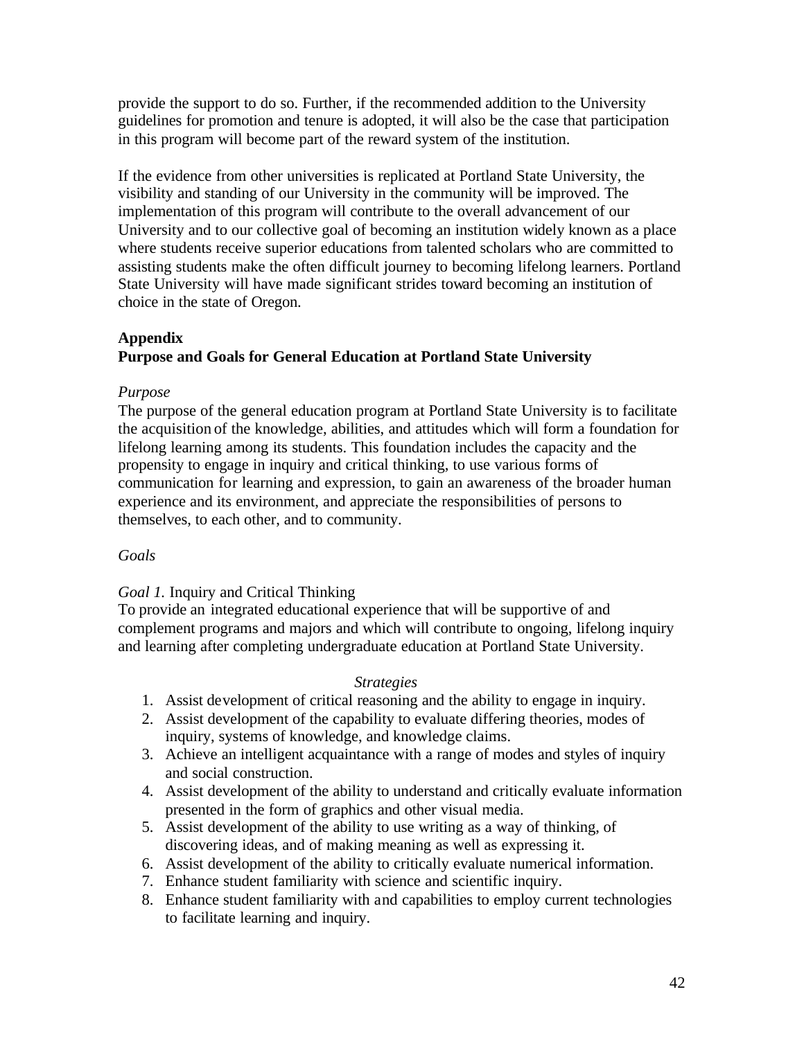provide the support to do so. Further, if the recommended addition to the University guidelines for promotion and tenure is adopted, it will also be the case that participation in this program will become part of the reward system of the institution.

If the evidence from other universities is replicated at Portland State University, the visibility and standing of our University in the community will be improved. The implementation of this program will contribute to the overall advancement of our University and to our collective goal of becoming an institution widely known as a place where students receive superior educations from talented scholars who are committed to assisting students make the often difficult journey to becoming lifelong learners. Portland State University will have made significant strides toward becoming an institution of choice in the state of Oregon.

## Appendix
## Purpose and Goals for General Education at Portland State University

*Purpose*

The purpose of the general education program at Portland State University is to facilitate the acquisition of the knowledge, abilities, and attitudes which will form a foundation for lifelong learning among its students. This foundation includes the capacity and the propensity to engage in inquiry and critical thinking, to use various forms of communication for learning and expression, to gain an awareness of the broader human experience and its environment, and appreciate the responsibilities of persons to themselves, to each other, and to community.

*Goals*

*Goal 1.* Inquiry and Critical Thinking

To provide an integrated educational experience that will be supportive of and complement programs and majors and which will contribute to ongoing, lifelong inquiry and learning after completing undergraduate education at Portland State University.

*Strategies*

1. Assist development of critical reasoning and the ability to engage in inquiry.
2. Assist development of the capability to evaluate differing theories, modes of inquiry, systems of knowledge, and knowledge claims.
3. Achieve an intelligent acquaintance with a range of modes and styles of inquiry and social construction.
4. Assist development of the ability to understand and critically evaluate information presented in the form of graphics and other visual media.
5. Assist development of the ability to use writing as a way of thinking, of discovering ideas, and of making meaning as well as expressing it.
6. Assist development of the ability to critically evaluate numerical information.
7. Enhance student familiarity with science and scientific inquiry.
8. Enhance student familiarity with and capabilities to employ current technologies to facilitate learning and inquiry.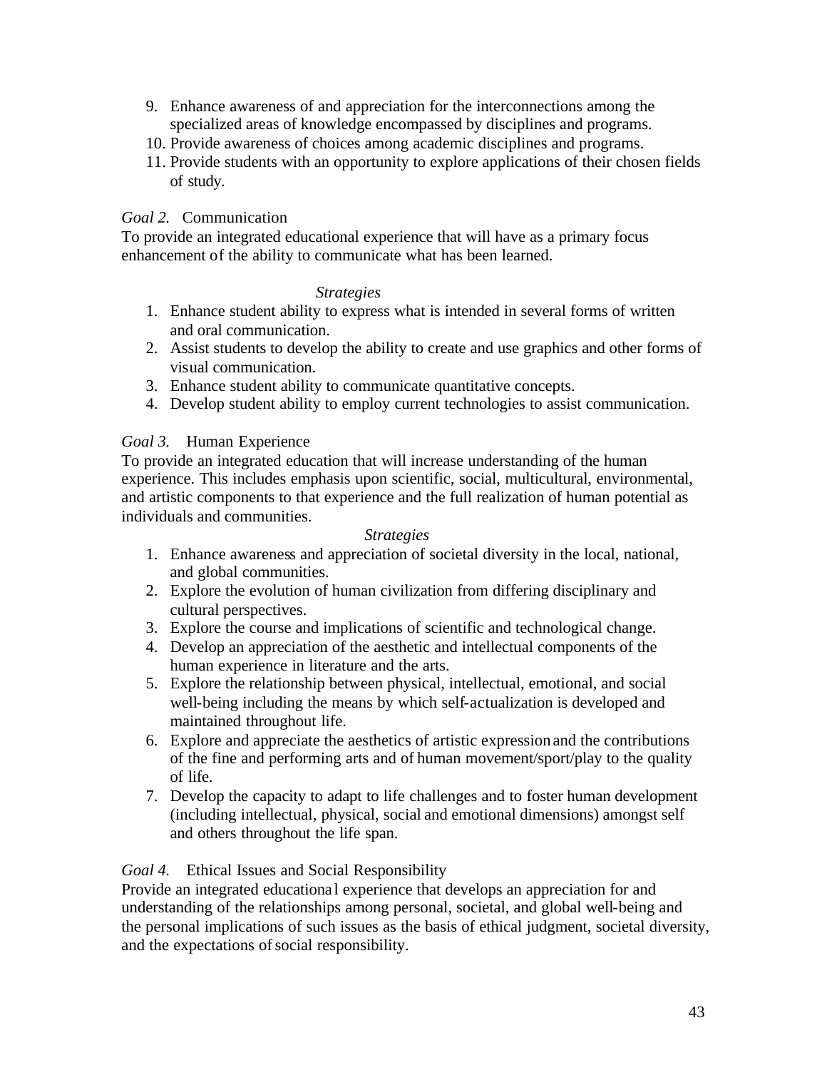9. Enhance awareness of and appreciation for the interconnections among the specialized areas of knowledge encompassed by disciplines and programs.
10. Provide awareness of choices among academic disciplines and programs.
11. Provide students with an opportunity to explore applications of their chosen fields of study.

*Goal 2.* Communication
To provide an integrated educational experience that will have as a primary focus enhancement of the ability to communicate what has been learned.

*Strategies*

1. Enhance student ability to express what is intended in several forms of written and oral communication.
2. Assist students to develop the ability to create and use graphics and other forms of visual communication.
3. Enhance student ability to communicate quantitative concepts.
4. Develop student ability to employ current technologies to assist communication.

*Goal 3.* Human Experience
To provide an integrated education that will increase understanding of the human experience. This includes emphasis upon scientific, social, multicultural, environmental, and artistic components to that experience and the full realization of human potential as individuals and communities.

*Strategies*

1. Enhance awareness and appreciation of societal diversity in the local, national, and global communities.
2. Explore the evolution of human civilization from differing disciplinary and cultural perspectives.
3. Explore the course and implications of scientific and technological change.
4. Develop an appreciation of the aesthetic and intellectual components of the human experience in literature and the arts.
5. Explore the relationship between physical, intellectual, emotional, and social well-being including the means by which self-actualization is developed and maintained throughout life.
6. Explore and appreciate the aesthetics of artistic expression and the contributions of the fine and performing arts and of human movement/sport/play to the quality of life.
7. Develop the capacity to adapt to life challenges and to foster human development (including intellectual, physical, social and emotional dimensions) amongst self and others throughout the life span.

*Goal 4.* Ethical Issues and Social Responsibility
Provide an integrated educational experience that develops an appreciation for and understanding of the relationships among personal, societal, and global well-being and the personal implications of such issues as the basis of ethical judgment, societal diversity, and the expectations of social responsibility.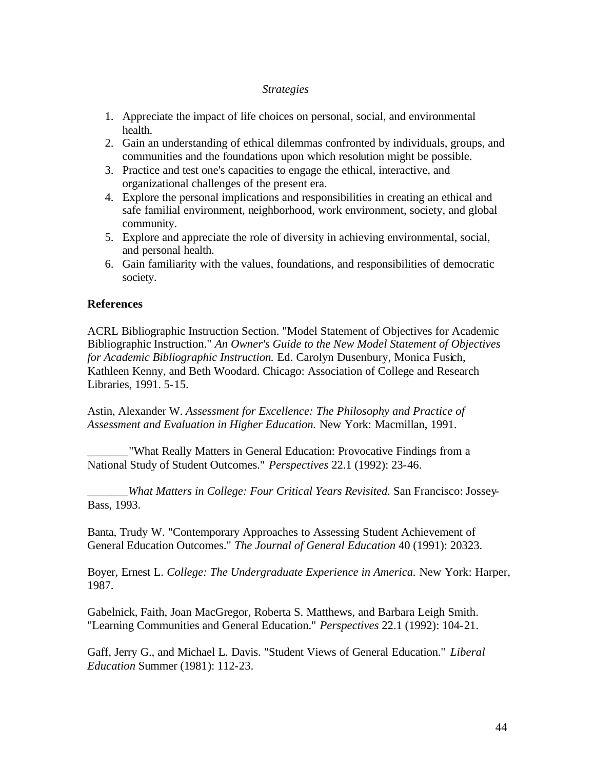*Strategies*

1. Appreciate the impact of life choices on personal, social, and environmental health.
2. Gain an understanding of ethical dilemmas confronted by individuals, groups, and communities and the foundations upon which resolution might be possible.
3. Practice and test one's capacities to engage the ethical, interactive, and organizational challenges of the present era.
4. Explore the personal implications and responsibilities in creating an ethical and safe familial environment, neighborhood, work environment, society, and global community.
5. Explore and appreciate the role of diversity in achieving environmental, social, and personal health.
6. Gain familiarity with the values, foundations, and responsibilities of democratic society.

**References**

ACRL Bibliographic Instruction Section. "Model Statement of Objectives for Academic Bibliographic Instruction." *An Owner's Guide to the New Model Statement of Objectives for Academic Bibliographic Instruction.* Ed. Carolyn Dusenbury, Monica Fusich, Kathleen Kenny, and Beth Woodard. Chicago: Association of College and Research Libraries, 1991. 5-15.

Astin, Alexander W. *Assessment for Excellence: The Philosophy and Practice of Assessment and Evaluation in Higher Education.* New York: Macmillan, 1991.

_______"What Really Matters in General Education: Provocative Findings from a National Study of Student Outcomes." *Perspectives* 22.1 (1992): 23-46.

_______*What Matters in College: Four Critical Years Revisited.* San Francisco: Jossey-Bass, 1993.

Banta, Trudy W. "Contemporary Approaches to Assessing Student Achievement of General Education Outcomes." *The Journal of General Education* 40 (1991): 20323.

Boyer, Ernest L. *College: The Undergraduate Experience in America.* New York: Harper, 1987.

Gabelnick, Faith, Joan MacGregor, Roberta S. Matthews, and Barbara Leigh Smith. "Learning Communities and General Education." *Perspectives* 22.1 (1992): 104-21.

Gaff, Jerry G., and Michael L. Davis. "Student Views of General Education." *Liberal Education* Summer (1981): 112-23.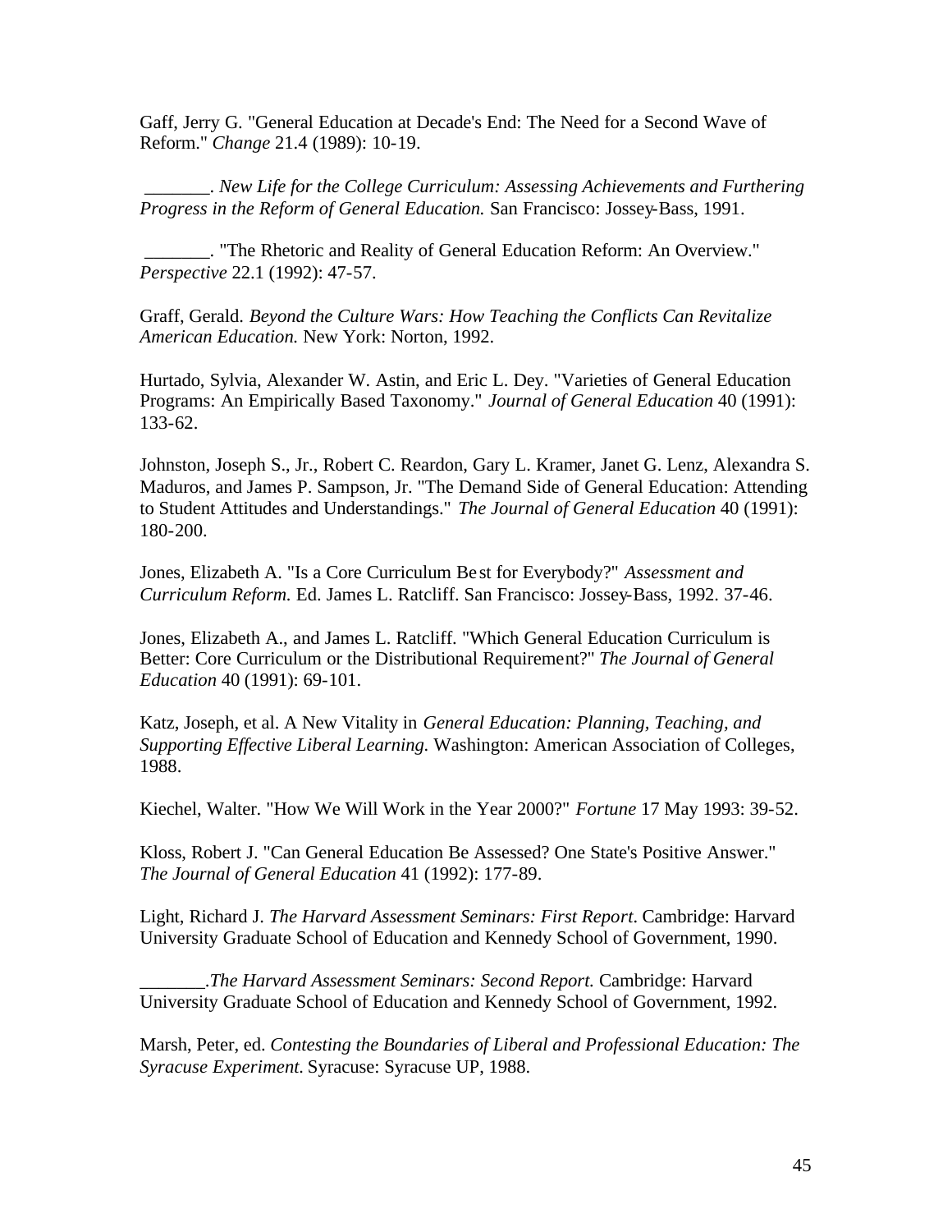Gaff, Jerry G. "General Education at Decade's End: The Need for a Second Wave of Reform." *Change* 21.4 (1989): 10-19.

_______. *New Life for the College Curriculum: Assessing Achievements and Furthering Progress in the Reform of General Education.* San Francisco: Jossey-Bass, 1991.

_______. "The Rhetoric and Reality of General Education Reform: An Overview." *Perspective* 22.1 (1992): 47-57.

Graff, Gerald. *Beyond the Culture Wars: How Teaching the Conflicts Can Revitalize American Education.* New York: Norton, 1992.

Hurtado, Sylvia, Alexander W. Astin, and Eric L. Dey. "Varieties of General Education Programs: An Empirically Based Taxonomy." *Journal of General Education* 40 (1991): 133-62.

Johnston, Joseph S., Jr., Robert C. Reardon, Gary L. Kramer, Janet G. Lenz, Alexandra S. Maduros, and James P. Sampson, Jr. "The Demand Side of General Education: Attending to Student Attitudes and Understandings." *The Journal of General Education* 40 (1991): 180-200.

Jones, Elizabeth A. "Is a Core Curriculum Best for Everybody?" *Assessment and Curriculum Reform.* Ed. James L. Ratcliff. San Francisco: Jossey-Bass, 1992. 37-46.

Jones, Elizabeth A., and James L. Ratcliff. "Which General Education Curriculum is Better: Core Curriculum or the Distributional Requirement?" *The Journal of General Education* 40 (1991): 69-101.

Katz, Joseph, et al. A New Vitality in *General Education: Planning, Teaching, and Supporting Effective Liberal Learning.* Washington: American Association of Colleges, 1988.

Kiechel, Walter. "How We Will Work in the Year 2000?" *Fortune* 17 May 1993: 39-52.

Kloss, Robert J. "Can General Education Be Assessed? One State's Positive Answer." *The Journal of General Education* 41 (1992): 177-89.

Light, Richard J. *The Harvard Assessment Seminars: First Report*. Cambridge: Harvard University Graduate School of Education and Kennedy School of Government, 1990.

_______.*The Harvard Assessment Seminars: Second Report.* Cambridge: Harvard University Graduate School of Education and Kennedy School of Government, 1992.

Marsh, Peter, ed. *Contesting the Boundaries of Liberal and Professional Education: The Syracuse Experiment.* Syracuse: Syracuse UP, 1988.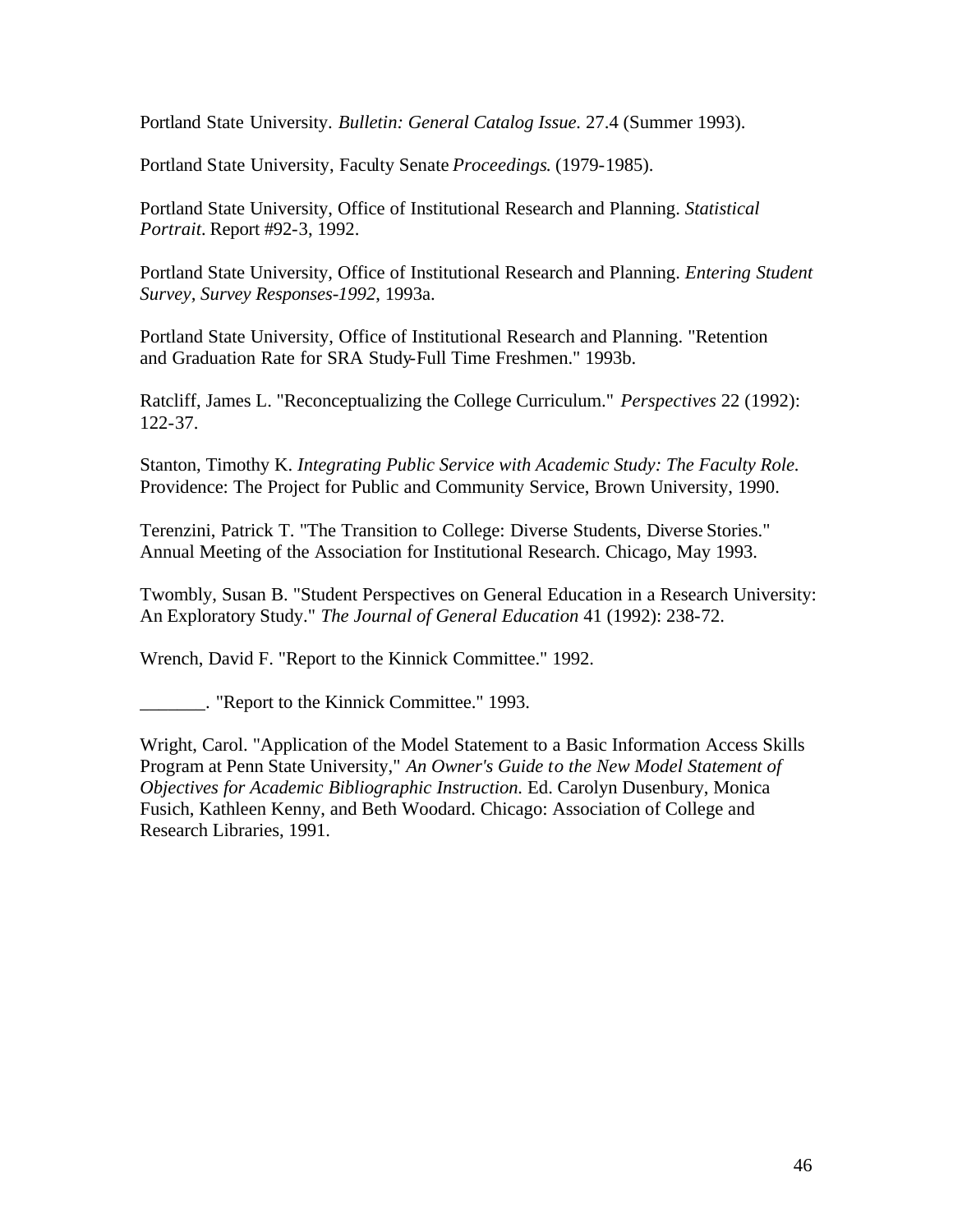Portland State University. *Bulletin: General Catalog Issue.* 27.4 (Summer 1993).

Portland State University, Faculty Senate *Proceedings.* (1979-1985).

Portland State University, Office of Institutional Research and Planning. *Statistical Portrait*. Report #92-3, 1992.

Portland State University, Office of Institutional Research and Planning. *Entering Student Survey, Survey Responses-1992*, 1993a.

Portland State University, Office of Institutional Research and Planning. "Retention and Graduation Rate for SRA Study-Full Time Freshmen." 1993b.

Ratcliff, James L. "Reconceptualizing the College Curriculum." *Perspectives* 22 (1992): 122-37.

Stanton, Timothy K. *Integrating Public Service with Academic Study: The Faculty Role.* Providence: The Project for Public and Community Service, Brown University, 1990.

Terenzini, Patrick T. "The Transition to College: Diverse Students, Diverse Stories." Annual Meeting of the Association for Institutional Research. Chicago, May 1993.

Twombly, Susan B. "Student Perspectives on General Education in a Research University: An Exploratory Study." *The Journal of General Education* 41 (1992): 238-72.

Wrench, David F. "Report to the Kinnick Committee." 1992.

_______. "Report to the Kinnick Committee." 1993.

Wright, Carol. "Application of the Model Statement to a Basic Information Access Skills Program at Penn State University," *An Owner's Guide to the New Model Statement of Objectives for Academic Bibliographic Instruction.* Ed. Carolyn Dusenbury, Monica Fusich, Kathleen Kenny, and Beth Woodard. Chicago: Association of College and Research Libraries, 1991.